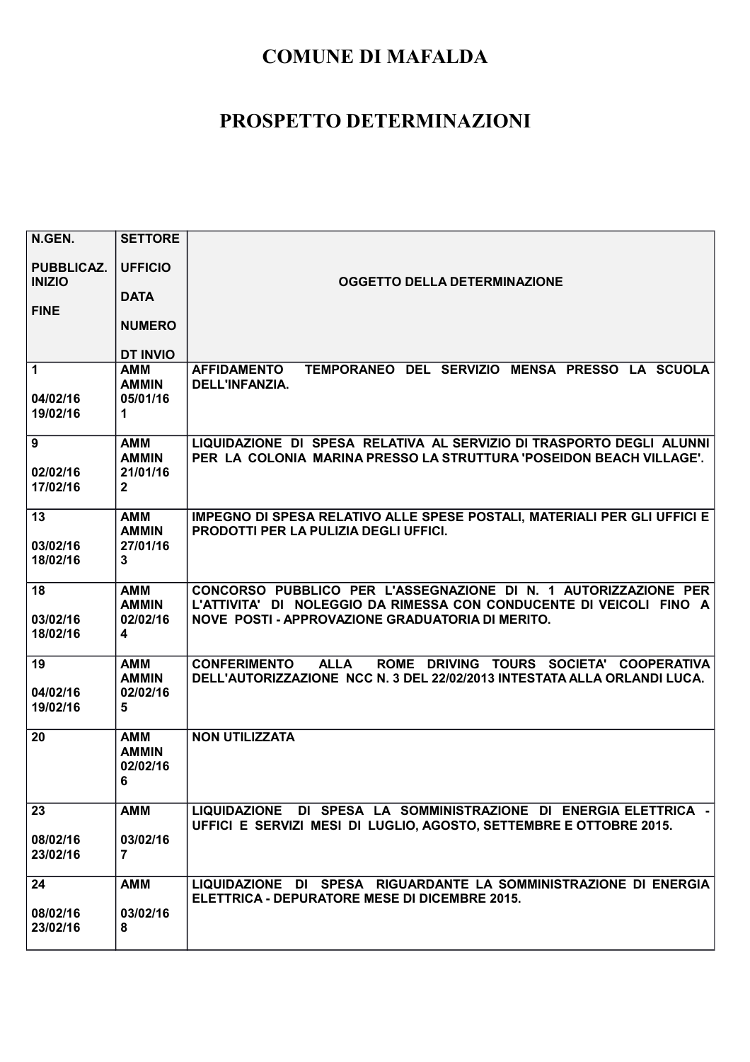# COMUNE DI MAFALDA

# PROSPETTO DETERMINAZIONI

| N.GEN.<br><br>PUBBLICAZ. INIZIO<br><br>FINE | SETTORE<br><br>UFFICIO<br><br>DATA<br><br>NUMERO<br><br>DT INVIO | OGGETTO DELLA DETERMINAZIONE |
|---|---|---|
| 1<br><br>04/02/16<br>19/02/16 | AMM<br>AMMIN<br>05/01/16<br>1 | AFFIDAMENTO TEMPORANEO DEL SERVIZIO MENSA PRESSO LA SCUOLA DELL'INFANZIA. |
| 9<br><br>02/02/16<br>17/02/16 | AMM<br>AMMIN<br>21/01/16<br>2 | LIQUIDAZIONE DI SPESA RELATIVA AL SERVIZIO DI TRASPORTO DEGLI ALUNNI PER LA COLONIA MARINA PRESSO LA STRUTTURA 'POSEIDON BEACH VILLAGE'. |
| 13<br><br>03/02/16<br>18/02/16 | AMM<br>AMMIN<br>27/01/16<br>3 | IMPEGNO DI SPESA RELATIVO ALLE SPESE POSTALI, MATERIALI PER GLI UFFICI E PRODOTTI PER LA PULIZIA DEGLI UFFICI. |
| 18<br><br>03/02/16<br>18/02/16 | AMM<br>AMMIN<br>02/02/16<br>4 | CONCORSO PUBBLICO PER L'ASSEGNAZIONE DI N. 1 AUTORIZZAZIONE PER L'ATTIVITA' DI NOLEGGIO DA RIMESSA CON CONDUCENTE DI VEICOLI FINO A NOVE POSTI - APPROVAZIONE GRADUATORIA DI MERITO. |
| 19<br><br>04/02/16<br>19/02/16 | AMM<br>AMMIN<br>02/02/16<br>5 | CONFERIMENTO ALLA ROME DRIVING TOURS SOCIETA' COOPERATIVA DELL'AUTORIZZAZIONE NCC N. 3 DEL 22/02/2013 INTESTATA ALLA ORLANDI LUCA. |
| 20 | AMM<br>AMMIN<br>02/02/16<br>6 | NON UTILIZZATA |
| 23<br><br>08/02/16<br>23/02/16 | AMM<br><br>03/02/16<br>7 | LIQUIDAZIONE DI SPESA LA SOMMINISTRAZIONE DI ENERGIA ELETTRICA - UFFICI E SERVIZI MESI DI LUGLIO, AGOSTO, SETTEMBRE E OTTOBRE 2015. |
| 24<br><br>08/02/16<br>23/02/16 | AMM<br><br>03/02/16<br>8 | LIQUIDAZIONE DI SPESA RIGUARDANTE LA SOMMINISTRAZIONE DI ENERGIA ELETTRICA - DEPURATORE MESE DI DICEMBRE 2015. |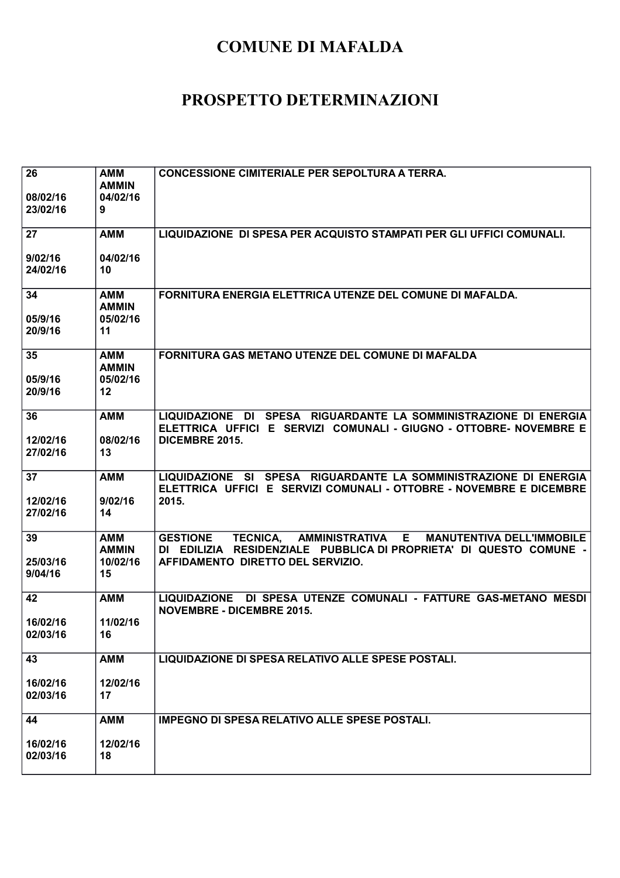# COMUNE DI MAFALDA

# PROSPETTO DETERMINAZIONI

| | | |
|---|---|---|
| 26<br><br>08/02/16<br>23/02/16 | AMM<br>AMMIN<br>04/02/16<br>9 | CONCESSIONE CIMITERIALE PER SEPOLTURA A TERRA. |
| 27<br><br>9/02/16<br>24/02/16 | AMM<br><br>04/02/16<br>10 | LIQUIDAZIONE DI SPESA PER ACQUISTO STAMPATI PER GLI UFFICI COMUNALI. |
| 34<br><br>05/9/16<br>20/9/16 | AMM<br>AMMIN<br>05/02/16<br>11 | FORNITURA ENERGIA ELETTRICA UTENZE DEL COMUNE DI MAFALDA. |
| 35<br><br>05/9/16<br>20/9/16 | AMM<br>AMMIN<br>05/02/16<br>12 | FORNITURA GAS METANO UTENZE DEL COMUNE DI MAFALDA |
| 36<br><br>12/02/16<br>27/02/16 | AMM<br><br>08/02/16<br>13 | LIQUIDAZIONE DI SPESA RIGUARDANTE LA SOMMINISTRAZIONE DI ENERGIA ELETTRICA UFFICI E SERVIZI COMUNALI - GIUGNO - OTTOBRE- NOVEMBRE E DICEMBRE 2015. |
| 37<br><br>12/02/16<br>27/02/16 | AMM<br><br>9/02/16<br>14 | LIQUIDAZIONE SI SPESA RIGUARDANTE LA SOMMINISTRAZIONE DI ENERGIA ELETTRICA UFFICI E SERVIZI COMUNALI - OTTOBRE - NOVEMBRE E DICEMBRE 2015. |
| 39<br><br>25/03/16<br>9/04/16 | AMM<br>AMMIN<br>10/02/16<br>15 | GESTIONE TECNICA, AMMINISTRATIVA E MANUTENTIVA DELL'IMMOBILE DI EDILIZIA RESIDENZIALE PUBBLICA DI PROPRIETA' DI QUESTO COMUNE - AFFIDAMENTO DIRETTO DEL SERVIZIO. |
| 42<br><br>16/02/16<br>02/03/16 | AMM<br><br>11/02/16<br>16 | LIQUIDAZIONE DI SPESA UTENZE COMUNALI - FATTURE GAS-METANO MESDI NOVEMBRE - DICEMBRE 2015. |
| 43<br><br>16/02/16<br>02/03/16 | AMM<br><br>12/02/16<br>17 | LIQUIDAZIONE DI SPESA RELATIVO ALLE SPESE POSTALI. |
| 44<br><br>16/02/16<br>02/03/16 | AMM<br><br>12/02/16<br>18 | IMPEGNO DI SPESA RELATIVO ALLE SPESE POSTALI. |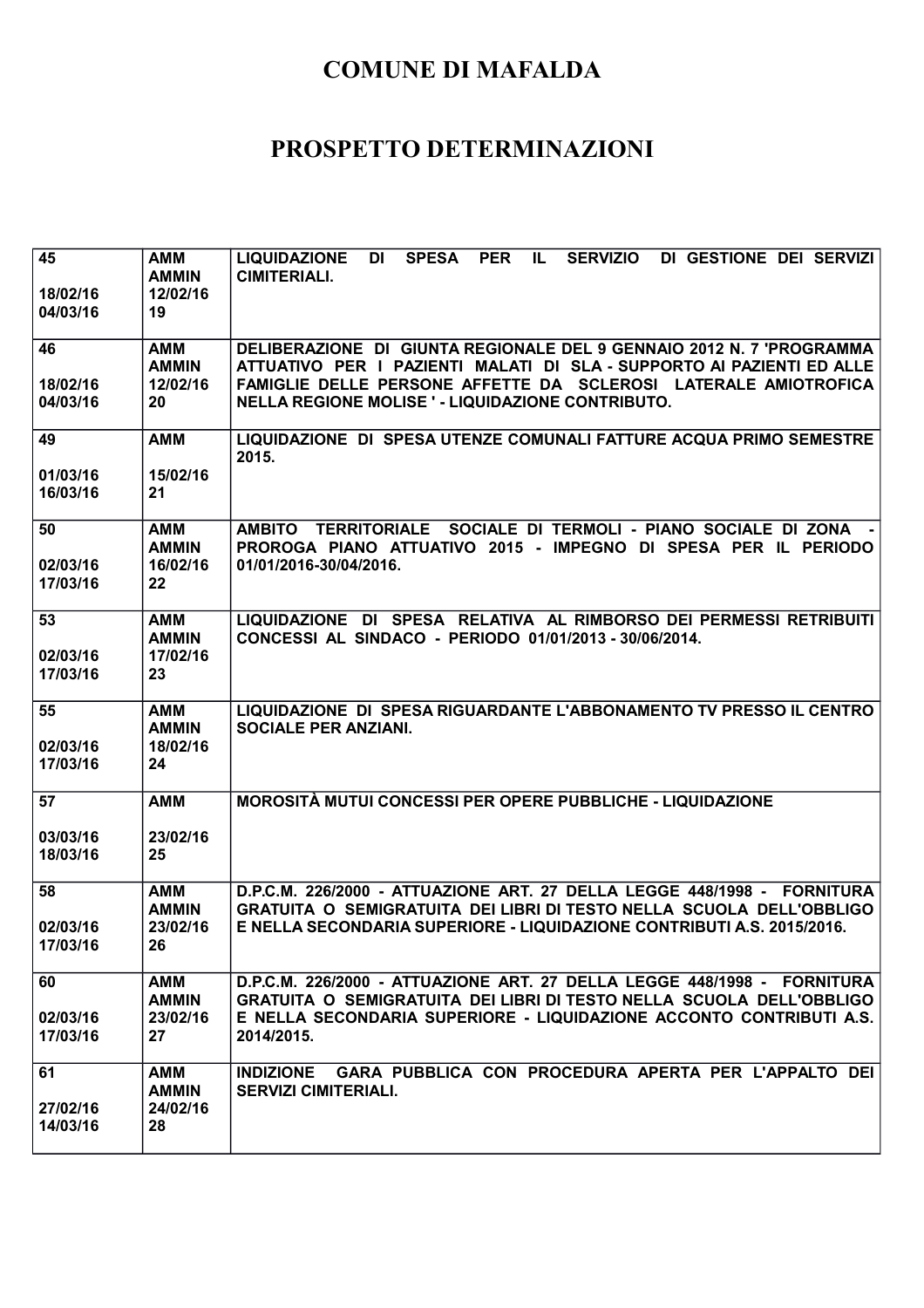# COMUNE DI MAFALDA

# PROSPETTO DETERMINAZIONI

| | | |
|---|---|---|
| 45<br><br>18/02/16<br>04/03/16 | AMM<br>AMMIN<br>12/02/16<br>19 | LIQUIDAZIONE DI SPESA PER IL SERVIZIO DI GESTIONE DEI SERVIZI CIMITERIALI. |
| 46<br><br>18/02/16<br>04/03/16 | AMM<br>AMMIN<br>12/02/16<br>20 | DELIBERAZIONE DI GIUNTA REGIONALE DEL 9 GENNAIO 2012 N. 7 'PROGRAMMA ATTUATIVO PER I PAZIENTI MALATI DI SLA - SUPPORTO AI PAZIENTI ED ALLE FAMIGLIE DELLE PERSONE AFFETTE DA SCLEROSI LATERALE AMIOTROFICA NELLA REGIONE MOLISE ' - LIQUIDAZIONE CONTRIBUTO. |
| 49<br><br>01/03/16<br>16/03/16 | AMM<br><br>15/02/16<br>21 | LIQUIDAZIONE DI SPESA UTENZE COMUNALI FATTURE ACQUA PRIMO SEMESTRE 2015. |
| 50<br><br>02/03/16<br>17/03/16 | AMM<br>AMMIN<br>16/02/16<br>22 | AMBITO TERRITORIALE SOCIALE DI TERMOLI - PIANO SOCIALE DI ZONA - PROROGA PIANO ATTUATIVO 2015 - IMPEGNO DI SPESA PER IL PERIODO 01/01/2016-30/04/2016. |
| 53<br><br>02/03/16<br>17/03/16 | AMM<br>AMMIN<br>17/02/16<br>23 | LIQUIDAZIONE DI SPESA RELATIVA AL RIMBORSO DEI PERMESSI RETRIBUITI CONCESSI AL SINDACO - PERIODO 01/01/2013 - 30/06/2014. |
| 55<br><br>02/03/16<br>17/03/16 | AMM<br>AMMIN<br>18/02/16<br>24 | LIQUIDAZIONE DI SPESA RIGUARDANTE L'ABBONAMENTO TV PRESSO IL CENTRO SOCIALE PER ANZIANI. |
| 57<br><br>03/03/16<br>18/03/16 | AMM<br><br>23/02/16<br>25 | MOROSITÀ MUTUI CONCESSI PER OPERE PUBBLICHE - LIQUIDAZIONE |
| 58<br><br>02/03/16<br>17/03/16 | AMM<br>AMMIN<br>23/02/16<br>26 | D.P.C.M. 226/2000 - ATTUAZIONE ART. 27 DELLA LEGGE 448/1998 - FORNITURA GRATUITA O SEMIGRATUITA DEI LIBRI DI TESTO NELLA SCUOLA DELL'OBBLIGO E NELLA SECONDARIA SUPERIORE - LIQUIDAZIONE CONTRIBUTI A.S. 2015/2016. |
| 60<br><br>02/03/16<br>17/03/16 | AMM<br>AMMIN<br>23/02/16<br>27 | D.P.C.M. 226/2000 - ATTUAZIONE ART. 27 DELLA LEGGE 448/1998 - FORNITURA GRATUITA O SEMIGRATUITA DEI LIBRI DI TESTO NELLA SCUOLA DELL'OBBLIGO E NELLA SECONDARIA SUPERIORE - LIQUIDAZIONE ACCONTO CONTRIBUTI A.S. 2014/2015. |
| 61<br><br>27/02/16<br>14/03/16 | AMM<br>AMMIN<br>24/02/16<br>28 | INDIZIONE GARA PUBBLICA CON PROCEDURA APERTA PER L'APPALTO DEI SERVIZI CIMITERIALI. |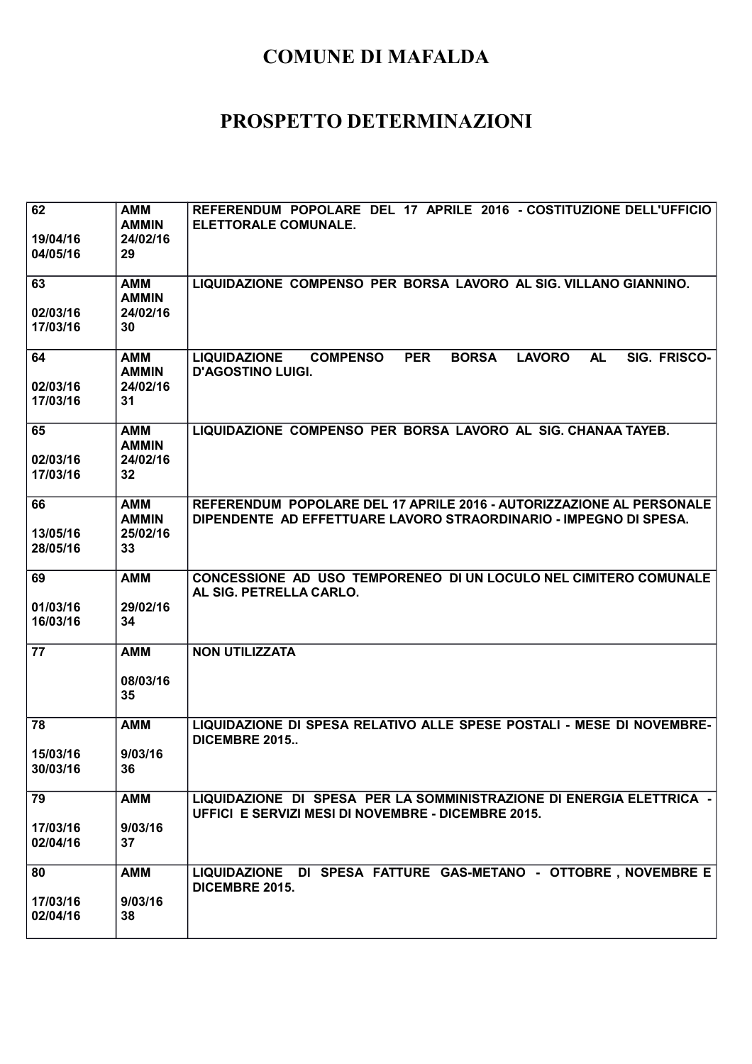# COMUNE DI MAFALDA

# PROSPETTO DETERMINAZIONI

| | | |
|---|---|---|
| 62<br><br>19/04/16<br>04/05/16 | AMM<br>AMMIN<br>24/02/16<br>29 | REFERENDUM POPOLARE DEL 17 APRILE 2016 - COSTITUZIONE DELL'UFFICIO ELETTORALE COMUNALE. |
| 63<br><br>02/03/16<br>17/03/16 | AMM<br>AMMIN<br>24/02/16<br>30 | LIQUIDAZIONE COMPENSO PER BORSA LAVORO AL SIG. VILLANO GIANNINO. |
| 64<br><br>02/03/16<br>17/03/16 | AMM<br>AMMIN<br>24/02/16<br>31 | LIQUIDAZIONE COMPENSO PER BORSA LAVORO AL SIG. FRISCO-D'AGOSTINO LUIGI. |
| 65<br><br>02/03/16<br>17/03/16 | AMM<br>AMMIN<br>24/02/16<br>32 | LIQUIDAZIONE COMPENSO PER BORSA LAVORO AL SIG. CHANAA TAYEB. |
| 66<br><br>13/05/16<br>28/05/16 | AMM<br>AMMIN<br>25/02/16<br>33 | REFERENDUM POPOLARE DEL 17 APRILE 2016 - AUTORIZZAZIONE AL PERSONALE DIPENDENTE AD EFFETTUARE LAVORO STRAORDINARIO - IMPEGNO DI SPESA. |
| 69<br><br>01/03/16<br>16/03/16 | AMM<br><br>29/02/16<br>34 | CONCESSIONE AD USO TEMPORENEO DI UN LOCULO NEL CIMITERO COMUNALE AL SIG. PETRELLA CARLO. |
| 77 | AMM<br><br>08/03/16<br>35 | NON UTILIZZATA |
| 78<br><br>15/03/16<br>30/03/16 | AMM<br><br>9/03/16<br>36 | LIQUIDAZIONE DI SPESA RELATIVO ALLE SPESE POSTALI - MESE DI NOVEMBRE-DICEMBRE 2015.. |
| 79<br><br>17/03/16<br>02/04/16 | AMM<br><br>9/03/16<br>37 | LIQUIDAZIONE DI SPESA PER LA SOMMINISTRAZIONE DI ENERGIA ELETTRICA - UFFICI E SERVIZI MESI DI NOVEMBRE - DICEMBRE 2015. |
| 80<br><br>17/03/16<br>02/04/16 | AMM<br><br>9/03/16<br>38 | LIQUIDAZIONE DI SPESA FATTURE GAS-METANO - OTTOBRE , NOVEMBRE E DICEMBRE 2015. |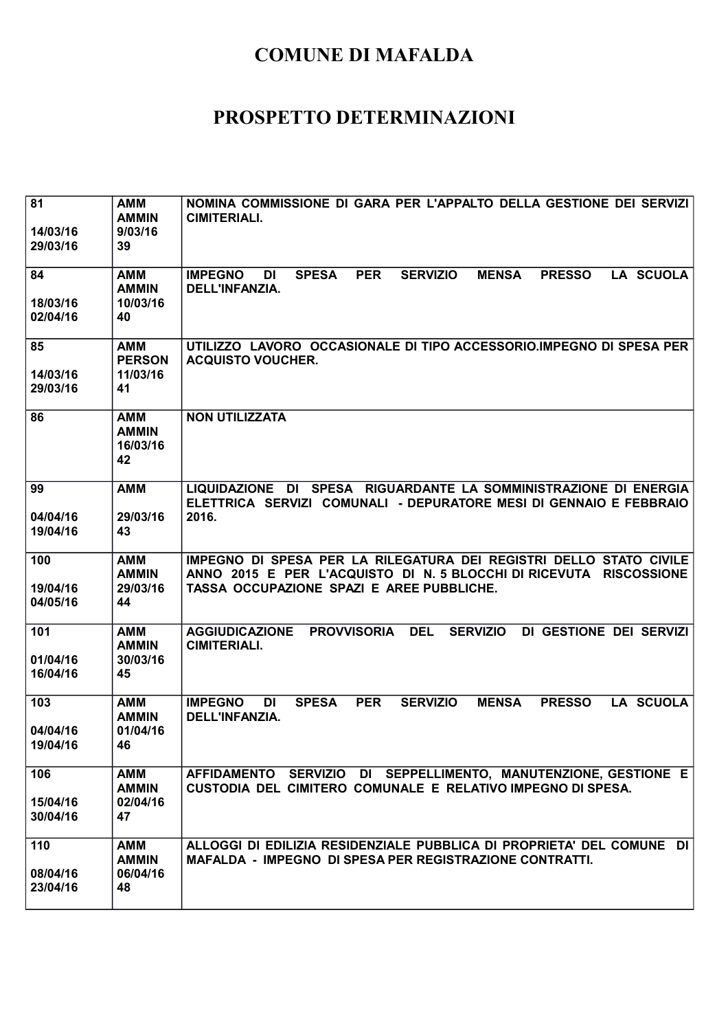# COMUNE DI MAFALDA

# PROSPETTO DETERMINAZIONI

| | | |
|---|---|---|
| 81<br><br>14/03/16<br>29/03/16 | AMM<br>AMMIN<br>9/03/16<br>39 | NOMINA COMMISSIONE DI GARA PER L'APPALTO DELLA GESTIONE DEI SERVIZI CIMITERIALI. |
| 84<br><br>18/03/16<br>02/04/16 | AMM<br>AMMIN<br>10/03/16<br>40 | IMPEGNO DI SPESA PER SERVIZIO MENSA PRESSO LA SCUOLA DELL'INFANZIA. |
| 85<br><br>14/03/16<br>29/03/16 | AMM<br>PERSON<br>11/03/16<br>41 | UTILIZZO LAVORO OCCASIONALE DI TIPO ACCESSORIO.IMPEGNO DI SPESA PER ACQUISTO VOUCHER. |
| 86 | AMM<br>AMMIN<br>16/03/16<br>42 | NON UTILIZZATA |
| 99<br><br>04/04/16<br>19/04/16 | AMM<br><br>29/03/16<br>43 | LIQUIDAZIONE DI SPESA RIGUARDANTE LA SOMMINISTRAZIONE DI ENERGIA ELETTRICA SERVIZI COMUNALI - DEPURATORE MESI DI GENNAIO E FEBBRAIO 2016. |
| 100<br><br>19/04/16<br>04/05/16 | AMM<br>AMMIN<br>29/03/16<br>44 | IMPEGNO DI SPESA PER LA RILEGATURA DEI REGISTRI DELLO STATO CIVILE ANNO 2015 E PER L'ACQUISTO DI N. 5 BLOCCHI DI RICEVUTA RISCOSSIONE TASSA OCCUPAZIONE SPAZI E AREE PUBBLICHE. |
| 101<br><br>01/04/16<br>16/04/16 | AMM<br>AMMIN<br>30/03/16<br>45 | AGGIUDICAZIONE PROVVISORIA DEL SERVIZIO DI GESTIONE DEI SERVIZI CIMITERIALI. |
| 103<br><br>04/04/16<br>19/04/16 | AMM<br>AMMIN<br>01/04/16<br>46 | IMPEGNO DI SPESA PER SERVIZIO MENSA PRESSO LA SCUOLA DELL'INFANZIA. |
| 106<br><br>15/04/16<br>30/04/16 | AMM<br>AMMIN<br>02/04/16<br>47 | AFFIDAMENTO SERVIZIO DI SEPPELLIMENTO, MANUTENZIONE, GESTIONE E CUSTODIA DEL CIMITERO COMUNALE E RELATIVO IMPEGNO DI SPESA. |
| 110<br><br>08/04/16<br>23/04/16 | AMM<br>AMMIN<br>06/04/16<br>48 | ALLOGGI DI EDILIZIA RESIDENZIALE PUBBLICA DI PROPRIETA' DEL COMUNE DI MAFALDA - IMPEGNO DI SPESA PER REGISTRAZIONE CONTRATTI. |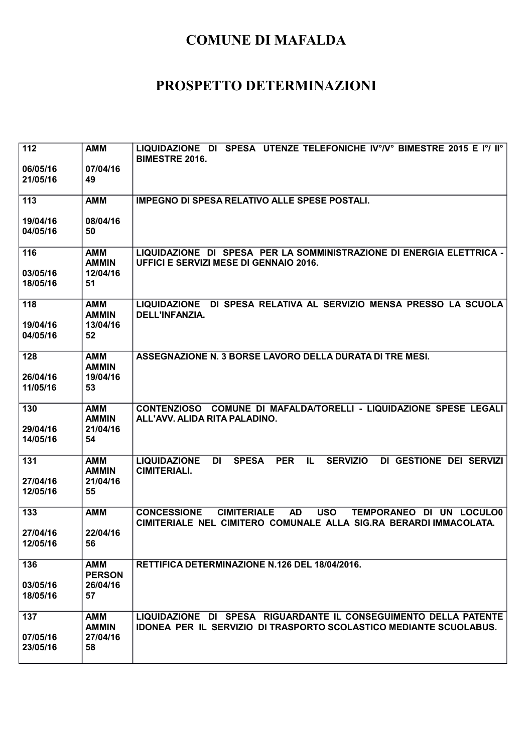# COMUNE DI MAFALDA

# PROSPETTO DETERMINAZIONI

| | | |
|---|---|---|
| 112<br><br>06/05/16<br>21/05/16 | AMM<br><br>07/04/16<br>49 | LIQUIDAZIONE DI SPESA UTENZE TELEFONICHE IV°/V° BIMESTRE 2015 E I°/ II° BIMESTRE 2016. |
| 113<br><br>19/04/16<br>04/05/16 | AMM<br><br>08/04/16<br>50 | IMPEGNO DI SPESA RELATIVO ALLE SPESE POSTALI. |
| 116<br><br>03/05/16<br>18/05/16 | AMM<br>AMMIN<br>12/04/16<br>51 | LIQUIDAZIONE DI SPESA PER LA SOMMINISTRAZIONE DI ENERGIA ELETTRICA - UFFICI E SERVIZI MESE DI GENNAIO 2016. |
| 118<br><br>19/04/16<br>04/05/16 | AMM<br>AMMIN<br>13/04/16<br>52 | LIQUIDAZIONE DI SPESA RELATIVA AL SERVIZIO MENSA PRESSO LA SCUOLA DELL'INFANZIA. |
| 128<br><br>26/04/16<br>11/05/16 | AMM<br>AMMIN<br>19/04/16<br>53 | ASSEGNAZIONE N. 3 BORSE LAVORO DELLA DURATA DI TRE MESI. |
| 130<br><br>29/04/16<br>14/05/16 | AMM<br>AMMIN<br>21/04/16<br>54 | CONTENZIOSO COMUNE DI MAFALDA/TORELLI - LIQUIDAZIONE SPESE LEGALI ALL'AVV. ALIDA RITA PALADINO. |
| 131<br><br>27/04/16<br>12/05/16 | AMM<br>AMMIN<br>21/04/16<br>55 | LIQUIDAZIONE DI SPESA PER IL SERVIZIO DI GESTIONE DEI SERVIZI CIMITERIALI. |
| 133<br><br>27/04/16<br>12/05/16 | AMM<br><br>22/04/16<br>56 | CONCESSIONE CIMITERIALE AD USO TEMPORANEO DI UN LOCULO0 CIMITERIALE NEL CIMITERO COMUNALE ALLA SIG.RA BERARDI IMMACOLATA. |
| 136<br><br>03/05/16<br>18/05/16 | AMM<br>PERSON<br>26/04/16<br>57 | RETTIFICA DETERMINAZIONE N.126 DEL 18/04/2016. |
| 137<br><br>07/05/16<br>23/05/16 | AMM<br>AMMIN<br>27/04/16<br>58 | LIQUIDAZIONE DI SPESA RIGUARDANTE IL CONSEGUIMENTO DELLA PATENTE IDONEA PER IL SERVIZIO DI TRASPORTO SCOLASTICO MEDIANTE SCUOLABUS. |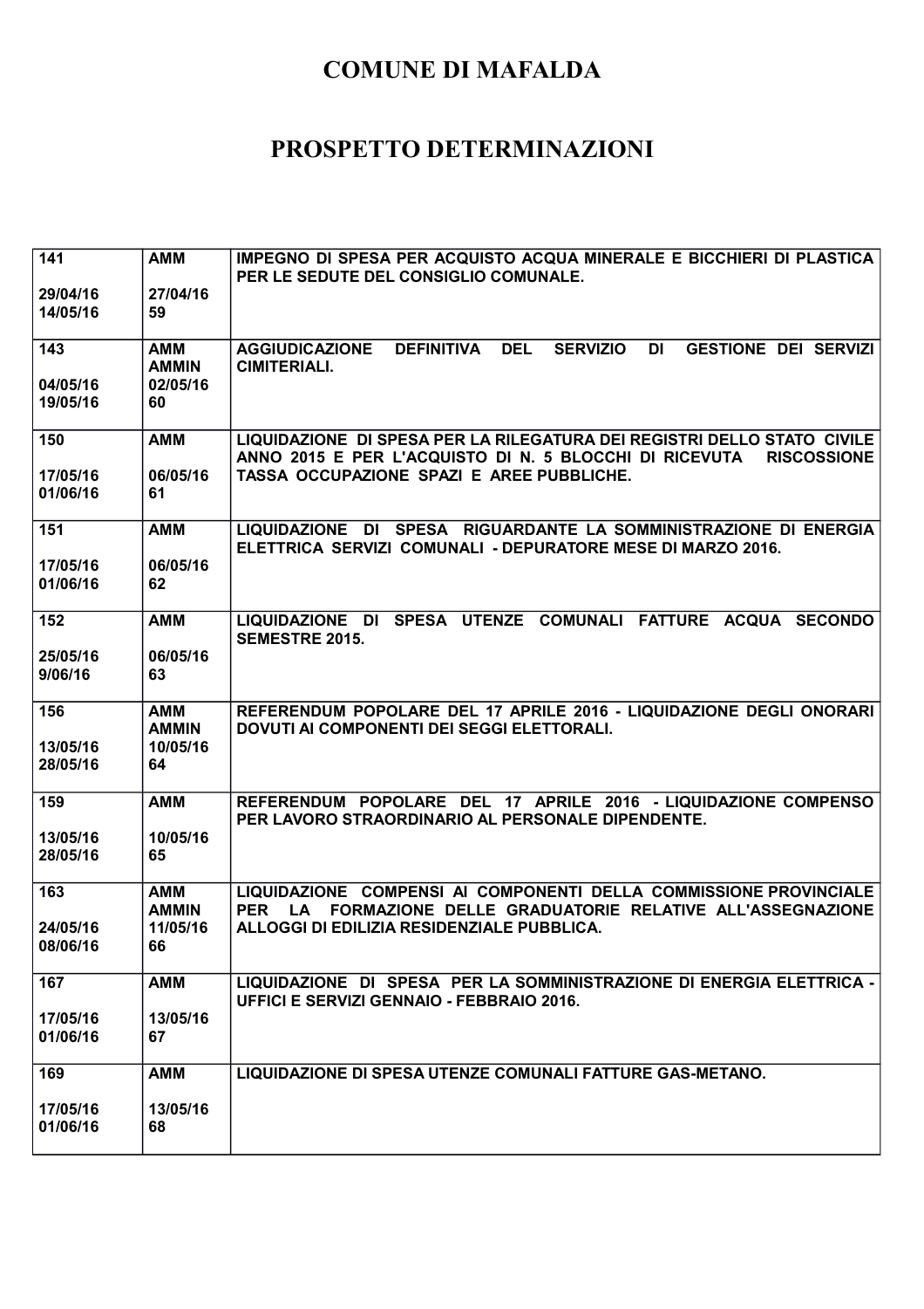# COMUNE DI MAFALDA

# PROSPETTO DETERMINAZIONI

| | | |
|---|---|---|
| **141**<br><br>**29/04/16**<br>**14/05/16** | **AMM**<br><br>**27/04/16**<br>**59** | **IMPEGNO DI SPESA PER ACQUISTO ACQUA MINERALE E BICCHIERI DI PLASTICA PER LE SEDUTE DEL CONSIGLIO COMUNALE.** |
| **143**<br><br>**04/05/16**<br>**19/05/16** | **AMM**<br>**AMMIN**<br>**02/05/16**<br>**60** | **AGGIUDICAZIONE DEFINITIVA DEL SERVIZIO DI GESTIONE DEI SERVIZI CIMITERIALI.** |
| **150**<br><br>**17/05/16**<br>**01/06/16** | **AMM**<br><br>**06/05/16**<br>**61** | **LIQUIDAZIONE DI SPESA PER LA RILEGATURA DEI REGISTRI DELLO STATO CIVILE ANNO 2015 E PER L'ACQUISTO DI N. 5 BLOCCHI DI RICEVUTA RISCOSSIONE TASSA OCCUPAZIONE SPAZI E AREE PUBBLICHE.** |
| **151**<br><br>**17/05/16**<br>**01/06/16** | **AMM**<br><br>**06/05/16**<br>**62** | **LIQUIDAZIONE DI SPESA RIGUARDANTE LA SOMMINISTRAZIONE DI ENERGIA ELETTRICA SERVIZI COMUNALI - DEPURATORE MESE DI MARZO 2016.** |
| **152**<br><br>**25/05/16**<br>**9/06/16** | **AMM**<br><br>**06/05/16**<br>**63** | **LIQUIDAZIONE DI SPESA UTENZE COMUNALI FATTURE ACQUA SECONDO SEMESTRE 2015.** |
| **156**<br><br>**13/05/16**<br>**28/05/16** | **AMM**<br>**AMMIN**<br>**10/05/16**<br>**64** | **REFERENDUM POPOLARE DEL 17 APRILE 2016 - LIQUIDAZIONE DEGLI ONORARI DOVUTI AI COMPONENTI DEI SEGGI ELETTORALI.** |
| **159**<br><br>**13/05/16**<br>**28/05/16** | **AMM**<br><br>**10/05/16**<br>**65** | **REFERENDUM POPOLARE DEL 17 APRILE 2016 - LIQUIDAZIONE COMPENSO PER LAVORO STRAORDINARIO AL PERSONALE DIPENDENTE.** |
| **163**<br><br>**24/05/16**<br>**08/06/16** | **AMM**<br>**AMMIN**<br>**11/05/16**<br>**66** | **LIQUIDAZIONE COMPENSI AI COMPONENTI DELLA COMMISSIONE PROVINCIALE PER LA FORMAZIONE DELLE GRADUATORIE RELATIVE ALL'ASSEGNAZIONE ALLOGGI DI EDILIZIA RESIDENZIALE PUBBLICA.** |
| **167**<br><br>**17/05/16**<br>**01/06/16** | **AMM**<br><br>**13/05/16**<br>**67** | **LIQUIDAZIONE DI SPESA PER LA SOMMINISTRAZIONE DI ENERGIA ELETTRICA - UFFICI E SERVIZI GENNAIO - FEBBRAIO 2016.** |
| **169**<br><br>**17/05/16**<br>**01/06/16** | **AMM**<br><br>**13/05/16**<br>**68** | **LIQUIDAZIONE DI SPESA UTENZE COMUNALI FATTURE GAS-METANO.** |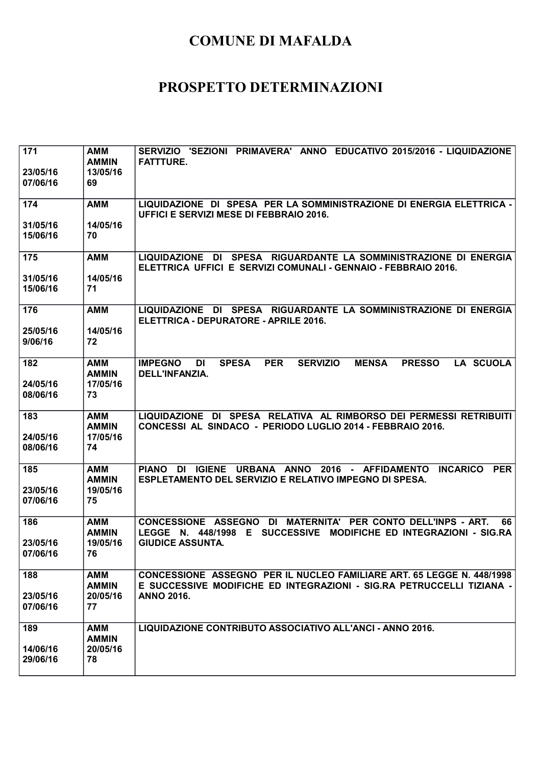# COMUNE DI MAFALDA

# PROSPETTO DETERMINAZIONI

| | | |
|---|---|---|
| 171<br><br>23/05/16<br>07/06/16 | AMM<br>AMMIN<br>13/05/16<br>69 | SERVIZIO 'SEZIONI PRIMAVERA' ANNO EDUCATIVO 2015/2016 - LIQUIDAZIONE FATTTURE. |
| 174<br><br>31/05/16<br>15/06/16 | AMM<br><br>14/05/16<br>70 | LIQUIDAZIONE DI SPESA PER LA SOMMINISTRAZIONE DI ENERGIA ELETTRICA - UFFICI E SERVIZI MESE DI FEBBRAIO 2016. |
| 175<br><br>31/05/16<br>15/06/16 | AMM<br><br>14/05/16<br>71 | LIQUIDAZIONE DI SPESA RIGUARDANTE LA SOMMINISTRAZIONE DI ENERGIA ELETTRICA UFFICI E SERVIZI COMUNALI - GENNAIO - FEBBRAIO 2016. |
| 176<br><br>25/05/16<br>9/06/16 | AMM<br><br>14/05/16<br>72 | LIQUIDAZIONE DI SPESA RIGUARDANTE LA SOMMINISTRAZIONE DI ENERGIA ELETTRICA - DEPURATORE - APRILE 2016. |
| 182<br><br>24/05/16<br>08/06/16 | AMM<br>AMMIN<br>17/05/16<br>73 | IMPEGNO DI SPESA PER SERVIZIO MENSA PRESSO LA SCUOLA DELL'INFANZIA. |
| 183<br><br>24/05/16<br>08/06/16 | AMM<br>AMMIN<br>17/05/16<br>74 | LIQUIDAZIONE DI SPESA RELATIVA AL RIMBORSO DEI PERMESSI RETRIBUITI CONCESSI AL SINDACO - PERIODO LUGLIO 2014 - FEBBRAIO 2016. |
| 185<br><br>23/05/16<br>07/06/16 | AMM<br>AMMIN<br>19/05/16<br>75 | PIANO DI IGIENE URBANA ANNO 2016 - AFFIDAMENTO INCARICO PER ESPLETAMENTO DEL SERVIZIO E RELATIVO IMPEGNO DI SPESA. |
| 186<br><br>23/05/16<br>07/06/16 | AMM<br>AMMIN<br>19/05/16<br>76 | CONCESSIONE ASSEGNO DI MATERNITA' PER CONTO DELL'INPS - ART. 66 LEGGE N. 448/1998 E SUCCESSIVE MODIFICHE ED INTEGRAZIONI - SIG.RA GIUDICE ASSUNTA. |
| 188<br><br>23/05/16<br>07/06/16 | AMM<br>AMMIN<br>20/05/16<br>77 | CONCESSIONE ASSEGNO PER IL NUCLEO FAMILIARE ART. 65 LEGGE N. 448/1998 E SUCCESSIVE MODIFICHE ED INTEGRAZIONI - SIG.RA PETRUCCELLI TIZIANA - ANNO 2016. |
| 189<br><br>14/06/16<br>29/06/16 | AMM<br>AMMIN<br>20/05/16<br>78 | LIQUIDAZIONE CONTRIBUTO ASSOCIATIVO ALL'ANCI - ANNO 2016. |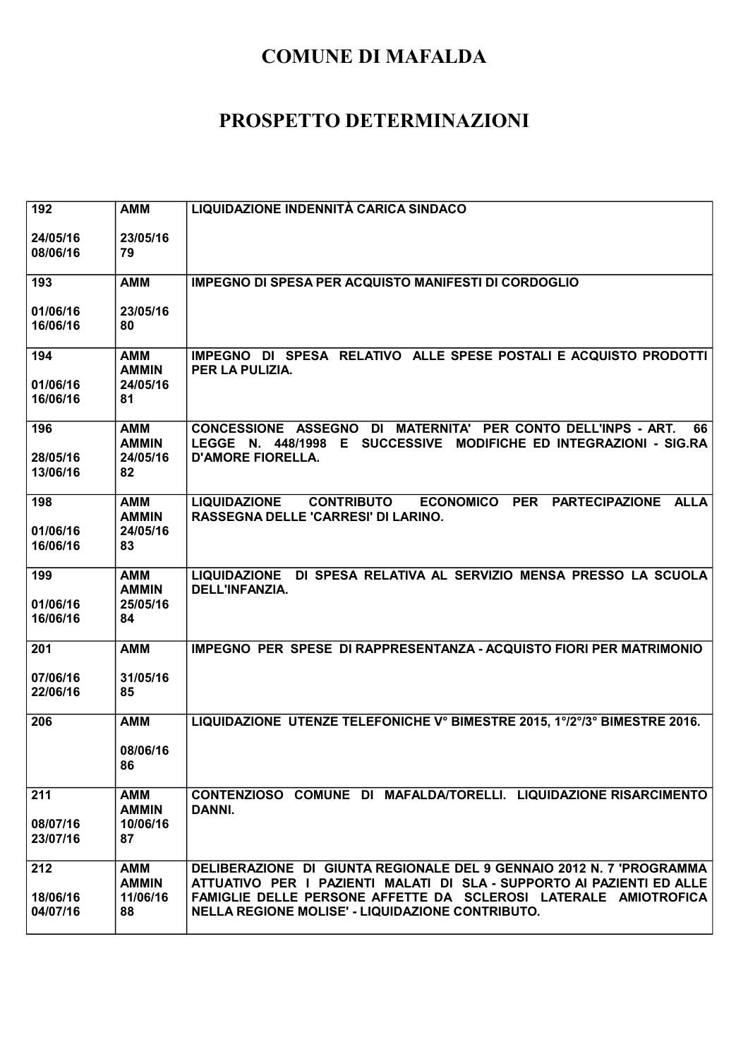# COMUNE DI MAFALDA

# PROSPETTO DETERMINAZIONI

| | | |
|---|---|---|
| 192<br><br>24/05/16<br>08/06/16 | AMM<br><br>23/05/16<br>79 | LIQUIDAZIONE INDENNITÀ CARICA SINDACO |
| 193<br><br>01/06/16<br>16/06/16 | AMM<br><br>23/05/16<br>80 | IMPEGNO DI SPESA PER ACQUISTO MANIFESTI DI CORDOGLIO |
| 194<br><br>01/06/16<br>16/06/16 | AMM<br>AMMIN<br>24/05/16<br>81 | IMPEGNO DI SPESA RELATIVO ALLE SPESE POSTALI E ACQUISTO PRODOTTI PER LA PULIZIA. |
| 196<br><br>28/05/16<br>13/06/16 | AMM<br>AMMIN<br>24/05/16<br>82 | CONCESSIONE ASSEGNO DI MATERNITA' PER CONTO DELL'INPS - ART. 66 LEGGE N. 448/1998 E SUCCESSIVE MODIFICHE ED INTEGRAZIONI - SIG.RA D'AMORE FIORELLA. |
| 198<br><br>01/06/16<br>16/06/16 | AMM<br>AMMIN<br>24/05/16<br>83 | LIQUIDAZIONE CONTRIBUTO ECONOMICO PER PARTECIPAZIONE ALLA RASSEGNA DELLE 'CARRESI' DI LARINO. |
| 199<br><br>01/06/16<br>16/06/16 | AMM<br>AMMIN<br>25/05/16<br>84 | LIQUIDAZIONE DI SPESA RELATIVA AL SERVIZIO MENSA PRESSO LA SCUOLA DELL'INFANZIA. |
| 201<br><br>07/06/16<br>22/06/16 | AMM<br><br>31/05/16<br>85 | IMPEGNO PER SPESE DI RAPPRESENTANZA - ACQUISTO FIORI PER MATRIMONIO |
| 206 | AMM<br><br>08/06/16<br>86 | LIQUIDAZIONE UTENZE TELEFONICHE V° BIMESTRE 2015, 1°/2°/3° BIMESTRE 2016. |
| 211<br><br>08/07/16<br>23/07/16 | AMM<br>AMMIN<br>10/06/16<br>87 | CONTENZIOSO COMUNE DI MAFALDA/TORELLI. LIQUIDAZIONE RISARCIMENTO DANNI. |
| 212<br><br>18/06/16<br>04/07/16 | AMM<br>AMMIN<br>11/06/16<br>88 | DELIBERAZIONE DI GIUNTA REGIONALE DEL 9 GENNAIO 2012 N. 7 'PROGRAMMA ATTUATIVO PER I PAZIENTI MALATI DI SLA - SUPPORTO AI PAZIENTI ED ALLE FAMIGLIE DELLE PERSONE AFFETTE DA SCLEROSI LATERALE AMIOTROFICA NELLA REGIONE MOLISE' - LIQUIDAZIONE CONTRIBUTO. |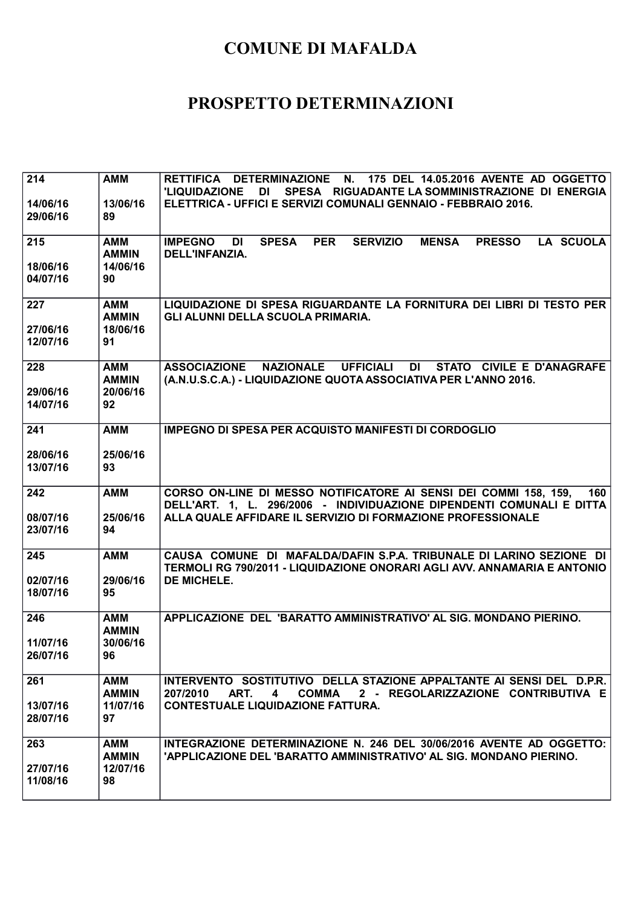# COMUNE DI MAFALDA

# PROSPETTO DETERMINAZIONI

| | | |
|---|---|---|
| 214<br><br>14/06/16<br>29/06/16 | AMM<br><br>13/06/16<br>89 | RETTIFICA DETERMINAZIONE N. 175 DEL 14.05.2016 AVENTE AD OGGETTO 'LIQUIDAZIONE DI SPESA RIGUADANTE LA SOMMINISTRAZIONE DI ENERGIA ELETTRICA - UFFICI E SERVIZI COMUNALI GENNAIO - FEBBRAIO 2016. |
| 215<br><br>18/06/16<br>04/07/16 | AMM<br>AMMIN<br>14/06/16<br>90 | IMPEGNO DI SPESA PER SERVIZIO MENSA PRESSO LA SCUOLA DELL'INFANZIA. |
| 227<br><br>27/06/16<br>12/07/16 | AMM<br>AMMIN<br>18/06/16<br>91 | LIQUIDAZIONE DI SPESA RIGUARDANTE LA FORNITURA DEI LIBRI DI TESTO PER GLI ALUNNI DELLA SCUOLA PRIMARIA. |
| 228<br><br>29/06/16<br>14/07/16 | AMM<br>AMMIN<br>20/06/16<br>92 | ASSOCIAZIONE NAZIONALE UFFICIALI DI STATO CIVILE E D'ANAGRAFE (A.N.U.S.C.A.) - LIQUIDAZIONE QUOTA ASSOCIATIVA PER L'ANNO 2016. |
| 241<br><br>28/06/16<br>13/07/16 | AMM<br><br>25/06/16<br>93 | IMPEGNO DI SPESA PER ACQUISTO MANIFESTI DI CORDOGLIO |
| 242<br><br>08/07/16<br>23/07/16 | AMM<br><br>25/06/16<br>94 | CORSO ON-LINE DI MESSO NOTIFICATORE AI SENSI DEI COMMI 158, 159, 160 DELL'ART. 1, L. 296/2006 - INDIVIDUAZIONE DIPENDENTI COMUNALI E DITTA ALLA QUALE AFFIDARE IL SERVIZIO DI FORMAZIONE PROFESSIONALE |
| 245<br><br>02/07/16<br>18/07/16 | AMM<br><br>29/06/16<br>95 | CAUSA COMUNE DI MAFALDA/DAFIN S.P.A. TRIBUNALE DI LARINO SEZIONE DI TERMOLI RG 790/2011 - LIQUIDAZIONE ONORARI AGLI AVV. ANNAMARIA E ANTONIO DE MICHELE. |
| 246<br><br>11/07/16<br>26/07/16 | AMM<br>AMMIN<br>30/06/16<br>96 | APPLICAZIONE DEL 'BARATTO AMMINISTRATIVO' AL SIG. MONDANO PIERINO. |
| 261<br><br>13/07/16<br>28/07/16 | AMM<br>AMMIN<br>11/07/16<br>97 | INTERVENTO SOSTITUTIVO DELLA STAZIONE APPALTANTE AI SENSI DEL D.P.R. 207/2010 ART. 4 COMMA 2 - REGOLARIZZAZIONE CONTRIBUTIVA E CONTESTUALE LIQUIDAZIONE FATTURA. |
| 263<br><br>27/07/16<br>11/08/16 | AMM<br>AMMIN<br>12/07/16<br>98 | INTEGRAZIONE DETERMINAZIONE N. 246 DEL 30/06/2016 AVENTE AD OGGETTO: 'APPLICAZIONE DEL 'BARATTO AMMINISTRATIVO' AL SIG. MONDANO PIERINO. |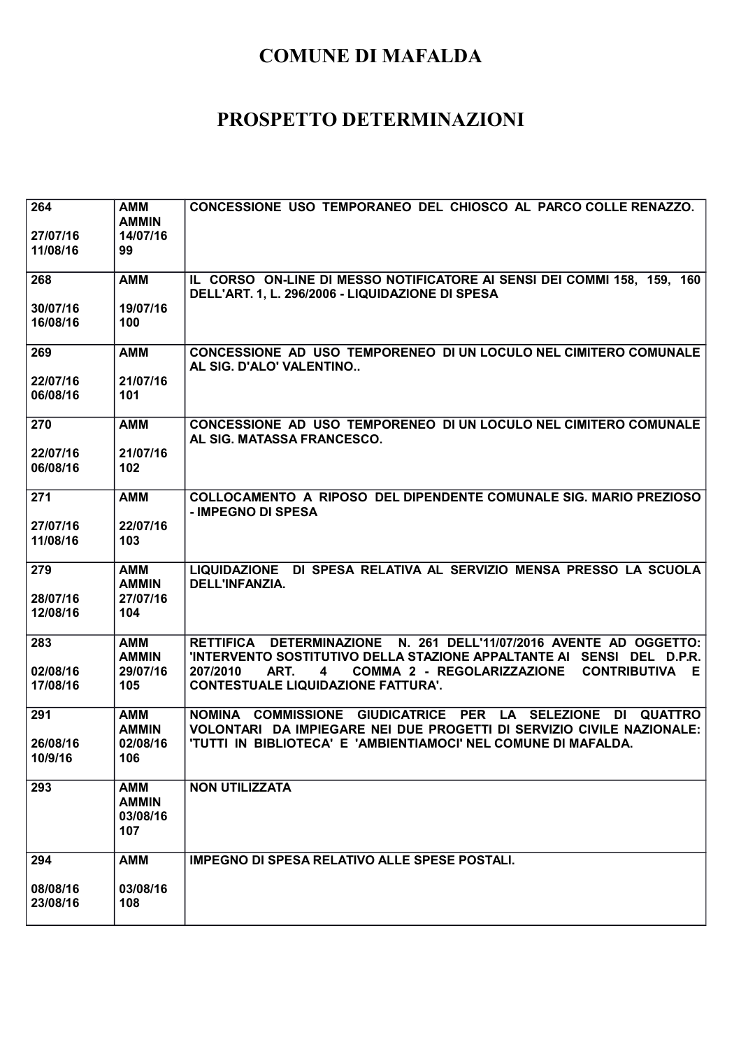# COMUNE DI MAFALDA

# PROSPETTO DETERMINAZIONI

| | | |
|---|---|---|
| 264<br><br>27/07/16<br>11/08/16 | AMM<br>AMMIN<br>14/07/16<br>99 | CONCESSIONE USO TEMPORANEO DEL CHIOSCO AL PARCO COLLE RENAZZO. |
| 268<br><br>30/07/16<br>16/08/16 | AMM<br><br>19/07/16<br>100 | IL CORSO ON-LINE DI MESSO NOTIFICATORE AI SENSI DEI COMMI 158, 159, 160 DELL'ART. 1, L. 296/2006 - LIQUIDAZIONE DI SPESA |
| 269<br><br>22/07/16<br>06/08/16 | AMM<br><br>21/07/16<br>101 | CONCESSIONE AD USO TEMPORENEO DI UN LOCULO NEL CIMITERO COMUNALE AL SIG. D'ALO' VALENTINO.. |
| 270<br><br>22/07/16<br>06/08/16 | AMM<br><br>21/07/16<br>102 | CONCESSIONE AD USO TEMPORENEO DI UN LOCULO NEL CIMITERO COMUNALE AL SIG. MATASSA FRANCESCO. |
| 271<br><br>27/07/16<br>11/08/16 | AMM<br><br>22/07/16<br>103 | COLLOCAMENTO A RIPOSO DEL DIPENDENTE COMUNALE SIG. MARIO PREZIOSO - IMPEGNO DI SPESA |
| 279<br><br>28/07/16<br>12/08/16 | AMM<br>AMMIN<br>27/07/16<br>104 | LIQUIDAZIONE DI SPESA RELATIVA AL SERVIZIO MENSA PRESSO LA SCUOLA DELL'INFANZIA. |
| 283<br><br>02/08/16<br>17/08/16 | AMM<br>AMMIN<br>29/07/16<br>105 | RETTIFICA DETERMINAZIONE N. 261 DELL'11/07/2016 AVENTE AD OGGETTO: 'INTERVENTO SOSTITUTIVO DELLA STAZIONE APPALTANTE AI SENSI DEL D.P.R. 207/2010 ART. 4 COMMA 2 - REGOLARIZZAZIONE CONTRIBUTIVA E CONTESTUALE LIQUIDAZIONE FATTURA'. |
| 291<br><br>26/08/16<br>10/9/16 | AMM<br>AMMIN<br>02/08/16<br>106 | NOMINA COMMISSIONE GIUDICATRICE PER LA SELEZIONE DI QUATTRO VOLONTARI DA IMPIEGARE NEI DUE PROGETTI DI SERVIZIO CIVILE NAZIONALE: 'TUTTI IN BIBLIOTECA' E 'AMBIENTIAMOCI' NEL COMUNE DI MAFALDA. |
| 293 | AMM<br>AMMIN<br>03/08/16<br>107 | NON UTILIZZATA |
| 294<br><br>08/08/16<br>23/08/16 | AMM<br><br>03/08/16<br>108 | IMPEGNO DI SPESA RELATIVO ALLE SPESE POSTALI. |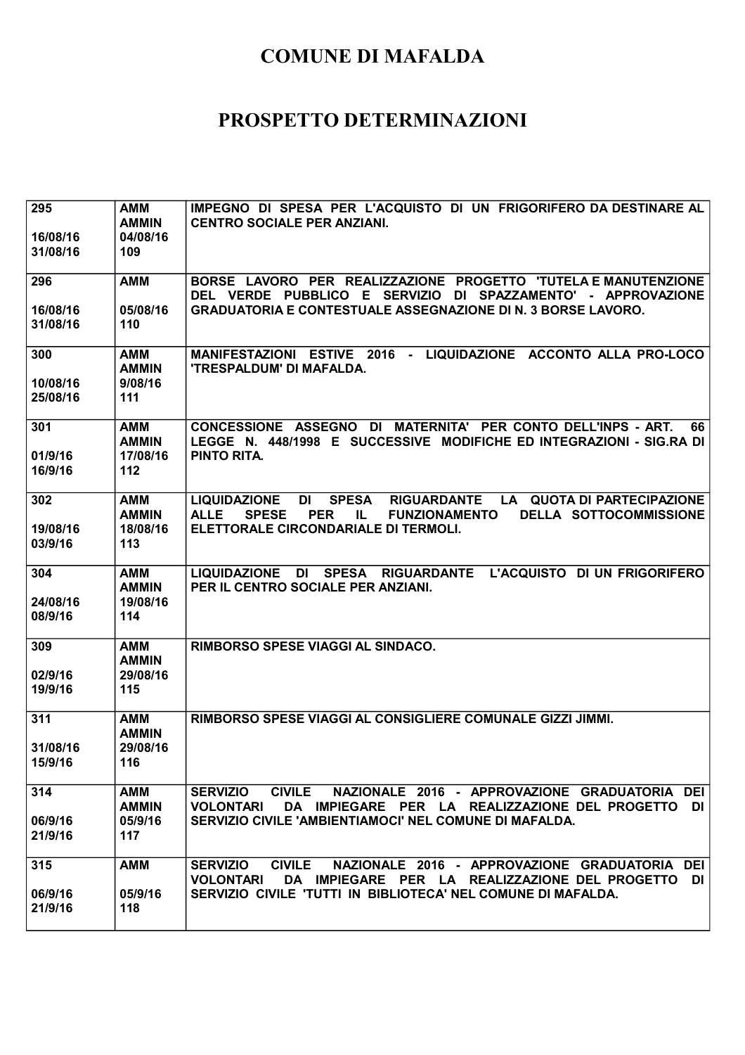# COMUNE DI MAFALDA

# PROSPETTO DETERMINAZIONI

| | | |
|---|---|---|
| 295<br><br>16/08/16<br>31/08/16 | AMM<br>AMMIN<br>04/08/16<br>109 | IMPEGNO DI SPESA PER L'ACQUISTO DI UN FRIGORIFERO DA DESTINARE AL CENTRO SOCIALE PER ANZIANI. |
| 296<br><br>16/08/16<br>31/08/16 | AMM<br><br>05/08/16<br>110 | BORSE LAVORO PER REALIZZAZIONE PROGETTO 'TUTELA E MANUTENZIONE DEL VERDE PUBBLICO E SERVIZIO DI SPAZZAMENTO' - APPROVAZIONE GRADUATORIA E CONTESTUALE ASSEGNAZIONE DI N. 3 BORSE LAVORO. |
| 300<br><br>10/08/16<br>25/08/16 | AMM<br>AMMIN<br>9/08/16<br>111 | MANIFESTAZIONI ESTIVE 2016 - LIQUIDAZIONE ACCONTO ALLA PRO-LOCO 'TRESPALDUM' DI MAFALDA. |
| 301<br><br>01/9/16<br>16/9/16 | AMM<br>AMMIN<br>17/08/16<br>112 | CONCESSIONE ASSEGNO DI MATERNITA' PER CONTO DELL'INPS - ART. 66 LEGGE N. 448/1998 E SUCCESSIVE MODIFICHE ED INTEGRAZIONI - SIG.RA DI PINTO RITA. |
| 302<br><br>19/08/16<br>03/9/16 | AMM<br>AMMIN<br>18/08/16<br>113 | LIQUIDAZIONE DI SPESA RIGUARDANTE LA QUOTA DI PARTECIPAZIONE ALLE SPESE PER IL FUNZIONAMENTO DELLA SOTTOCOMMISSIONE ELETTORALE CIRCONDARIALE DI TERMOLI. |
| 304<br><br>24/08/16<br>08/9/16 | AMM<br>AMMIN<br>19/08/16<br>114 | LIQUIDAZIONE DI SPESA RIGUARDANTE L'ACQUISTO DI UN FRIGORIFERO PER IL CENTRO SOCIALE PER ANZIANI. |
| 309<br><br>02/9/16<br>19/9/16 | AMM<br>AMMIN<br>29/08/16<br>115 | RIMBORSO SPESE VIAGGI AL SINDACO. |
| 311<br><br>31/08/16<br>15/9/16 | AMM<br>AMMIN<br>29/08/16<br>116 | RIMBORSO SPESE VIAGGI AL CONSIGLIERE COMUNALE GIZZI JIMMI. |
| 314<br><br>06/9/16<br>21/9/16 | AMM<br>AMMIN<br>05/9/16<br>117 | SERVIZIO CIVILE NAZIONALE 2016 - APPROVAZIONE GRADUATORIA DEI VOLONTARI DA IMPIEGARE PER LA REALIZZAZIONE DEL PROGETTO DI SERVIZIO CIVILE 'AMBIENTIAMOCI' NEL COMUNE DI MAFALDA. |
| 315<br><br>06/9/16<br>21/9/16 | AMM<br><br>05/9/16<br>118 | SERVIZIO CIVILE NAZIONALE 2016 - APPROVAZIONE GRADUATORIA DEI VOLONTARI DA IMPIEGARE PER LA REALIZZAZIONE DEL PROGETTO DI SERVIZIO CIVILE 'TUTTI IN BIBLIOTECA' NEL COMUNE DI MAFALDA. |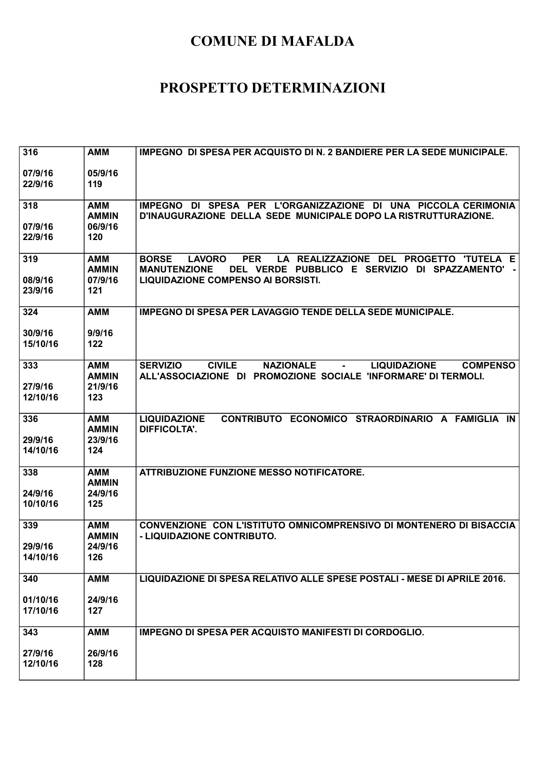# COMUNE DI MAFALDA

# PROSPETTO DETERMINAZIONI

| | | |
|---|---|---|
| 316<br><br>07/9/16<br>22/9/16 | AMM<br><br>05/9/16<br>119 | IMPEGNO DI SPESA PER ACQUISTO DI N. 2 BANDIERE PER LA SEDE MUNICIPALE. |
| 318<br><br>07/9/16<br>22/9/16 | AMM<br>AMMIN<br>06/9/16<br>120 | IMPEGNO DI SPESA PER L'ORGANIZZAZIONE DI UNA PICCOLA CERIMONIA D'INAUGURAZIONE DELLA SEDE MUNICIPALE DOPO LA RISTRUTTURAZIONE. |
| 319<br><br>08/9/16<br>23/9/16 | AMM<br>AMMIN<br>07/9/16<br>121 | BORSE LAVORO PER LA REALIZZAZIONE DEL PROGETTO 'TUTELA E MANUTENZIONE DEL VERDE PUBBLICO E SERVIZIO DI SPAZZAMENTO' - LIQUIDAZIONE COMPENSO AI BORSISTI. |
| 324<br><br>30/9/16<br>15/10/16 | AMM<br><br>9/9/16<br>122 | IMPEGNO DI SPESA PER LAVAGGIO TENDE DELLA SEDE MUNICIPALE. |
| 333<br><br>27/9/16<br>12/10/16 | AMM<br>AMMIN<br>21/9/16<br>123 | SERVIZIO CIVILE NAZIONALE - LIQUIDAZIONE COMPENSO ALL'ASSOCIAZIONE DI PROMOZIONE SOCIALE 'INFORMARE' DI TERMOLI. |
| 336<br><br>29/9/16<br>14/10/16 | AMM<br>AMMIN<br>23/9/16<br>124 | LIQUIDAZIONE CONTRIBUTO ECONOMICO STRAORDINARIO A FAMIGLIA IN DIFFICOLTA'. |
| 338<br><br>24/9/16<br>10/10/16 | AMM<br>AMMIN<br>24/9/16<br>125 | ATTRIBUZIONE FUNZIONE MESSO NOTIFICATORE. |
| 339<br><br>29/9/16<br>14/10/16 | AMM<br>AMMIN<br>24/9/16<br>126 | CONVENZIONE CON L'ISTITUTO OMNICOMPRENSIVO DI MONTENERO DI BISACCIA - LIQUIDAZIONE CONTRIBUTO. |
| 340<br><br>01/10/16<br>17/10/16 | AMM<br><br>24/9/16<br>127 | LIQUIDAZIONE DI SPESA RELATIVO ALLE SPESE POSTALI - MESE DI APRILE 2016. |
| 343<br><br>27/9/16<br>12/10/16 | AMM<br><br>26/9/16<br>128 | IMPEGNO DI SPESA PER ACQUISTO MANIFESTI DI CORDOGLIO. |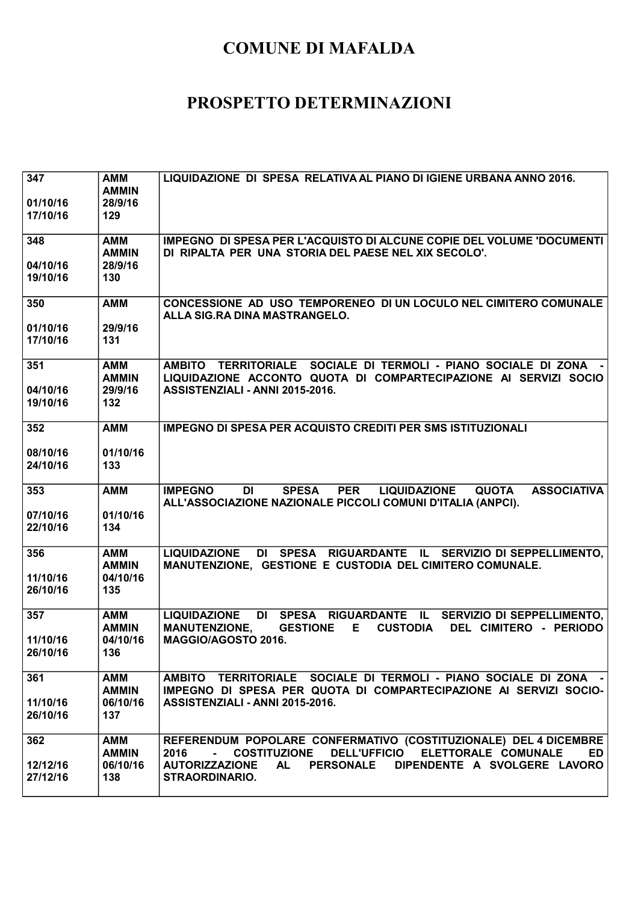# COMUNE DI MAFALDA

# PROSPETTO DETERMINAZIONI

| | | |
|---|---|---|
| 347<br><br>01/10/16<br>17/10/16 | AMM<br>AMMIN<br>28/9/16<br>129 | LIQUIDAZIONE DI SPESA RELATIVA AL PIANO DI IGIENE URBANA ANNO 2016. |
| 348<br><br>04/10/16<br>19/10/16 | AMM<br>AMMIN<br>28/9/16<br>130 | IMPEGNO DI SPESA PER L'ACQUISTO DI ALCUNE COPIE DEL VOLUME 'DOCUMENTI DI RIPALTA PER UNA STORIA DEL PAESE NEL XIX SECOLO'. |
| 350<br><br>01/10/16<br>17/10/16 | AMM<br><br>29/9/16<br>131 | CONCESSIONE AD USO TEMPORENEO DI UN LOCULO NEL CIMITERO COMUNALE ALLA SIG.RA DINA MASTRANGELO. |
| 351<br><br>04/10/16<br>19/10/16 | AMM<br>AMMIN<br>29/9/16<br>132 | AMBITO TERRITORIALE SOCIALE DI TERMOLI - PIANO SOCIALE DI ZONA - LIQUIDAZIONE ACCONTO QUOTA DI COMPARTECIPAZIONE AI SERVIZI SOCIO ASSISTENZIALI - ANNI 2015-2016. |
| 352<br><br>08/10/16<br>24/10/16 | AMM<br><br>01/10/16<br>133 | IMPEGNO DI SPESA PER ACQUISTO CREDITI PER SMS ISTITUZIONALI |
| 353<br><br>07/10/16<br>22/10/16 | AMM<br><br>01/10/16<br>134 | IMPEGNO DI SPESA PER LIQUIDAZIONE QUOTA ASSOCIATIVA ALL'ASSOCIAZIONE NAZIONALE PICCOLI COMUNI D'ITALIA (ANPCI). |
| 356<br><br>11/10/16<br>26/10/16 | AMM<br>AMMIN<br>04/10/16<br>135 | LIQUIDAZIONE DI SPESA RIGUARDANTE IL SERVIZIO DI SEPPELLIMENTO, MANUTENZIONE, GESTIONE E CUSTODIA DEL CIMITERO COMUNALE. |
| 357<br><br>11/10/16<br>26/10/16 | AMM<br>AMMIN<br>04/10/16<br>136 | LIQUIDAZIONE DI SPESA RIGUARDANTE IL SERVIZIO DI SEPPELLIMENTO, MANUTENZIONE, GESTIONE E CUSTODIA DEL CIMITERO - PERIODO MAGGIO/AGOSTO 2016. |
| 361<br><br>11/10/16<br>26/10/16 | AMM<br>AMMIN<br>06/10/16<br>137 | AMBITO TERRITORIALE SOCIALE DI TERMOLI - PIANO SOCIALE DI ZONA - IMPEGNO DI SPESA PER QUOTA DI COMPARTECIPAZIONE AI SERVIZI SOCIO-ASSISTENZIALI - ANNI 2015-2016. |
| 362<br><br>12/12/16<br>27/12/16 | AMM<br>AMMIN<br>06/10/16<br>138 | REFERENDUM POPOLARE CONFERMATIVO (COSTITUZIONALE) DEL 4 DICEMBRE 2016 - COSTITUZIONE DELL'UFFICIO ELETTORALE COMUNALE ED AUTORIZZAZIONE AL PERSONALE DIPENDENTE A SVOLGERE LAVORO STRAORDINARIO. |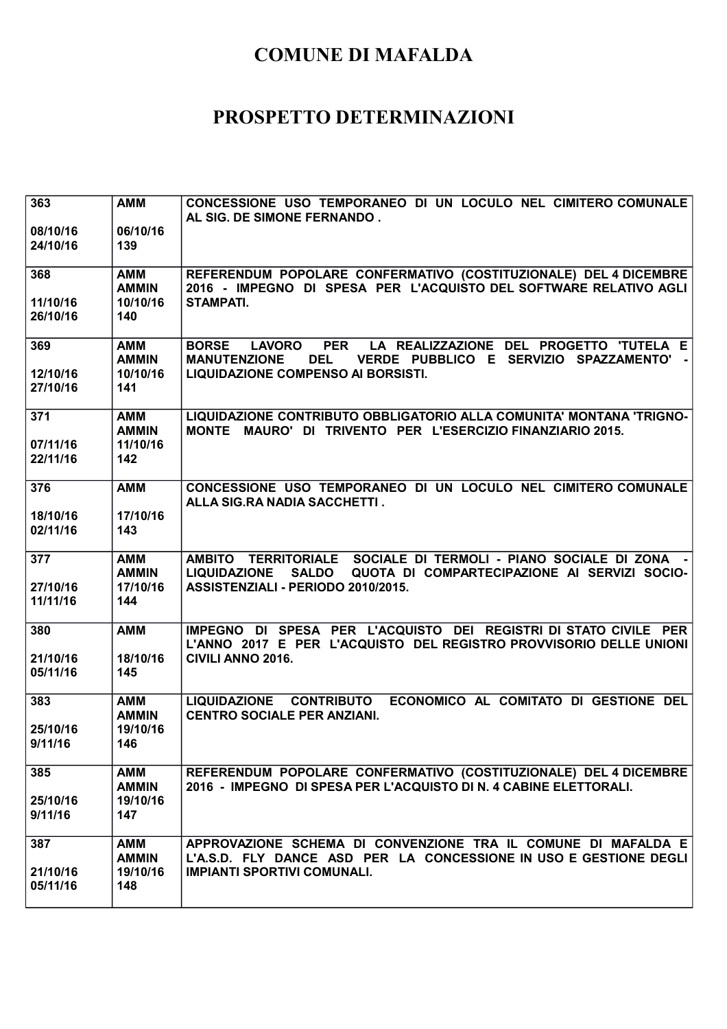# COMUNE DI MAFALDA

# PROSPETTO DETERMINAZIONI

| | | |
|---|---|---|
| 363<br><br>08/10/16<br>24/10/16 | AMM<br><br>06/10/16<br>139 | CONCESSIONE USO TEMPORANEO DI UN LOCULO NEL CIMITERO COMUNALE AL SIG. DE SIMONE FERNANDO . |
| 368<br><br>11/10/16<br>26/10/16 | AMM<br>AMMIN<br>10/10/16<br>140 | REFERENDUM POPOLARE CONFERMATIVO (COSTITUZIONALE) DEL 4 DICEMBRE 2016 - IMPEGNO DI SPESA PER L'ACQUISTO DEL SOFTWARE RELATIVO AGLI STAMPATI. |
| 369<br><br>12/10/16<br>27/10/16 | AMM<br>AMMIN<br>10/10/16<br>141 | BORSE LAVORO PER LA REALIZZAZIONE DEL PROGETTO 'TUTELA E MANUTENZIONE DEL VERDE PUBBLICO E SERVIZIO SPAZZAMENTO' - LIQUIDAZIONE COMPENSO AI BORSISTI. |
| 371<br><br>07/11/16<br>22/11/16 | AMM<br>AMMIN<br>11/10/16<br>142 | LIQUIDAZIONE CONTRIBUTO OBBLIGATORIO ALLA COMUNITA' MONTANA 'TRIGNO-MONTE MAURO' DI TRIVENTO PER L'ESERCIZIO FINANZIARIO 2015. |
| 376<br><br>18/10/16<br>02/11/16 | AMM<br><br>17/10/16<br>143 | CONCESSIONE USO TEMPORANEO DI UN LOCULO NEL CIMITERO COMUNALE ALLA SIG.RA NADIA SACCHETTI . |
| 377<br><br>27/10/16<br>11/11/16 | AMM<br>AMMIN<br>17/10/16<br>144 | AMBITO TERRITORIALE SOCIALE DI TERMOLI - PIANO SOCIALE DI ZONA - LIQUIDAZIONE SALDO QUOTA DI COMPARTECIPAZIONE AI SERVIZI SOCIO-ASSISTENZIALI - PERIODO 2010/2015. |
| 380<br><br>21/10/16<br>05/11/16 | AMM<br><br>18/10/16<br>145 | IMPEGNO DI SPESA PER L'ACQUISTO DEI REGISTRI DI STATO CIVILE PER L'ANNO 2017 E PER L'ACQUISTO DEL REGISTRO PROVVISORIO DELLE UNIONI CIVILI ANNO 2016. |
| 383<br><br>25/10/16<br>9/11/16 | AMM<br>AMMIN<br>19/10/16<br>146 | LIQUIDAZIONE CONTRIBUTO ECONOMICO AL COMITATO DI GESTIONE DEL CENTRO SOCIALE PER ANZIANI. |
| 385<br><br>25/10/16<br>9/11/16 | AMM<br>AMMIN<br>19/10/16<br>147 | REFERENDUM POPOLARE CONFERMATIVO (COSTITUZIONALE) DEL 4 DICEMBRE 2016 - IMPEGNO DI SPESA PER L'ACQUISTO DI N. 4 CABINE ELETTORALI. |
| 387<br><br>21/10/16<br>05/11/16 | AMM<br>AMMIN<br>19/10/16<br>148 | APPROVAZIONE SCHEMA DI CONVENZIONE TRA IL COMUNE DI MAFALDA E L'A.S.D. FLY DANCE ASD PER LA CONCESSIONE IN USO E GESTIONE DEGLI IMPIANTI SPORTIVI COMUNALI. |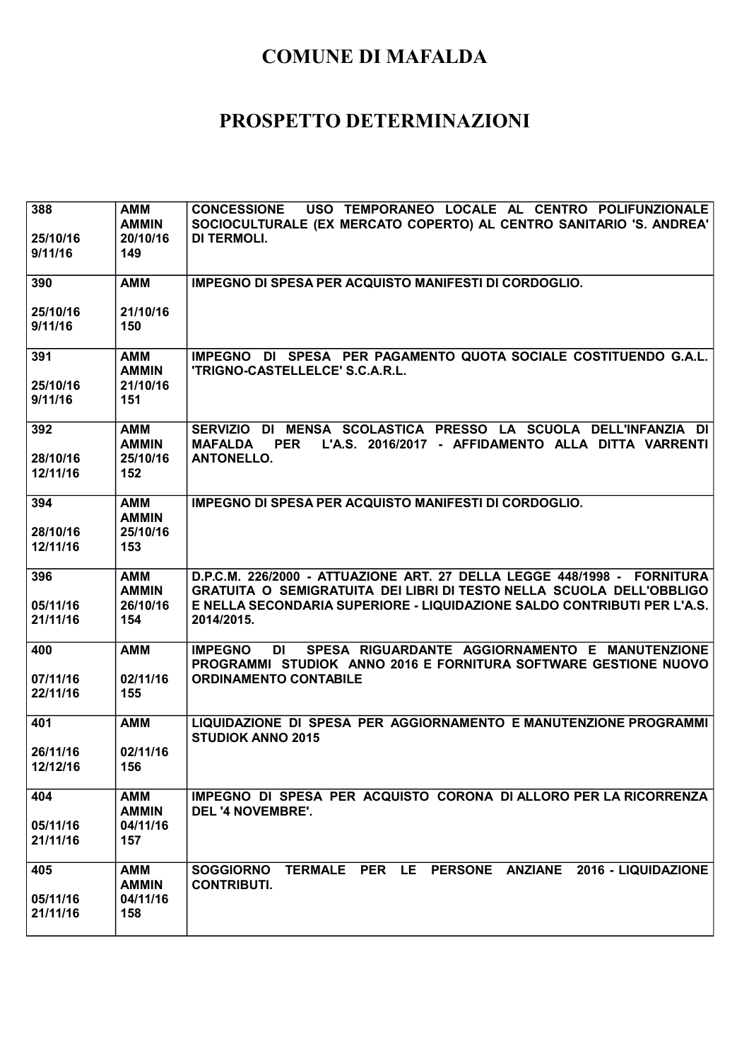# COMUNE DI MAFALDA

# PROSPETTO DETERMINAZIONI

| | | |
|---|---|---|
| 388<br><br>25/10/16<br>9/11/16 | AMM<br>AMMIN<br>20/10/16<br>149 | CONCESSIONE USO TEMPORANEO LOCALE AL CENTRO POLIFUNZIONALE SOCIOCULTURALE (EX MERCATO COPERTO) AL CENTRO SANITARIO 'S. ANDREA' DI TERMOLI. |
| 390<br><br>25/10/16<br>9/11/16 | AMM<br><br>21/10/16<br>150 | IMPEGNO DI SPESA PER ACQUISTO MANIFESTI DI CORDOGLIO. |
| 391<br><br>25/10/16<br>9/11/16 | AMM<br>AMMIN<br>21/10/16<br>151 | IMPEGNO DI SPESA PER PAGAMENTO QUOTA SOCIALE COSTITUENDO G.A.L. 'TRIGNO-CASTELLELCE' S.C.A.R.L. |
| 392<br><br>28/10/16<br>12/11/16 | AMM<br>AMMIN<br>25/10/16<br>152 | SERVIZIO DI MENSA SCOLASTICA PRESSO LA SCUOLA DELL'INFANZIA DI MAFALDA PER L'A.S. 2016/2017 - AFFIDAMENTO ALLA DITTA VARRENTI ANTONELLO. |
| 394<br><br>28/10/16<br>12/11/16 | AMM<br>AMMIN<br>25/10/16<br>153 | IMPEGNO DI SPESA PER ACQUISTO MANIFESTI DI CORDOGLIO. |
| 396<br><br>05/11/16<br>21/11/16 | AMM<br>AMMIN<br>26/10/16<br>154 | D.P.C.M. 226/2000 - ATTUAZIONE ART. 27 DELLA LEGGE 448/1998 - FORNITURA GRATUITA O SEMIGRATUITA DEI LIBRI DI TESTO NELLA SCUOLA DELL'OBBLIGO E NELLA SECONDARIA SUPERIORE - LIQUIDAZIONE SALDO CONTRIBUTI PER L'A.S. 2014/2015. |
| 400<br><br>07/11/16<br>22/11/16 | AMM<br><br>02/11/16<br>155 | IMPEGNO DI SPESA RIGUARDANTE AGGIORNAMENTO E MANUTENZIONE PROGRAMMI STUDIOK ANNO 2016 E FORNITURA SOFTWARE GESTIONE NUOVO ORDINAMENTO CONTABILE |
| 401<br><br>26/11/16<br>12/12/16 | AMM<br><br>02/11/16<br>156 | LIQUIDAZIONE DI SPESA PER AGGIORNAMENTO E MANUTENZIONE PROGRAMMI STUDIOK ANNO 2015 |
| 404<br><br>05/11/16<br>21/11/16 | AMM<br>AMMIN<br>04/11/16<br>157 | IMPEGNO DI SPESA PER ACQUISTO CORONA DI ALLORO PER LA RICORRENZA DEL '4 NOVEMBRE'. |
| 405<br><br>05/11/16<br>21/11/16 | AMM<br>AMMIN<br>04/11/16<br>158 | SOGGIORNO TERMALE PER LE PERSONE ANZIANE 2016 - LIQUIDAZIONE CONTRIBUTI. |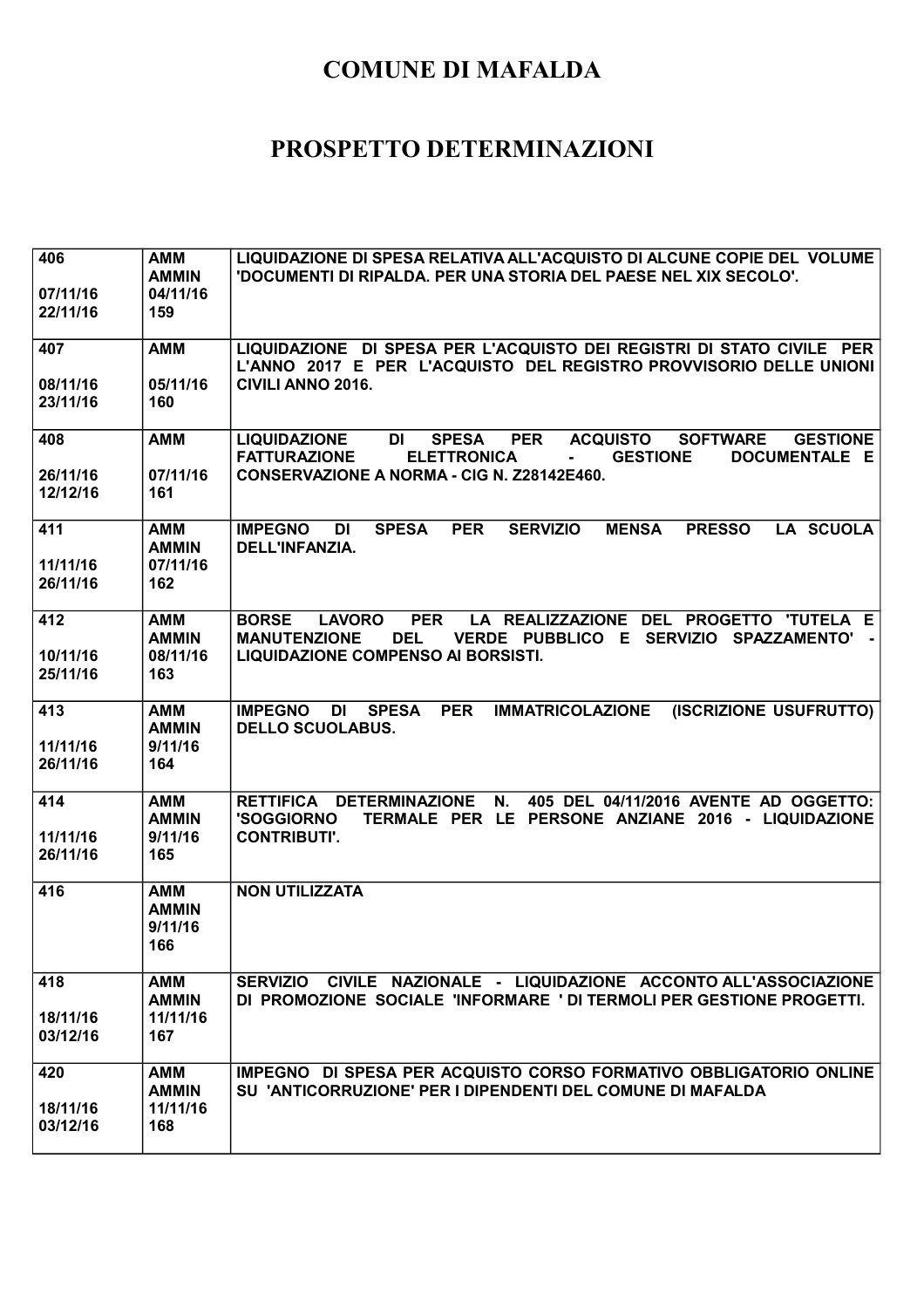# COMUNE DI MAFALDA

# PROSPETTO DETERMINAZIONI

| | | |
|---|---|---|
| 406<br><br>07/11/16<br>22/11/16 | AMM<br>AMMIN<br>04/11/16<br>159 | LIQUIDAZIONE DI SPESA RELATIVA ALL'ACQUISTO DI ALCUNE COPIE DEL VOLUME 'DOCUMENTI DI RIPALDA. PER UNA STORIA DEL PAESE NEL XIX SECOLO'. |
| 407<br><br>08/11/16<br>23/11/16 | AMM<br><br>05/11/16<br>160 | LIQUIDAZIONE DI SPESA PER L'ACQUISTO DEI REGISTRI DI STATO CIVILE PER L'ANNO 2017 E PER L'ACQUISTO DEL REGISTRO PROVVISORIO DELLE UNIONI CIVILI ANNO 2016. |
| 408<br><br>26/11/16<br>12/12/16 | AMM<br><br>07/11/16<br>161 | LIQUIDAZIONE DI SPESA PER ACQUISTO SOFTWARE GESTIONE FATTURAZIONE ELETTRONICA - GESTIONE DOCUMENTALE E CONSERVAZIONE A NORMA - CIG N. Z28142E460. |
| 411<br><br>11/11/16<br>26/11/16 | AMM<br>AMMIN<br>07/11/16<br>162 | IMPEGNO DI SPESA PER SERVIZIO MENSA PRESSO LA SCUOLA DELL'INFANZIA. |
| 412<br><br>10/11/16<br>25/11/16 | AMM<br>AMMIN<br>08/11/16<br>163 | BORSE LAVORO PER LA REALIZZAZIONE DEL PROGETTO 'TUTELA E MANUTENZIONE DEL VERDE PUBBLICO E SERVIZIO SPAZZAMENTO' - LIQUIDAZIONE COMPENSO AI BORSISTI. |
| 413<br><br>11/11/16<br>26/11/16 | AMM<br>AMMIN<br>9/11/16<br>164 | IMPEGNO DI SPESA PER IMMATRICOLAZIONE (ISCRIZIONE USUFRUTTO) DELLO SCUOLABUS. |
| 414<br><br>11/11/16<br>26/11/16 | AMM<br>AMMIN<br>9/11/16<br>165 | RETTIFICA DETERMINAZIONE N. 405 DEL 04/11/2016 AVENTE AD OGGETTO: 'SOGGIORNO TERMALE PER LE PERSONE ANZIANE 2016 - LIQUIDAZIONE CONTRIBUTI'. |
| 416 | AMM<br>AMMIN<br>9/11/16<br>166 | NON UTILIZZATA |
| 418<br><br>18/11/16<br>03/12/16 | AMM<br>AMMIN<br>11/11/16<br>167 | SERVIZIO CIVILE NAZIONALE - LIQUIDAZIONE ACCONTO ALL'ASSOCIAZIONE DI PROMOZIONE SOCIALE 'INFORMARE ' DI TERMOLI PER GESTIONE PROGETTI. |
| 420<br><br>18/11/16<br>03/12/16 | AMM<br>AMMIN<br>11/11/16<br>168 | IMPEGNO DI SPESA PER ACQUISTO CORSO FORMATIVO OBBLIGATORIO ONLINE SU 'ANTICORRUZIONE' PER I DIPENDENTI DEL COMUNE DI MAFALDA |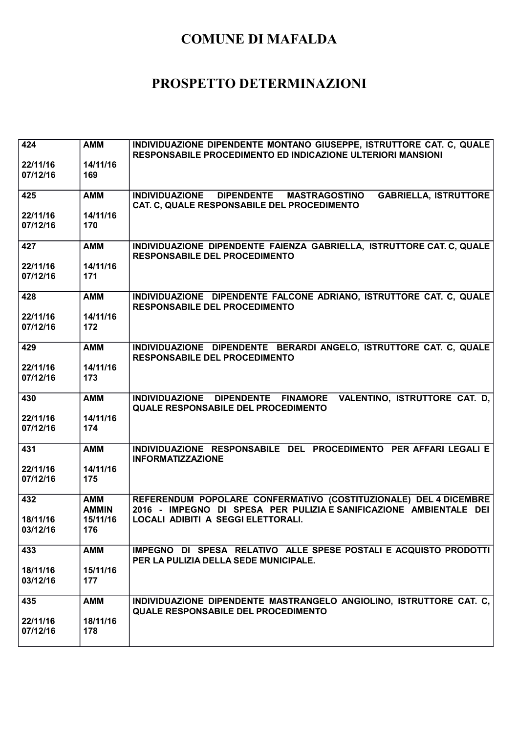# COMUNE DI MAFALDA

# PROSPETTO DETERMINAZIONI

| | | |
|---|---|---|
| 424<br><br>22/11/16<br>07/12/16 | AMM<br><br>14/11/16<br>169 | INDIVIDUAZIONE DIPENDENTE MONTANO GIUSEPPE, ISTRUTTORE CAT. C, QUALE RESPONSABILE PROCEDIMENTO ED INDICAZIONE ULTERIORI MANSIONI |
| 425<br><br>22/11/16<br>07/12/16 | AMM<br><br>14/11/16<br>170 | INDIVIDUAZIONE DIPENDENTE MASTRAGOSTINO GABRIELLA, ISTRUTTORE CAT. C, QUALE RESPONSABILE DEL PROCEDIMENTO |
| 427<br><br>22/11/16<br>07/12/16 | AMM<br><br>14/11/16<br>171 | INDIVIDUAZIONE DIPENDENTE FAIENZA GABRIELLA, ISTRUTTORE CAT. C, QUALE RESPONSABILE DEL PROCEDIMENTO |
| 428<br><br>22/11/16<br>07/12/16 | AMM<br><br>14/11/16<br>172 | INDIVIDUAZIONE DIPENDENTE FALCONE ADRIANO, ISTRUTTORE CAT. C, QUALE RESPONSABILE DEL PROCEDIMENTO |
| 429<br><br>22/11/16<br>07/12/16 | AMM<br><br>14/11/16<br>173 | INDIVIDUAZIONE DIPENDENTE BERARDI ANGELO, ISTRUTTORE CAT. C, QUALE RESPONSABILE DEL PROCEDIMENTO |
| 430<br><br>22/11/16<br>07/12/16 | AMM<br><br>14/11/16<br>174 | INDIVIDUAZIONE DIPENDENTE FINAMORE VALENTINO, ISTRUTTORE CAT. D, QUALE RESPONSABILE DEL PROCEDIMENTO |
| 431<br><br>22/11/16<br>07/12/16 | AMM<br><br>14/11/16<br>175 | INDIVIDUAZIONE RESPONSABILE DEL PROCEDIMENTO PER AFFARI LEGALI E INFORMATIZZAZIONE |
| 432<br><br>18/11/16<br>03/12/16 | AMM<br>AMMIN<br>15/11/16<br>176 | REFERENDUM POPOLARE CONFERMATIVO (COSTITUZIONALE) DEL 4 DICEMBRE 2016 - IMPEGNO DI SPESA PER PULIZIA E SANIFICAZIONE AMBIENTALE DEI LOCALI ADIBITI A SEGGI ELETTORALI. |
| 433<br><br>18/11/16<br>03/12/16 | AMM<br><br>15/11/16<br>177 | IMPEGNO DI SPESA RELATIVO ALLE SPESE POSTALI E ACQUISTO PRODOTTI PER LA PULIZIA DELLA SEDE MUNICIPALE. |
| 435<br><br>22/11/16<br>07/12/16 | AMM<br><br>18/11/16<br>178 | INDIVIDUAZIONE DIPENDENTE MASTRANGELO ANGIOLINO, ISTRUTTORE CAT. C, QUALE RESPONSABILE DEL PROCEDIMENTO |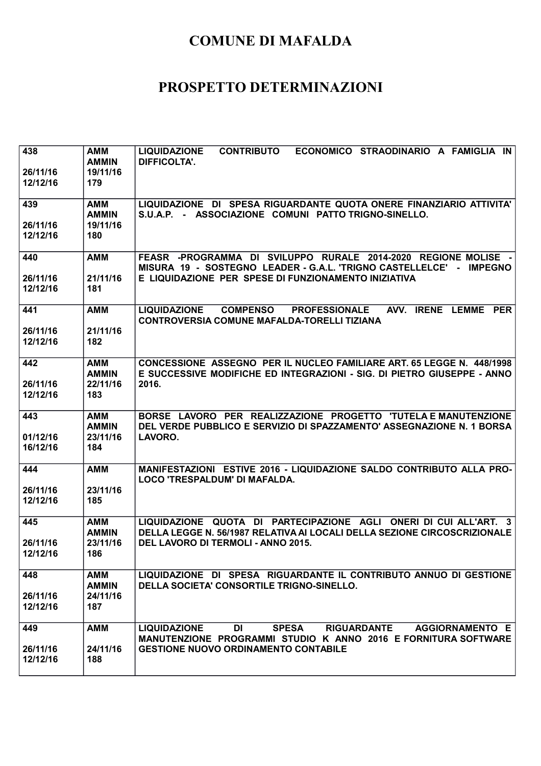# COMUNE DI MAFALDA

# PROSPETTO DETERMINAZIONI

| | | |
|---|---|---|
| **438**<br><br>**26/11/16**<br>**12/12/16** | **AMM**<br>**AMMIN**<br>**19/11/16**<br>**179** | **LIQUIDAZIONE CONTRIBUTO ECONOMICO STRAORDINARIO A FAMIGLIA IN DIFFICOLTA'.** |
| **439**<br><br>**26/11/16**<br>**12/12/16** | **AMM**<br>**AMMIN**<br>**19/11/16**<br>**180** | **LIQUIDAZIONE DI SPESA RIGUARDANTE QUOTA ONERE FINANZIARIO ATTIVITA' S.U.A.P. - ASSOCIAZIONE COMUNI PATTO TRIGNO-SINELLO.** |
| **440**<br><br>**26/11/16**<br>**12/12/16** | **AMM**<br><br>**21/11/16**<br>**181** | **FEASR -PROGRAMMA DI SVILUPPO RURALE 2014-2020 REGIONE MOLISE - MISURA 19 - SOSTEGNO LEADER - G.A.L. 'TRIGNO CASTELLELCE' - IMPEGNO E LIQUIDAZIONE PER SPESE DI FUNZIONAMENTO INIZIATIVA** |
| **441**<br><br>**26/11/16**<br>**12/12/16** | **AMM**<br><br>**21/11/16**<br>**182** | **LIQUIDAZIONE COMPENSO PROFESSIONALE AVV. IRENE LEMME PER CONTROVERSIA COMUNE MAFALDA-TORELLI TIZIANA** |
| **442**<br><br>**26/11/16**<br>**12/12/16** | **AMM**<br>**AMMIN**<br>**22/11/16**<br>**183** | **CONCESSIONE ASSEGNO PER IL NUCLEO FAMILIARE ART. 65 LEGGE N. 448/1998 E SUCCESSIVE MODIFICHE ED INTEGRAZIONI - SIG. DI PIETRO GIUSEPPE - ANNO 2016.** |
| **443**<br><br>**01/12/16**<br>**16/12/16** | **AMM**<br>**AMMIN**<br>**23/11/16**<br>**184** | **BORSE LAVORO PER REALIZZAZIONE PROGETTO 'TUTELA E MANUTENZIONE DEL VERDE PUBBLICO E SERVIZIO DI SPAZZAMENTO' ASSEGNAZIONE N. 1 BORSA LAVORO.** |
| **444**<br><br>**26/11/16**<br>**12/12/16** | **AMM**<br><br>**23/11/16**<br>**185** | **MANIFESTAZIONI ESTIVE 2016 - LIQUIDAZIONE SALDO CONTRIBUTO ALLA PRO-LOCO 'TRESPALDUM' DI MAFALDA.** |
| **445**<br><br>**26/11/16**<br>**12/12/16** | **AMM**<br>**AMMIN**<br>**23/11/16**<br>**186** | **LIQUIDAZIONE QUOTA DI PARTECIPAZIONE AGLI ONERI DI CUI ALL'ART. 3 DELLA LEGGE N. 56/1987 RELATIVA AI LOCALI DELLA SEZIONE CIRCOSCRIZIONALE DEL LAVORO DI TERMOLI - ANNO 2015.** |
| **448**<br><br>**26/11/16**<br>**12/12/16** | **AMM**<br>**AMMIN**<br>**24/11/16**<br>**187** | **LIQUIDAZIONE DI SPESA RIGUARDANTE IL CONTRIBUTO ANNUO DI GESTIONE DELLA SOCIETA' CONSORTILE TRIGNO-SINELLO.** |
| **449**<br><br>**26/11/16**<br>**12/12/16** | **AMM**<br><br>**24/11/16**<br>**188** | **LIQUIDAZIONE DI SPESA RIGUARDANTE AGGIORNAMENTO E MANUTENZIONE PROGRAMMI STUDIO K ANNO 2016 E FORNITURA SOFTWARE GESTIONE NUOVO ORDINAMENTO CONTABILE** |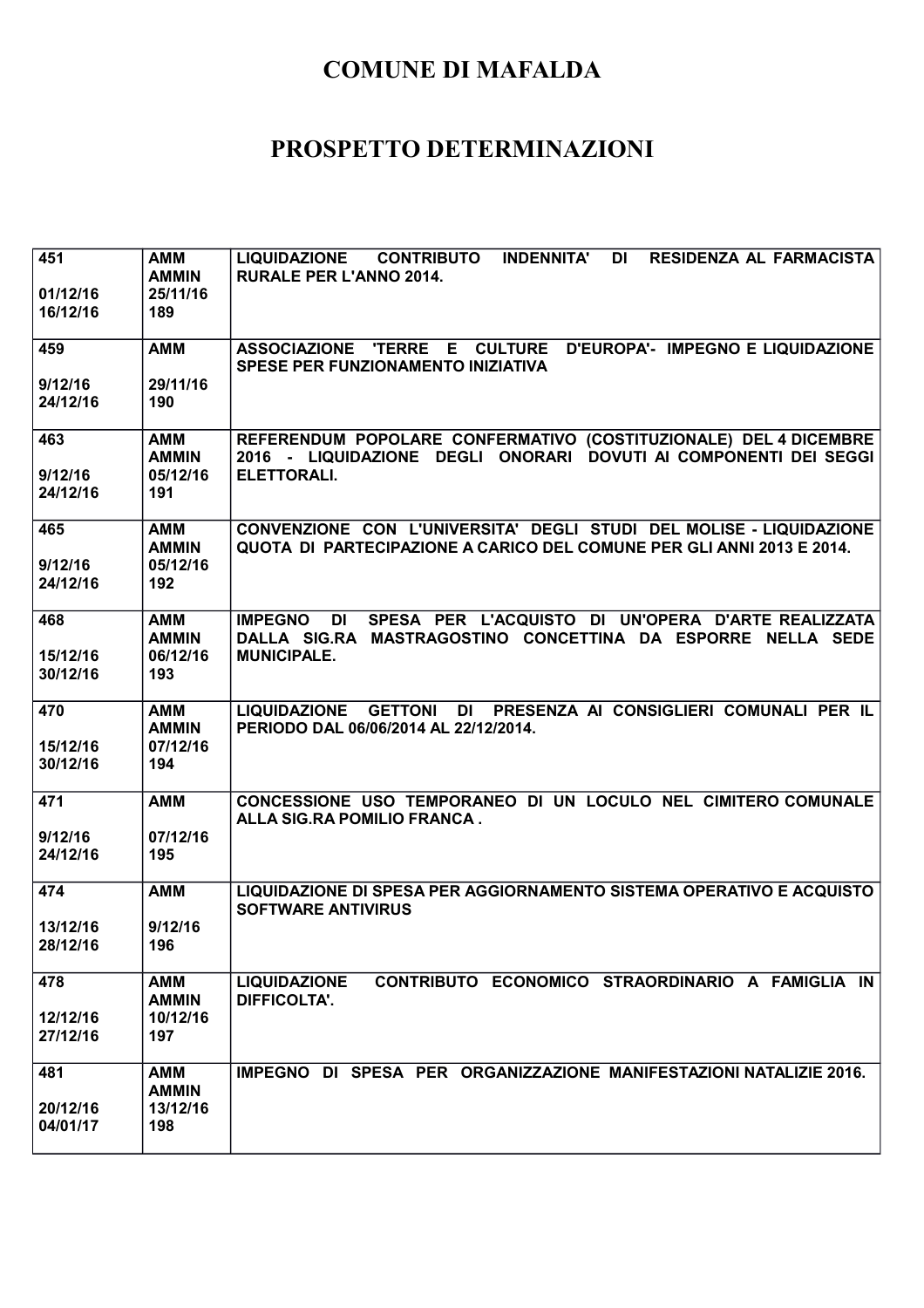# COMUNE DI MAFALDA

# PROSPETTO DETERMINAZIONI

| | | |
|---|---|---|
| **451**<br><br>**01/12/16**<br>**16/12/16** | **AMM**<br>**AMMIN**<br>**25/11/16**<br>**189** | **LIQUIDAZIONE CONTRIBUTO INDENNITA' DI RESIDENZA AL FARMACISTA RURALE PER L'ANNO 2014.** |
| **459**<br><br>**9/12/16**<br>**24/12/16** | **AMM**<br><br>**29/11/16**<br>**190** | **ASSOCIAZIONE 'TERRE E CULTURE D'EUROPA'- IMPEGNO E LIQUIDAZIONE SPESE PER FUNZIONAMENTO INIZIATIVA** |
| **463**<br><br>**9/12/16**<br>**24/12/16** | **AMM**<br>**AMMIN**<br>**05/12/16**<br>**191** | **REFERENDUM POPOLARE CONFERMATIVO (COSTITUZIONALE) DEL 4 DICEMBRE 2016 - LIQUIDAZIONE DEGLI ONORARI DOVUTI AI COMPONENTI DEI SEGGI ELETTORALI.** |
| **465**<br><br>**9/12/16**<br>**24/12/16** | **AMM**<br>**AMMIN**<br>**05/12/16**<br>**192** | **CONVENZIONE CON L'UNIVERSITA' DEGLI STUDI DEL MOLISE - LIQUIDAZIONE QUOTA DI PARTECIPAZIONE A CARICO DEL COMUNE PER GLI ANNI 2013 E 2014.** |
| **468**<br><br>**15/12/16**<br>**30/12/16** | **AMM**<br>**AMMIN**<br>**06/12/16**<br>**193** | **IMPEGNO DI SPESA PER L'ACQUISTO DI UN'OPERA D'ARTE REALIZZATA DALLA SIG.RA MASTRAGOSTINO CONCETTINA DA ESPORRE NELLA SEDE MUNICIPALE.** |
| **470**<br><br>**15/12/16**<br>**30/12/16** | **AMM**<br>**AMMIN**<br>**07/12/16**<br>**194** | **LIQUIDAZIONE GETTONI DI PRESENZA AI CONSIGLIERI COMUNALI PER IL PERIODO DAL 06/06/2014 AL 22/12/2014.** |
| **471**<br><br>**9/12/16**<br>**24/12/16** | **AMM**<br><br>**07/12/16**<br>**195** | **CONCESSIONE USO TEMPORANEO DI UN LOCULO NEL CIMITERO COMUNALE ALLA SIG.RA POMILIO FRANCA .** |
| **474**<br><br>**13/12/16**<br>**28/12/16** | **AMM**<br><br>**9/12/16**<br>**196** | **LIQUIDAZIONE DI SPESA PER AGGIORNAMENTO SISTEMA OPERATIVO E ACQUISTO SOFTWARE ANTIVIRUS** |
| **478**<br><br>**12/12/16**<br>**27/12/16** | **AMM**<br>**AMMIN**<br>**10/12/16**<br>**197** | **LIQUIDAZIONE CONTRIBUTO ECONOMICO STRAORDINARIO A FAMIGLIA IN DIFFICOLTA'.** |
| **481**<br><br>**20/12/16**<br>**04/01/17** | **AMM**<br>**AMMIN**<br>**13/12/16**<br>**198** | **IMPEGNO DI SPESA PER ORGANIZZAZIONE MANIFESTAZIONI NATALIZIE 2016.** |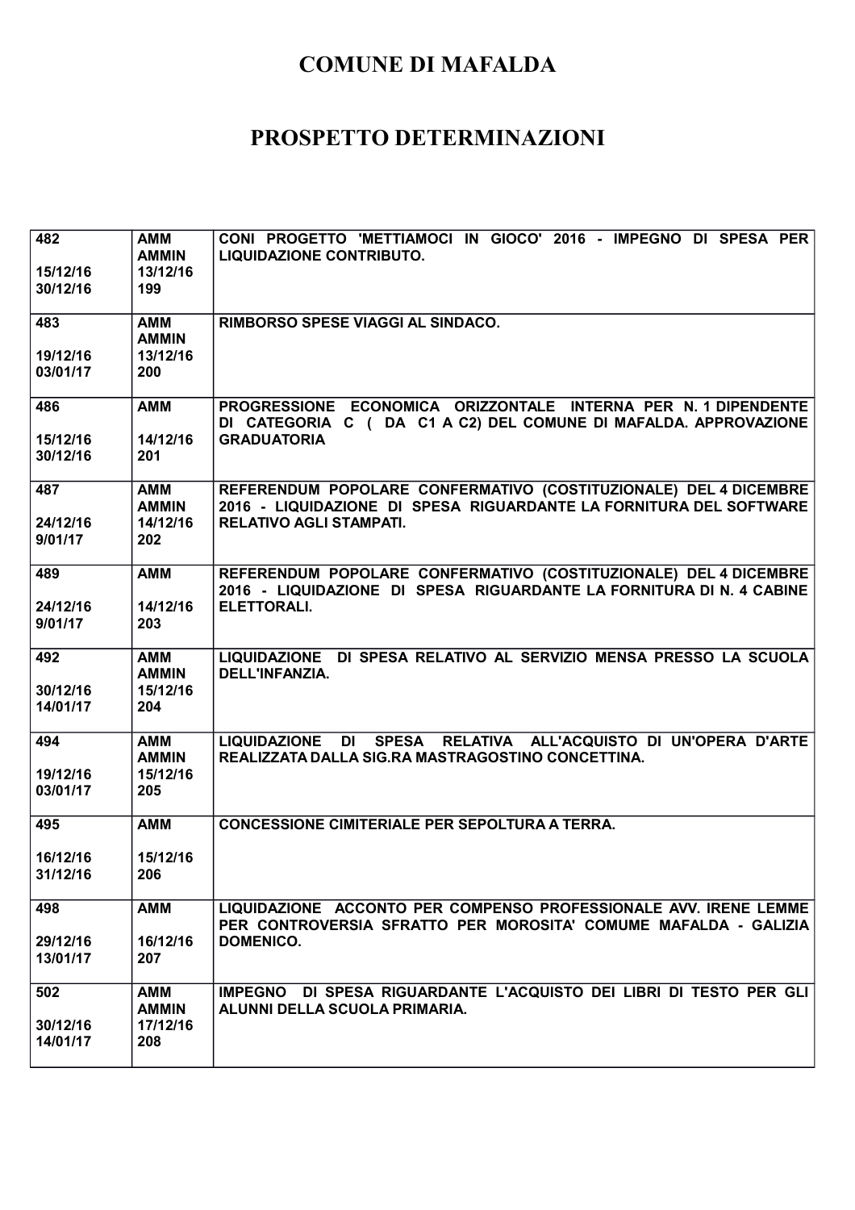# COMUNE DI MAFALDA

# PROSPETTO DETERMINAZIONI

| | | |
|---|---|---|
| 482<br><br>15/12/16<br>30/12/16 | AMM<br>AMMIN<br>13/12/16<br>199 | CONI PROGETTO 'METTIAMOCI IN GIOCO' 2016 - IMPEGNO DI SPESA PER LIQUIDAZIONE CONTRIBUTO. |
| 483<br><br>19/12/16<br>03/01/17 | AMM<br>AMMIN<br>13/12/16<br>200 | RIMBORSO SPESE VIAGGI AL SINDACO. |
| 486<br><br>15/12/16<br>30/12/16 | AMM<br><br>14/12/16<br>201 | PROGRESSIONE ECONOMICA ORIZZONTALE INTERNA PER N. 1 DIPENDENTE DI CATEGORIA C ( DA C1 A C2) DEL COMUNE DI MAFALDA. APPROVAZIONE GRADUATORIA |
| 487<br><br>24/12/16<br>9/01/17 | AMM<br>AMMIN<br>14/12/16<br>202 | REFERENDUM POPOLARE CONFERMATIVO (COSTITUZIONALE) DEL 4 DICEMBRE 2016 - LIQUIDAZIONE DI SPESA RIGUARDANTE LA FORNITURA DEL SOFTWARE RELATIVO AGLI STAMPATI. |
| 489<br><br>24/12/16<br>9/01/17 | AMM<br><br>14/12/16<br>203 | REFERENDUM POPOLARE CONFERMATIVO (COSTITUZIONALE) DEL 4 DICEMBRE 2016 - LIQUIDAZIONE DI SPESA RIGUARDANTE LA FORNITURA DI N. 4 CABINE ELETTORALI. |
| 492<br><br>30/12/16<br>14/01/17 | AMM<br>AMMIN<br>15/12/16<br>204 | LIQUIDAZIONE DI SPESA RELATIVO AL SERVIZIO MENSA PRESSO LA SCUOLA DELL'INFANZIA. |
| 494<br><br>19/12/16<br>03/01/17 | AMM<br>AMMIN<br>15/12/16<br>205 | LIQUIDAZIONE DI SPESA RELATIVA ALL'ACQUISTO DI UN'OPERA D'ARTE REALIZZATA DALLA SIG.RA MASTRAGOSTINO CONCETTINA. |
| 495<br><br>16/12/16<br>31/12/16 | AMM<br><br>15/12/16<br>206 | CONCESSIONE CIMITERIALE PER SEPOLTURA A TERRA. |
| 498<br><br>29/12/16<br>13/01/17 | AMM<br><br>16/12/16<br>207 | LIQUIDAZIONE ACCONTO PER COMPENSO PROFESSIONALE AVV. IRENE LEMME PER CONTROVERSIA SFRATTO PER MOROSITA' COMUME MAFALDA - GALIZIA DOMENICO. |
| 502<br><br>30/12/16<br>14/01/17 | AMM<br>AMMIN<br>17/12/16<br>208 | IMPEGNO DI SPESA RIGUARDANTE L'ACQUISTO DEI LIBRI DI TESTO PER GLI ALUNNI DELLA SCUOLA PRIMARIA. |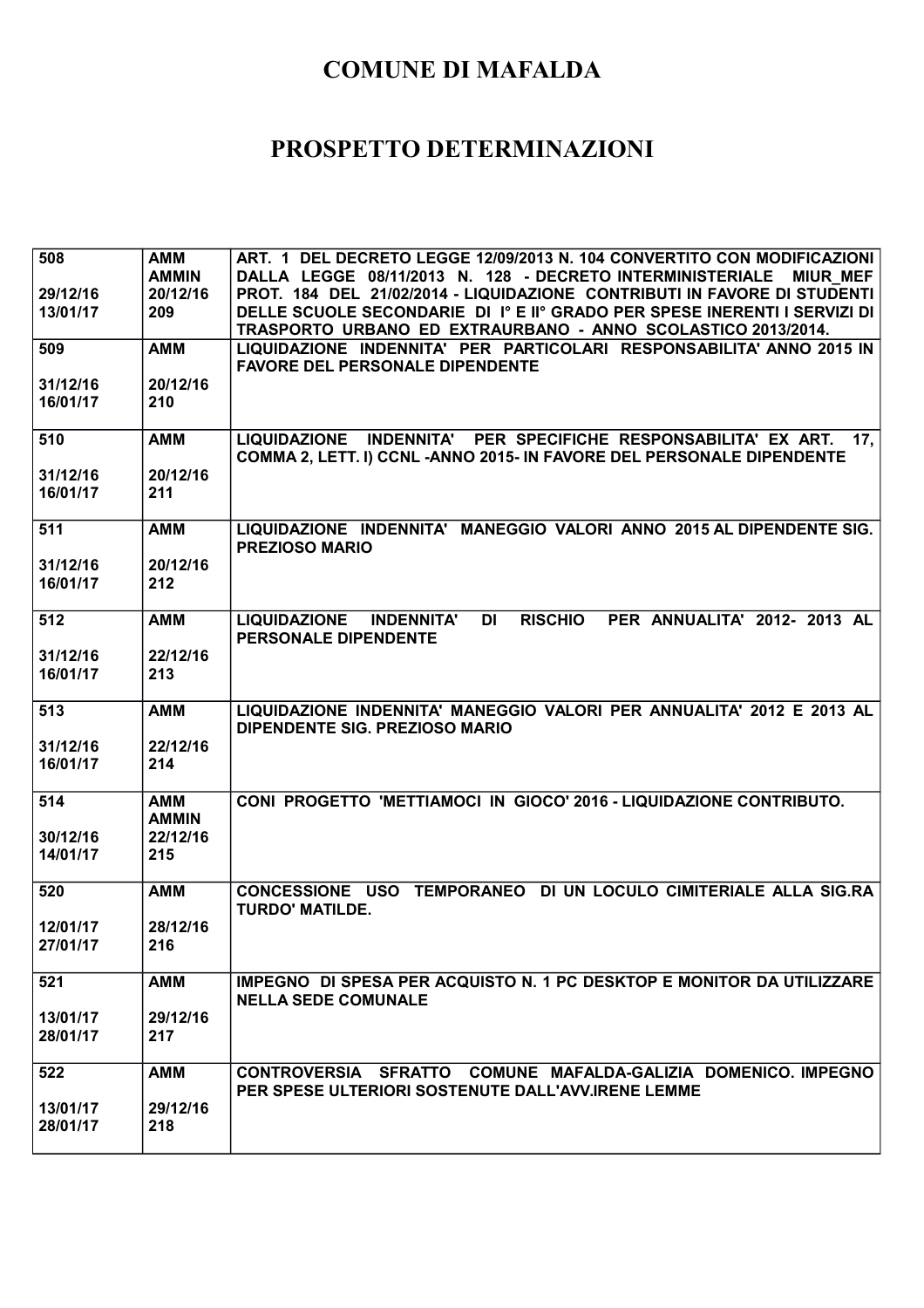# COMUNE DI MAFALDA

# PROSPETTO DETERMINAZIONI

| | | |
|---|---|---|
| 508<br><br>29/12/16<br>13/01/17 | AMM<br>AMMIN<br>20/12/16<br>209 | ART. 1 DEL DECRETO LEGGE 12/09/2013 N. 104 CONVERTITO CON MODIFICAZIONI DALLA LEGGE 08/11/2013 N. 128 - DECRETO INTERMINISTERIALE MIUR_MEF PROT. 184 DEL 21/02/2014 - LIQUIDAZIONE CONTRIBUTI IN FAVORE DI STUDENTI DELLE SCUOLE SECONDARIE DI I° E II° GRADO PER SPESE INERENTI I SERVIZI DI TRASPORTO URBANO ED EXTRAURBANO - ANNO SCOLASTICO 2013/2014. |
| 509<br><br>31/12/16<br>16/01/17 | AMM<br><br>20/12/16<br>210 | LIQUIDAZIONE INDENNITA' PER PARTICOLARI RESPONSABILITA' ANNO 2015 IN FAVORE DEL PERSONALE DIPENDENTE |
| 510<br><br>31/12/16<br>16/01/17 | AMM<br><br>20/12/16<br>211 | LIQUIDAZIONE INDENNITA' PER SPECIFICHE RESPONSABILITA' EX ART. 17, COMMA 2, LETT. I) CCNL -ANNO 2015- IN FAVORE DEL PERSONALE DIPENDENTE |
| 511<br><br>31/12/16<br>16/01/17 | AMM<br><br>20/12/16<br>212 | LIQUIDAZIONE INDENNITA' MANEGGIO VALORI ANNO 2015 AL DIPENDENTE SIG. PREZIOSO MARIO |
| 512<br><br>31/12/16<br>16/01/17 | AMM<br><br>22/12/16<br>213 | LIQUIDAZIONE INDENNITA' DI RISCHIO PER ANNUALITA' 2012- 2013 AL PERSONALE DIPENDENTE |
| 513<br><br>31/12/16<br>16/01/17 | AMM<br><br>22/12/16<br>214 | LIQUIDAZIONE INDENNITA' MANEGGIO VALORI PER ANNUALITA' 2012 E 2013 AL DIPENDENTE SIG. PREZIOSO MARIO |
| 514<br><br>30/12/16<br>14/01/17 | AMM<br>AMMIN<br>22/12/16<br>215 | CONI PROGETTO 'METTIAMOCI IN GIOCO' 2016 - LIQUIDAZIONE CONTRIBUTO. |
| 520<br><br>12/01/17<br>27/01/17 | AMM<br><br>28/12/16<br>216 | CONCESSIONE USO TEMPORANEO DI UN LOCULO CIMITERIALE ALLA SIG.RA TURDO' MATILDE. |
| 521<br><br>13/01/17<br>28/01/17 | AMM<br><br>29/12/16<br>217 | IMPEGNO DI SPESA PER ACQUISTO N. 1 PC DESKTOP E MONITOR DA UTILIZZARE NELLA SEDE COMUNALE |
| 522<br><br>13/01/17<br>28/01/17 | AMM<br><br>29/12/16<br>218 | CONTROVERSIA SFRATTO COMUNE MAFALDA-GALIZIA DOMENICO. IMPEGNO PER SPESE ULTERIORI SOSTENUTE DALL'AVV.IRENE LEMME |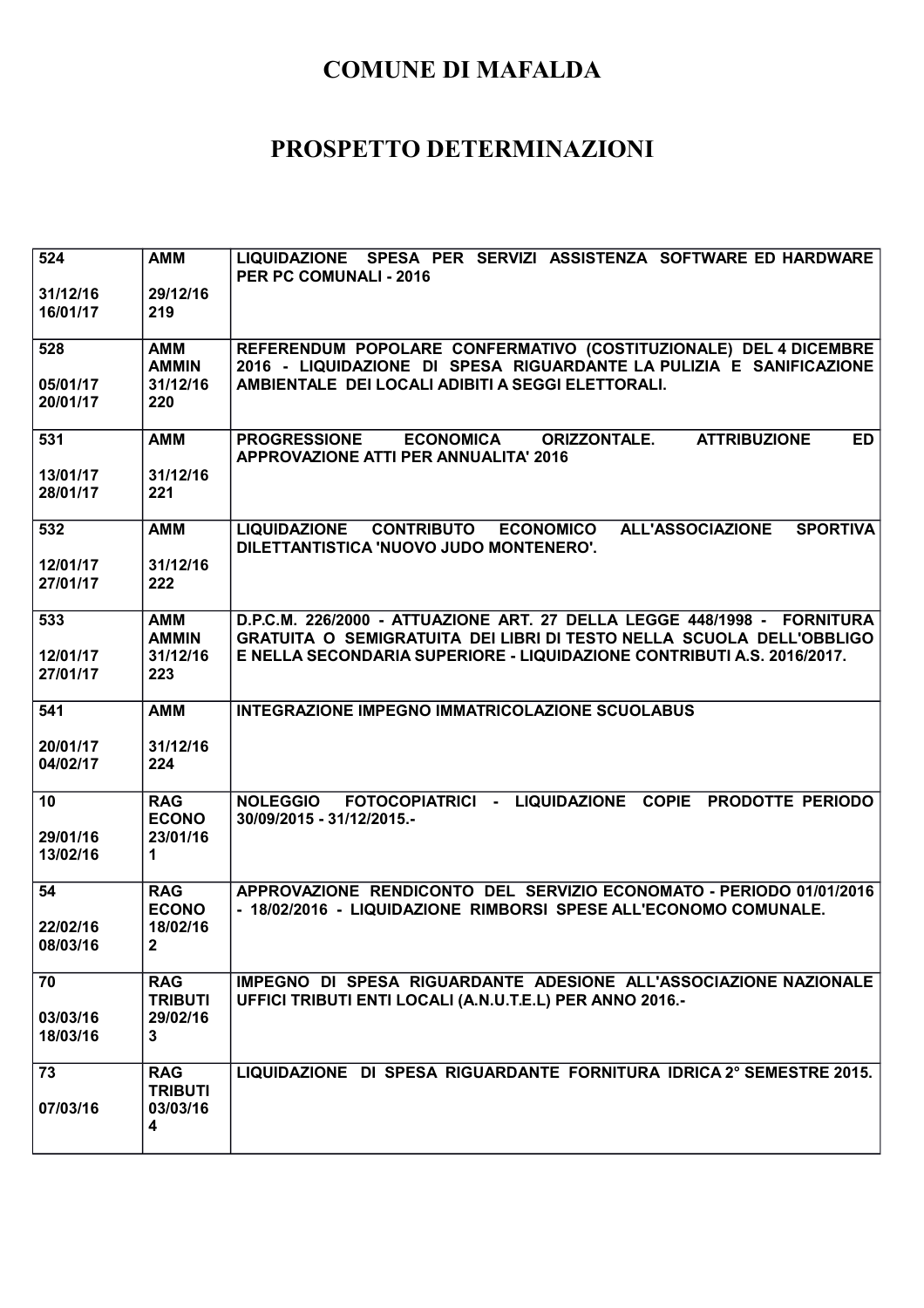# COMUNE DI MAFALDA

# PROSPETTO DETERMINAZIONI

| | | |
|---|---|---|
| 524<br><br>31/12/16<br>16/01/17 | AMM<br><br>29/12/16<br>219 | LIQUIDAZIONE SPESA PER SERVIZI ASSISTENZA SOFTWARE ED HARDWARE PER PC COMUNALI - 2016 |
| 528<br><br>05/01/17<br>20/01/17 | AMM<br>AMMIN<br>31/12/16<br>220 | REFERENDUM POPOLARE CONFERMATIVO (COSTITUZIONALE) DEL 4 DICEMBRE 2016 - LIQUIDAZIONE DI SPESA RIGUARDANTE LA PULIZIA E SANIFICAZIONE AMBIENTALE DEI LOCALI ADIBITI A SEGGI ELETTORALI. |
| 531<br><br>13/01/17<br>28/01/17 | AMM<br><br>31/12/16<br>221 | PROGRESSIONE ECONOMICA ORIZZONTALE. ATTRIBUZIONE ED APPROVAZIONE ATTI PER ANNUALITA' 2016 |
| 532<br><br>12/01/17<br>27/01/17 | AMM<br><br>31/12/16<br>222 | LIQUIDAZIONE CONTRIBUTO ECONOMICO ALL'ASSOCIAZIONE SPORTIVA DILETTANTISTICA 'NUOVO JUDO MONTENERO'. |
| 533<br><br>12/01/17<br>27/01/17 | AMM<br>AMMIN<br>31/12/16<br>223 | D.P.C.M. 226/2000 - ATTUAZIONE ART. 27 DELLA LEGGE 448/1998 - FORNITURA GRATUITA O SEMIGRATUITA DEI LIBRI DI TESTO NELLA SCUOLA DELL'OBBLIGO E NELLA SECONDARIA SUPERIORE - LIQUIDAZIONE CONTRIBUTI A.S. 2016/2017. |
| 541<br><br>20/01/17<br>04/02/17 | AMM<br><br>31/12/16<br>224 | INTEGRAZIONE IMPEGNO IMMATRICOLAZIONE SCUOLABUS |
| 10<br><br>29/01/16<br>13/02/16 | RAG<br>ECONO<br>23/01/16<br>1 | NOLEGGIO FOTOCOPIATRICI - LIQUIDAZIONE COPIE PRODOTTE PERIODO 30/09/2015 - 31/12/2015.- |
| 54<br><br>22/02/16<br>08/03/16 | RAG<br>ECONO<br>18/02/16<br>2 | APPROVAZIONE RENDICONTO DEL SERVIZIO ECONOMATO - PERIODO 01/01/2016 - 18/02/2016 - LIQUIDAZIONE RIMBORSI SPESE ALL'ECONOMO COMUNALE. |
| 70<br><br>03/03/16<br>18/03/16 | RAG<br>TRIBUTI<br>29/02/16<br>3 | IMPEGNO DI SPESA RIGUARDANTE ADESIONE ALL'ASSOCIAZIONE NAZIONALE UFFICI TRIBUTI ENTI LOCALI (A.N.U.T.E.L) PER ANNO 2016.- |
| 73<br><br>07/03/16 | RAG<br>TRIBUTI<br>03/03/16<br>4 | LIQUIDAZIONE DI SPESA RIGUARDANTE FORNITURA IDRICA 2° SEMESTRE 2015. |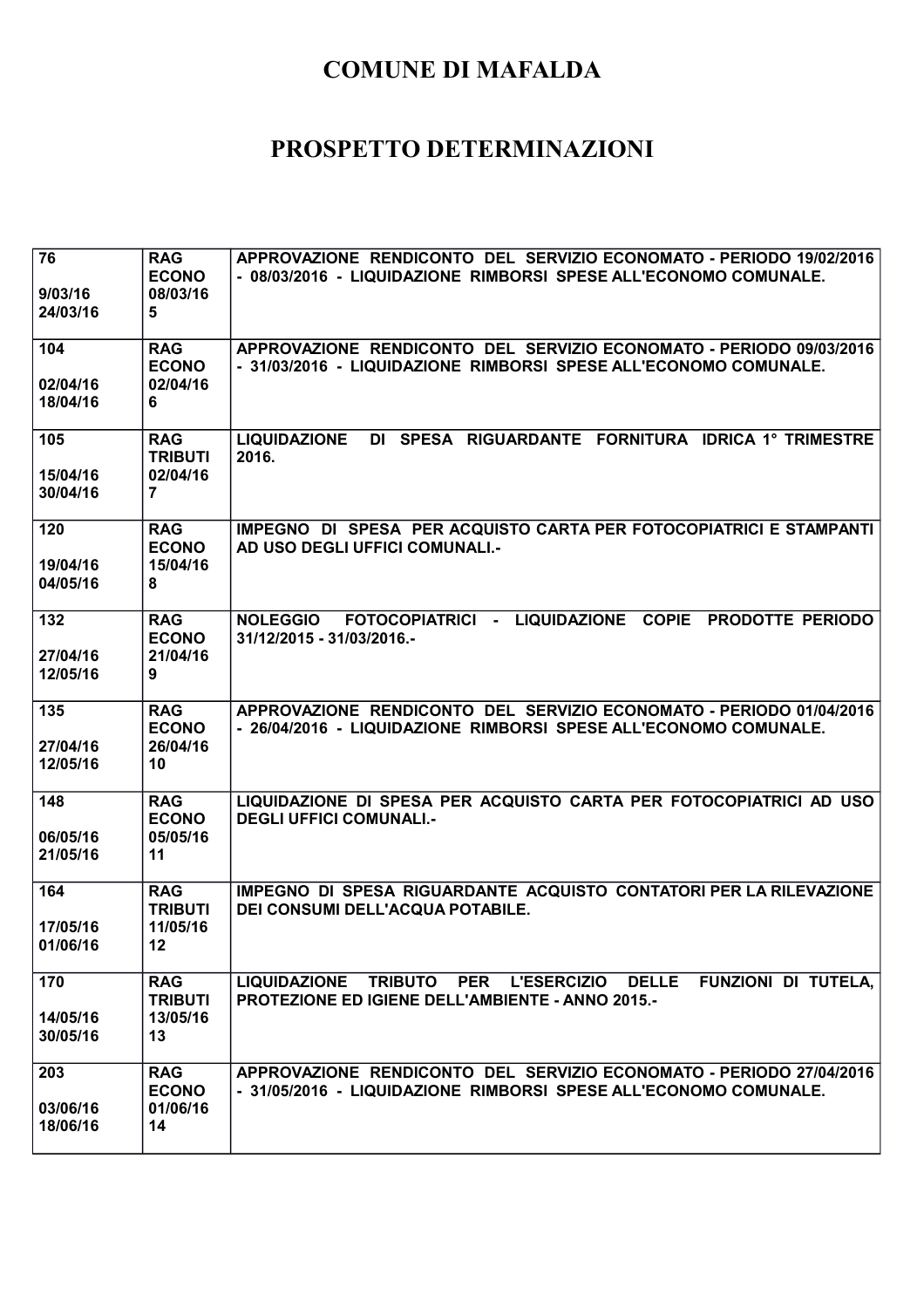# COMUNE DI MAFALDA

# PROSPETTO DETERMINAZIONI

| | | |
|---|---|---|
| 76<br><br>9/03/16<br>24/03/16 | RAG<br>ECONO<br>08/03/16<br>5 | APPROVAZIONE RENDICONTO DEL SERVIZIO ECONOMATO - PERIODO 19/02/2016 - 08/03/2016 - LIQUIDAZIONE RIMBORSI SPESE ALL'ECONOMO COMUNALE. |
| 104<br><br>02/04/16<br>18/04/16 | RAG<br>ECONO<br>02/04/16<br>6 | APPROVAZIONE RENDICONTO DEL SERVIZIO ECONOMATO - PERIODO 09/03/2016 - 31/03/2016 - LIQUIDAZIONE RIMBORSI SPESE ALL'ECONOMO COMUNALE. |
| 105<br><br>15/04/16<br>30/04/16 | RAG<br>TRIBUTI<br>02/04/16<br>7 | LIQUIDAZIONE DI SPESA RIGUARDANTE FORNITURA IDRICA 1° TRIMESTRE 2016. |
| 120<br><br>19/04/16<br>04/05/16 | RAG<br>ECONO<br>15/04/16<br>8 | IMPEGNO DI SPESA PER ACQUISTO CARTA PER FOTOCOPIATRICI E STAMPANTI AD USO DEGLI UFFICI COMUNALI.- |
| 132<br><br>27/04/16<br>12/05/16 | RAG<br>ECONO<br>21/04/16<br>9 | NOLEGGIO FOTOCOPIATRICI - LIQUIDAZIONE COPIE PRODOTTE PERIODO 31/12/2015 - 31/03/2016.- |
| 135<br><br>27/04/16<br>12/05/16 | RAG<br>ECONO<br>26/04/16<br>10 | APPROVAZIONE RENDICONTO DEL SERVIZIO ECONOMATO - PERIODO 01/04/2016 - 26/04/2016 - LIQUIDAZIONE RIMBORSI SPESE ALL'ECONOMO COMUNALE. |
| 148<br><br>06/05/16<br>21/05/16 | RAG<br>ECONO<br>05/05/16<br>11 | LIQUIDAZIONE DI SPESA PER ACQUISTO CARTA PER FOTOCOPIATRICI AD USO DEGLI UFFICI COMUNALI.- |
| 164<br><br>17/05/16<br>01/06/16 | RAG<br>TRIBUTI<br>11/05/16<br>12 | IMPEGNO DI SPESA RIGUARDANTE ACQUISTO CONTATORI PER LA RILEVAZIONE DEI CONSUMI DELL'ACQUA POTABILE. |
| 170<br><br>14/05/16<br>30/05/16 | RAG<br>TRIBUTI<br>13/05/16<br>13 | LIQUIDAZIONE TRIBUTO PER L'ESERCIZIO DELLE FUNZIONI DI TUTELA, PROTEZIONE ED IGIENE DELL'AMBIENTE - ANNO 2015.- |
| 203<br><br>03/06/16<br>18/06/16 | RAG<br>ECONO<br>01/06/16<br>14 | APPROVAZIONE RENDICONTO DEL SERVIZIO ECONOMATO - PERIODO 27/04/2016 - 31/05/2016 - LIQUIDAZIONE RIMBORSI SPESE ALL'ECONOMO COMUNALE. |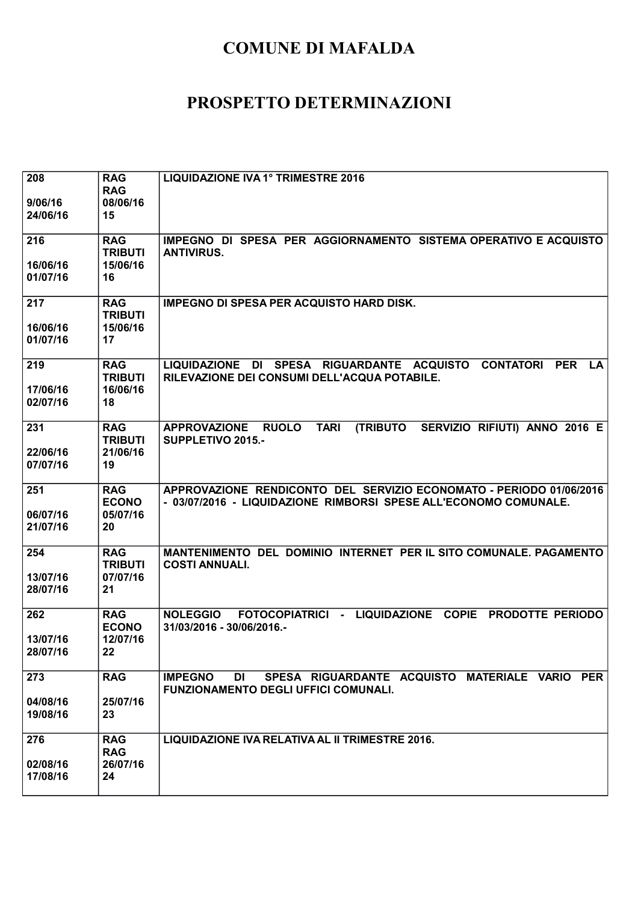# COMUNE DI MAFALDA

# PROSPETTO DETERMINAZIONI

| | | |
|---|---|---|
| 208<br><br>9/06/16<br>24/06/16 | RAG<br>RAG<br>08/06/16<br>15 | LIQUIDAZIONE IVA 1° TRIMESTRE 2016 |
| 216<br><br>16/06/16<br>01/07/16 | RAG<br>TRIBUTI<br>15/06/16<br>16 | IMPEGNO DI SPESA PER AGGIORNAMENTO SISTEMA OPERATIVO E ACQUISTO ANTIVIRUS. |
| 217<br><br>16/06/16<br>01/07/16 | RAG<br>TRIBUTI<br>15/06/16<br>17 | IMPEGNO DI SPESA PER ACQUISTO HARD DISK. |
| 219<br><br>17/06/16<br>02/07/16 | RAG<br>TRIBUTI<br>16/06/16<br>18 | LIQUIDAZIONE DI SPESA RIGUARDANTE ACQUISTO CONTATORI PER LA RILEVAZIONE DEI CONSUMI DELL'ACQUA POTABILE. |
| 231<br><br>22/06/16<br>07/07/16 | RAG<br>TRIBUTI<br>21/06/16<br>19 | APPROVAZIONE RUOLO TARI (TRIBUTO SERVIZIO RIFIUTI) ANNO 2016 E SUPPLETIVO 2015.- |
| 251<br><br>06/07/16<br>21/07/16 | RAG<br>ECONO<br>05/07/16<br>20 | APPROVAZIONE RENDICONTO DEL SERVIZIO ECONOMATO - PERIODO 01/06/2016 - 03/07/2016 - LIQUIDAZIONE RIMBORSI SPESE ALL'ECONOMO COMUNALE. |
| 254<br><br>13/07/16<br>28/07/16 | RAG<br>TRIBUTI<br>07/07/16<br>21 | MANTENIMENTO DEL DOMINIO INTERNET PER IL SITO COMUNALE. PAGAMENTO COSTI ANNUALI. |
| 262<br><br>13/07/16<br>28/07/16 | RAG<br>ECONO<br>12/07/16<br>22 | NOLEGGIO FOTOCOPIATRICI - LIQUIDAZIONE COPIE PRODOTTE PERIODO 31/03/2016 - 30/06/2016.- |
| 273<br><br>04/08/16<br>19/08/16 | RAG<br><br>25/07/16<br>23 | IMPEGNO DI SPESA RIGUARDANTE ACQUISTO MATERIALE VARIO PER FUNZIONAMENTO DEGLI UFFICI COMUNALI. |
| 276<br><br>02/08/16<br>17/08/16 | RAG<br>RAG<br>26/07/16<br>24 | LIQUIDAZIONE IVA RELATIVA AL II TRIMESTRE 2016. |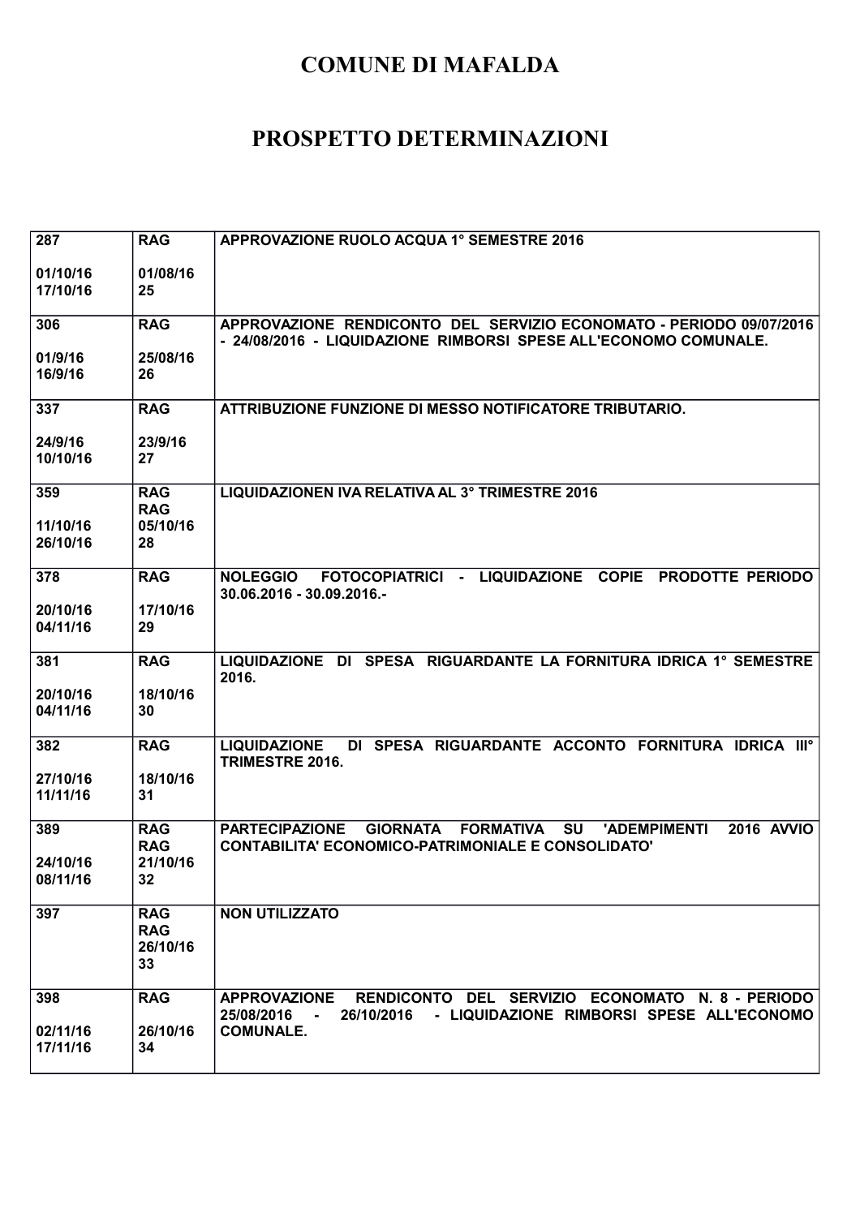# COMUNE DI MAFALDA

# PROSPETTO DETERMINAZIONI

| | | |
|---|---|---|
| 287<br><br>01/10/16<br>17/10/16 | RAG<br><br>01/08/16<br>25 | APPROVAZIONE RUOLO ACQUA 1° SEMESTRE 2016 |
| 306<br><br>01/9/16<br>16/9/16 | RAG<br><br>25/08/16<br>26 | APPROVAZIONE RENDICONTO DEL SERVIZIO ECONOMATO - PERIODO 09/07/2016 - 24/08/2016 - LIQUIDAZIONE RIMBORSI SPESE ALL'ECONOMO COMUNALE. |
| 337<br><br>24/9/16<br>10/10/16 | RAG<br><br>23/9/16<br>27 | ATTRIBUZIONE FUNZIONE DI MESSO NOTIFICATORE TRIBUTARIO. |
| 359<br><br>11/10/16<br>26/10/16 | RAG<br>RAG<br>05/10/16<br>28 | LIQUIDAZIONEN IVA RELATIVA AL 3° TRIMESTRE 2016 |
| 378<br><br>20/10/16<br>04/11/16 | RAG<br><br>17/10/16<br>29 | NOLEGGIO FOTOCOPIATRICI - LIQUIDAZIONE COPIE PRODOTTE PERIODO 30.06.2016 - 30.09.2016.- |
| 381<br><br>20/10/16<br>04/11/16 | RAG<br><br>18/10/16<br>30 | LIQUIDAZIONE DI SPESA RIGUARDANTE LA FORNITURA IDRICA 1° SEMESTRE 2016. |
| 382<br><br>27/10/16<br>11/11/16 | RAG<br><br>18/10/16<br>31 | LIQUIDAZIONE DI SPESA RIGUARDANTE ACCONTO FORNITURA IDRICA III° TRIMESTRE 2016. |
| 389<br><br>24/10/16<br>08/11/16 | RAG<br>RAG<br>21/10/16<br>32 | PARTECIPAZIONE GIORNATA FORMATIVA SU 'ADEMPIMENTI 2016 AVVIO CONTABILITA' ECONOMICO-PATRIMONIALE E CONSOLIDATO' |
| 397 | RAG<br>RAG<br>26/10/16<br>33 | NON UTILIZZATO |
| 398<br><br>02/11/16<br>17/11/16 | RAG<br><br>26/10/16<br>34 | APPROVAZIONE RENDICONTO DEL SERVIZIO ECONOMATO N. 8 - PERIODO 25/08/2016 - 26/10/2016 - LIQUIDAZIONE RIMBORSI SPESE ALL'ECONOMO COMUNALE. |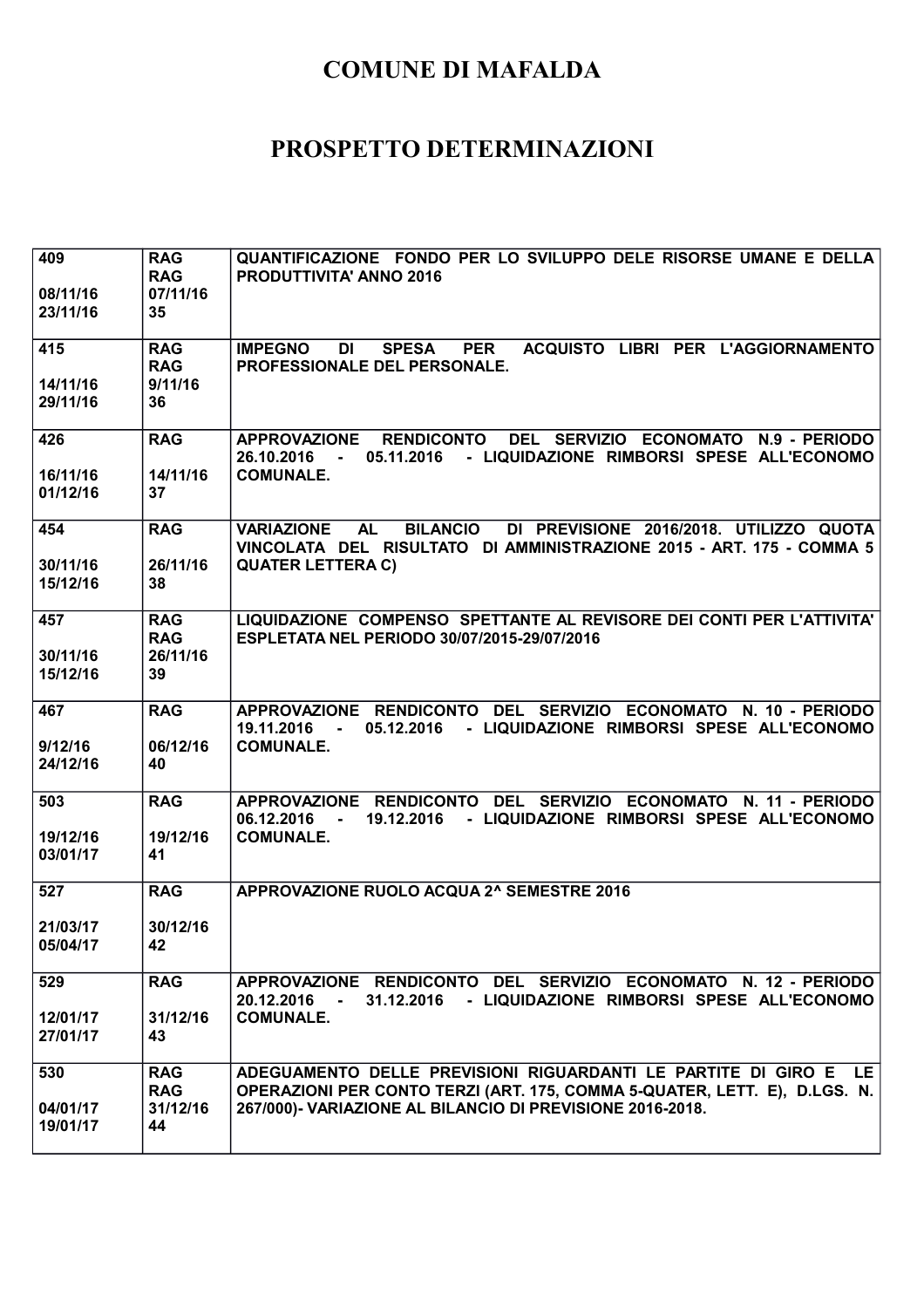# COMUNE DI MAFALDA

# PROSPETTO DETERMINAZIONI

| | | |
|---|---|---|
| 409<br><br>08/11/16<br>23/11/16 | RAG<br>RAG<br>07/11/16<br>35 | QUANTIFICAZIONE FONDO PER LO SVILUPPO DELE RISORSE UMANE E DELLA PRODUTTIVITA' ANNO 2016 |
| 415<br><br>14/11/16<br>29/11/16 | RAG<br>RAG<br>9/11/16<br>36 | IMPEGNO DI SPESA PER ACQUISTO LIBRI PER L'AGGIORNAMENTO PROFESSIONALE DEL PERSONALE. |
| 426<br><br>16/11/16<br>01/12/16 | RAG<br><br>14/11/16<br>37 | APPROVAZIONE RENDICONTO DEL SERVIZIO ECONOMATO N.9 - PERIODO 26.10.2016 - 05.11.2016 - LIQUIDAZIONE RIMBORSI SPESE ALL'ECONOMO COMUNALE. |
| 454<br><br>30/11/16<br>15/12/16 | RAG<br><br>26/11/16<br>38 | VARIAZIONE AL BILANCIO DI PREVISIONE 2016/2018. UTILIZZO QUOTA VINCOLATA DEL RISULTATO DI AMMINISTRAZIONE 2015 - ART. 175 - COMMA 5 QUATER LETTERA C) |
| 457<br><br>30/11/16<br>15/12/16 | RAG<br>RAG<br>26/11/16<br>39 | LIQUIDAZIONE COMPENSO SPETTANTE AL REVISORE DEI CONTI PER L'ATTIVITA' ESPLETATA NEL PERIODO 30/07/2015-29/07/2016 |
| 467<br><br>9/12/16<br>24/12/16 | RAG<br><br>06/12/16<br>40 | APPROVAZIONE RENDICONTO DEL SERVIZIO ECONOMATO N. 10 - PERIODO 19.11.2016 - 05.12.2016 - LIQUIDAZIONE RIMBORSI SPESE ALL'ECONOMO COMUNALE. |
| 503<br><br>19/12/16<br>03/01/17 | RAG<br><br>19/12/16<br>41 | APPROVAZIONE RENDICONTO DEL SERVIZIO ECONOMATO N. 11 - PERIODO 06.12.2016 - 19.12.2016 - LIQUIDAZIONE RIMBORSI SPESE ALL'ECONOMO COMUNALE. |
| 527<br><br>21/03/17<br>05/04/17 | RAG<br><br>30/12/16<br>42 | APPROVAZIONE RUOLO ACQUA 2^ SEMESTRE 2016 |
| 529<br><br>12/01/17<br>27/01/17 | RAG<br><br>31/12/16<br>43 | APPROVAZIONE RENDICONTO DEL SERVIZIO ECONOMATO N. 12 - PERIODO 20.12.2016 - 31.12.2016 - LIQUIDAZIONE RIMBORSI SPESE ALL'ECONOMO COMUNALE. |
| 530<br><br>04/01/17<br>19/01/17 | RAG<br>RAG<br>31/12/16<br>44 | ADEGUAMENTO DELLE PREVISIONI RIGUARDANTI LE PARTITE DI GIRO E LE OPERAZIONI PER CONTO TERZI (ART. 175, COMMA 5-QUATER, LETT. E), D.LGS. N. 267/000)- VARIAZIONE AL BILANCIO DI PREVISIONE 2016-2018. |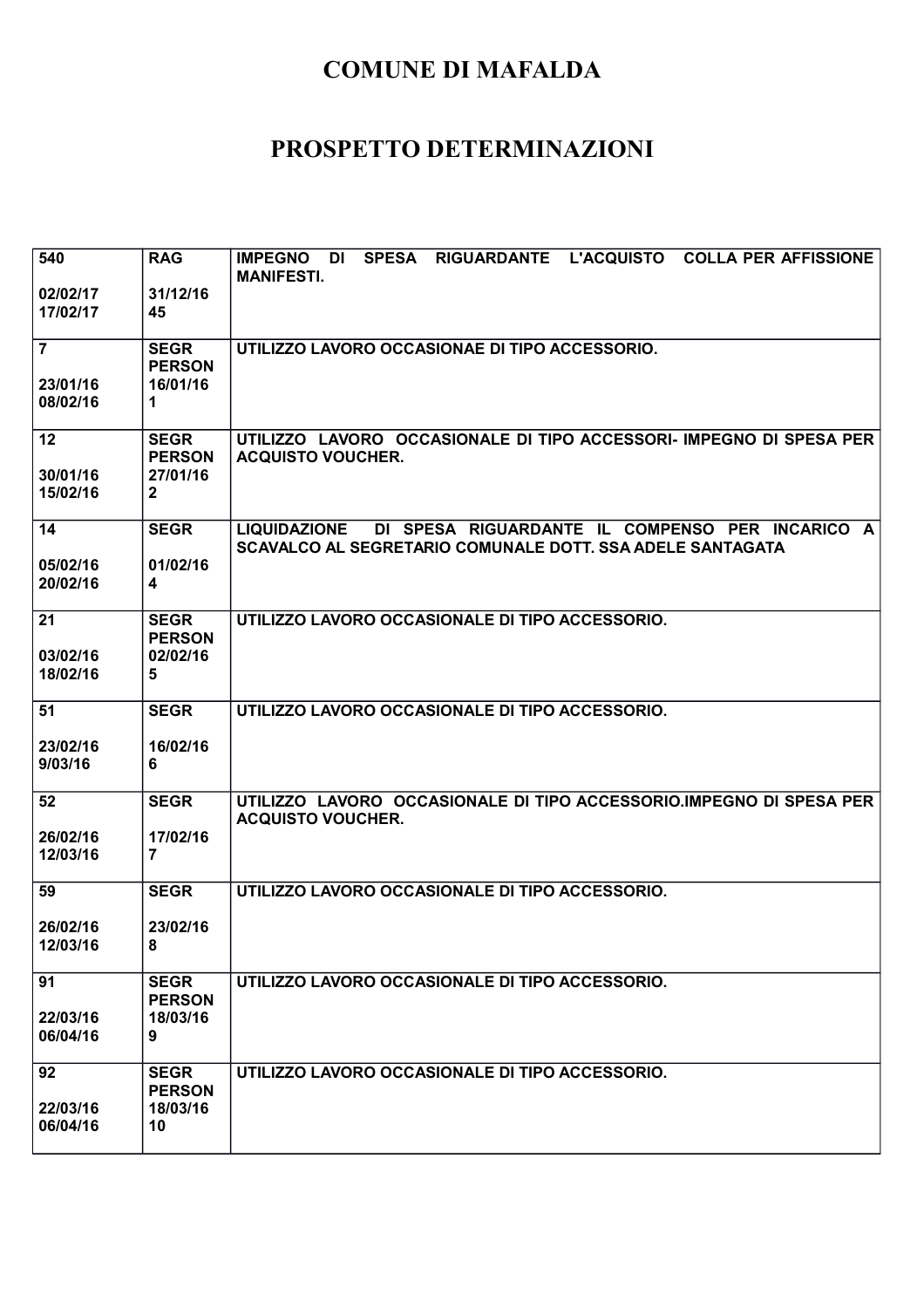# COMUNE DI MAFALDA

# PROSPETTO DETERMINAZIONI

| | | |
|---|---|---|
| **540**<br><br>**02/02/17**<br>**17/02/17** | **RAG**<br><br>**31/12/16**<br>**45** | **IMPEGNO DI SPESA RIGUARDANTE L'ACQUISTO COLLA PER AFFISSIONE MANIFESTI.** |
| **7**<br><br>**23/01/16**<br>**08/02/16** | **SEGR**<br>**PERSON**<br>**16/01/16**<br>**1** | **UTILIZZO LAVORO OCCASIONAE DI TIPO ACCESSORIO.** |
| **12**<br><br>**30/01/16**<br>**15/02/16** | **SEGR**<br>**PERSON**<br>**27/01/16**<br>**2** | **UTILIZZO LAVORO OCCASIONALE DI TIPO ACCESSORI- IMPEGNO DI SPESA PER ACQUISTO VOUCHER.** |
| **14**<br><br>**05/02/16**<br>**20/02/16** | **SEGR**<br><br>**01/02/16**<br>**4** | **LIQUIDAZIONE DI SPESA RIGUARDANTE IL COMPENSO PER INCARICO A SCAVALCO AL SEGRETARIO COMUNALE DOTT. SSA ADELE SANTAGATA** |
| **21**<br><br>**03/02/16**<br>**18/02/16** | **SEGR**<br>**PERSON**<br>**02/02/16**<br>**5** | **UTILIZZO LAVORO OCCASIONALE DI TIPO ACCESSORIO.** |
| **51**<br><br>**23/02/16**<br>**9/03/16** | **SEGR**<br><br>**16/02/16**<br>**6** | **UTILIZZO LAVORO OCCASIONALE DI TIPO ACCESSORIO.** |
| **52**<br><br>**26/02/16**<br>**12/03/16** | **SEGR**<br><br>**17/02/16**<br>**7** | **UTILIZZO LAVORO OCCASIONALE DI TIPO ACCESSORIO.IMPEGNO DI SPESA PER ACQUISTO VOUCHER.** |
| **59**<br><br>**26/02/16**<br>**12/03/16** | **SEGR**<br><br>**23/02/16**<br>**8** | **UTILIZZO LAVORO OCCASIONALE DI TIPO ACCESSORIO.** |
| **91**<br><br>**22/03/16**<br>**06/04/16** | **SEGR**<br>**PERSON**<br>**18/03/16**<br>**9** | **UTILIZZO LAVORO OCCASIONALE DI TIPO ACCESSORIO.** |
| **92**<br><br>**22/03/16**<br>**06/04/16** | **SEGR**<br>**PERSON**<br>**18/03/16**<br>**10** | **UTILIZZO LAVORO OCCASIONALE DI TIPO ACCESSORIO.** |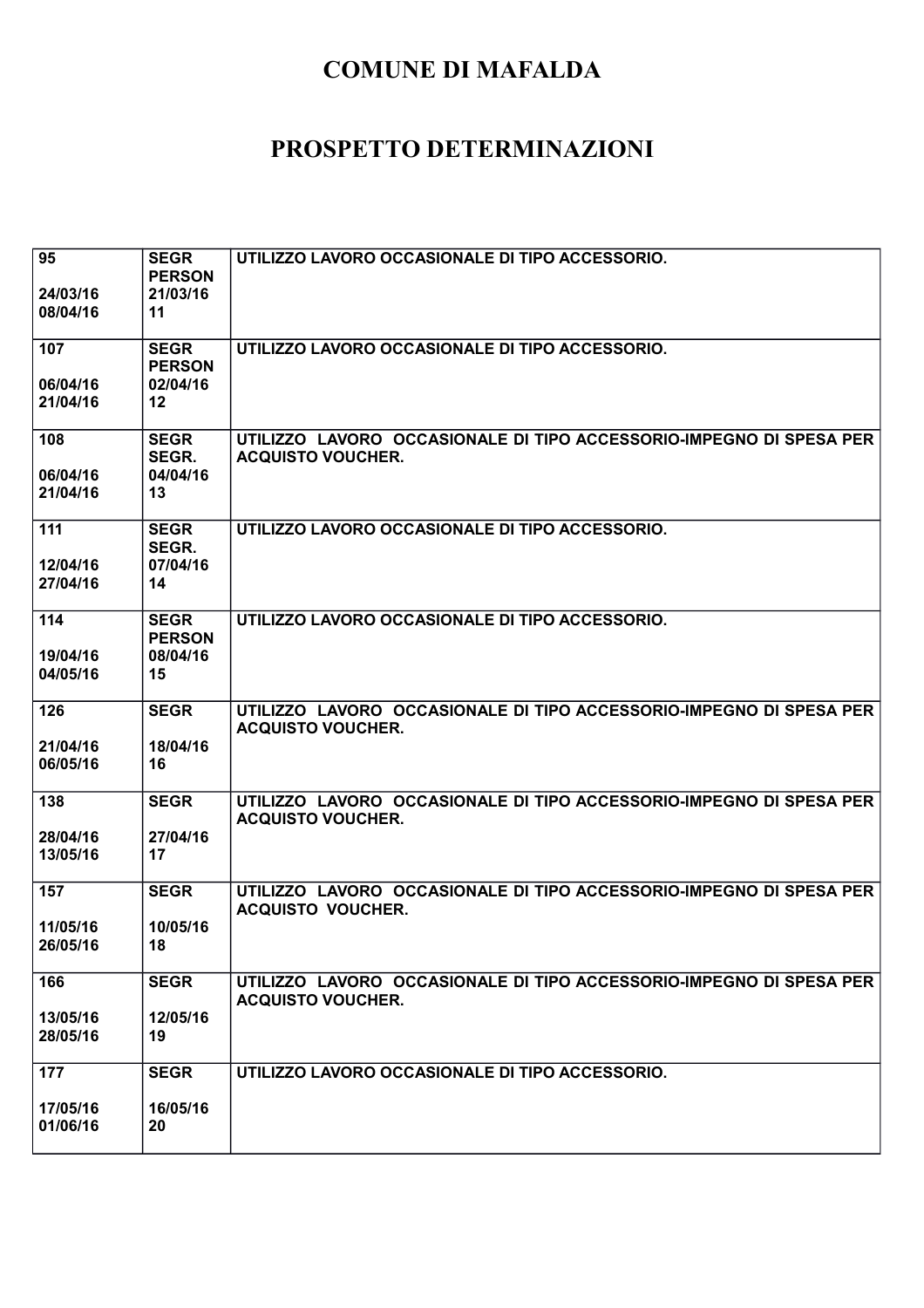# COMUNE DI MAFALDA

# PROSPETTO DETERMINAZIONI

| | | |
|---|---|---|
| 95<br><br>24/03/16<br>08/04/16 | SEGR<br>PERSON<br>21/03/16<br>11 | UTILIZZO LAVORO OCCASIONALE DI TIPO ACCESSORIO. |
| 107<br><br>06/04/16<br>21/04/16 | SEGR<br>PERSON<br>02/04/16<br>12 | UTILIZZO LAVORO OCCASIONALE DI TIPO ACCESSORIO. |
| 108<br><br>06/04/16<br>21/04/16 | SEGR<br>SEGR.<br>04/04/16<br>13 | UTILIZZO LAVORO OCCASIONALE DI TIPO ACCESSORIO-IMPEGNO DI SPESA PER ACQUISTO VOUCHER. |
| 111<br><br>12/04/16<br>27/04/16 | SEGR<br>SEGR.<br>07/04/16<br>14 | UTILIZZO LAVORO OCCASIONALE DI TIPO ACCESSORIO. |
| 114<br><br>19/04/16<br>04/05/16 | SEGR<br>PERSON<br>08/04/16<br>15 | UTILIZZO LAVORO OCCASIONALE DI TIPO ACCESSORIO. |
| 126<br><br>21/04/16<br>06/05/16 | SEGR<br><br>18/04/16<br>16 | UTILIZZO LAVORO OCCASIONALE DI TIPO ACCESSORIO-IMPEGNO DI SPESA PER ACQUISTO VOUCHER. |
| 138<br><br>28/04/16<br>13/05/16 | SEGR<br><br>27/04/16<br>17 | UTILIZZO LAVORO OCCASIONALE DI TIPO ACCESSORIO-IMPEGNO DI SPESA PER ACQUISTO VOUCHER. |
| 157<br><br>11/05/16<br>26/05/16 | SEGR<br><br>10/05/16<br>18 | UTILIZZO LAVORO OCCASIONALE DI TIPO ACCESSORIO-IMPEGNO DI SPESA PER ACQUISTO VOUCHER. |
| 166<br><br>13/05/16<br>28/05/16 | SEGR<br><br>12/05/16<br>19 | UTILIZZO LAVORO OCCASIONALE DI TIPO ACCESSORIO-IMPEGNO DI SPESA PER ACQUISTO VOUCHER. |
| 177<br><br>17/05/16<br>01/06/16 | SEGR<br><br>16/05/16<br>20 | UTILIZZO LAVORO OCCASIONALE DI TIPO ACCESSORIO. |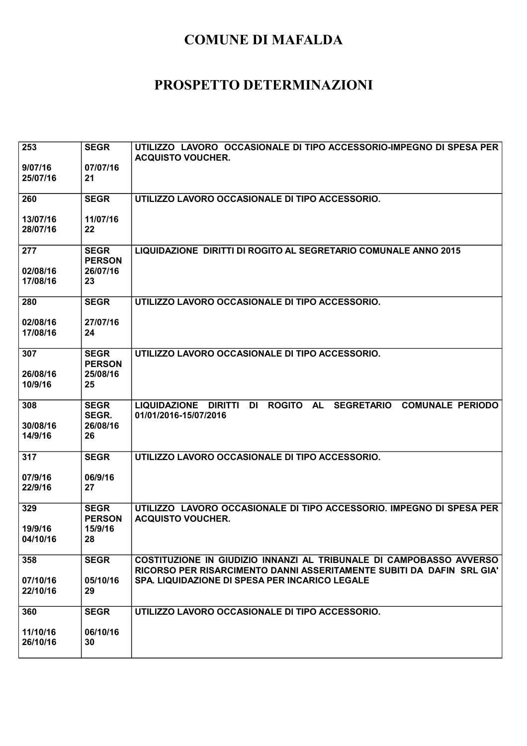# COMUNE DI MAFALDA

# PROSPETTO DETERMINAZIONI

| | | |
|---|---|---|
| 253<br><br>9/07/16<br>25/07/16 | SEGR<br><br>07/07/16<br>21 | UTILIZZO LAVORO OCCASIONALE DI TIPO ACCESSORIO-IMPEGNO DI SPESA PER ACQUISTO VOUCHER. |
| 260<br><br>13/07/16<br>28/07/16 | SEGR<br><br>11/07/16<br>22 | UTILIZZO LAVORO OCCASIONALE DI TIPO ACCESSORIO. |
| 277<br><br>02/08/16<br>17/08/16 | SEGR<br>PERSON<br>26/07/16<br>23 | LIQUIDAZIONE DIRITTI DI ROGITO AL SEGRETARIO COMUNALE ANNO 2015 |
| 280<br><br>02/08/16<br>17/08/16 | SEGR<br><br>27/07/16<br>24 | UTILIZZO LAVORO OCCASIONALE DI TIPO ACCESSORIO. |
| 307<br><br>26/08/16<br>10/9/16 | SEGR<br>PERSON<br>25/08/16<br>25 | UTILIZZO LAVORO OCCASIONALE DI TIPO ACCESSORIO. |
| 308<br><br>30/08/16<br>14/9/16 | SEGR<br>SEGR.<br>26/08/16<br>26 | LIQUIDAZIONE DIRITTI DI ROGITO AL SEGRETARIO COMUNALE PERIODO 01/01/2016-15/07/2016 |
| 317<br><br>07/9/16<br>22/9/16 | SEGR<br><br>06/9/16<br>27 | UTILIZZO LAVORO OCCASIONALE DI TIPO ACCESSORIO. |
| 329<br><br>19/9/16<br>04/10/16 | SEGR<br>PERSON<br>15/9/16<br>28 | UTILIZZO LAVORO OCCASIONALE DI TIPO ACCESSORIO. IMPEGNO DI SPESA PER ACQUISTO VOUCHER. |
| 358<br><br>07/10/16<br>22/10/16 | SEGR<br><br>05/10/16<br>29 | COSTITUZIONE IN GIUDIZIO INNANZI AL TRIBUNALE DI CAMPOBASSO AVVERSO RICORSO PER RISARCIMENTO DANNI ASSERITAMENTE SUBITI DA DAFIN SRL GIA' SPA. LIQUIDAZIONE DI SPESA PER INCARICO LEGALE |
| 360<br><br>11/10/16<br>26/10/16 | SEGR<br><br>06/10/16<br>30 | UTILIZZO LAVORO OCCASIONALE DI TIPO ACCESSORIO. |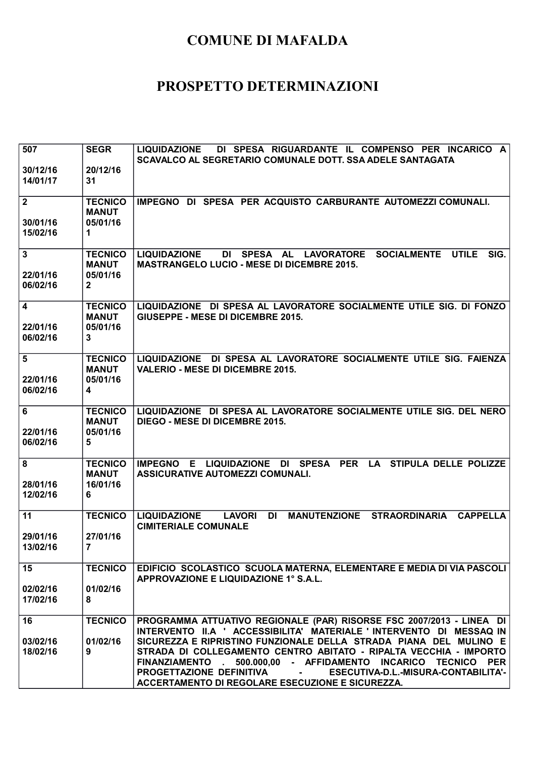# COMUNE DI MAFALDA

# PROSPETTO DETERMINAZIONI

| | | |
|---|---|---|
| **507**<br><br>**30/12/16**<br>**14/01/17** | **SEGR**<br><br>**20/12/16**<br>**31** | **LIQUIDAZIONE DI SPESA RIGUARDANTE IL COMPENSO PER INCARICO A SCAVALCO AL SEGRETARIO COMUNALE DOTT. SSA ADELE SANTAGATA** |
| **2**<br><br>**30/01/16**<br>**15/02/16** | **TECNICO MANUT**<br>**05/01/16**<br>**1** | **IMPEGNO DI SPESA PER ACQUISTO CARBURANTE AUTOMEZZI COMUNALI.** |
| **3**<br><br>**22/01/16**<br>**06/02/16** | **TECNICO MANUT**<br>**05/01/16**<br>**2** | **LIQUIDAZIONE DI SPESA AL LAVORATORE SOCIALMENTE UTILE SIG. MASTRANGELO LUCIO - MESE DI DICEMBRE 2015.** |
| **4**<br><br>**22/01/16**<br>**06/02/16** | **TECNICO MANUT**<br>**05/01/16**<br>**3** | **LIQUIDAZIONE DI SPESA AL LAVORATORE SOCIALMENTE UTILE SIG. DI FONZO GIUSEPPE - MESE DI DICEMBRE 2015.** |
| **5**<br><br>**22/01/16**<br>**06/02/16** | **TECNICO MANUT**<br>**05/01/16**<br>**4** | **LIQUIDAZIONE DI SPESA AL LAVORATORE SOCIALMENTE UTILE SIG. FAIENZA VALERIO - MESE DI DICEMBRE 2015.** |
| **6**<br><br>**22/01/16**<br>**06/02/16** | **TECNICO MANUT**<br>**05/01/16**<br>**5** | **LIQUIDAZIONE DI SPESA AL LAVORATORE SOCIALMENTE UTILE SIG. DEL NERO DIEGO - MESE DI DICEMBRE 2015.** |
| **8**<br><br>**28/01/16**<br>**12/02/16** | **TECNICO MANUT**<br>**16/01/16**<br>**6** | **IMPEGNO E LIQUIDAZIONE DI SPESA PER LA STIPULA DELLE POLIZZE ASSICURATIVE AUTOMEZZI COMUNALI.** |
| **11**<br><br>**29/01/16**<br>**13/02/16** | **TECNICO**<br><br>**27/01/16**<br>**7** | **LIQUIDAZIONE LAVORI DI MANUTENZIONE STRAORDINARIA CAPPELLA CIMITERIALE COMUNALE** |
| **15**<br><br>**02/02/16**<br>**17/02/16** | **TECNICO**<br><br>**01/02/16**<br>**8** | **EDIFICIO SCOLASTICO SCUOLA MATERNA, ELEMENTARE E MEDIA DI VIA PASCOLI APPROVAZIONE E LIQUIDAZIONE 1° S.A.L.** |
| **16**<br><br>**03/02/16**<br>**18/02/16** | **TECNICO**<br><br>**01/02/16**<br>**9** | **PROGRAMMA ATTUATIVO REGIONALE (PAR) RISORSE FSC 2007/2013 - LINEA DI INTERVENTO II.A ' ACCESSIBILITA' MATERIALE ' INTERVENTO DI MESSAQ IN SICUREZZA E RIPRISTINO FUNZIONALE DELLA STRADA PIANA DEL MULINO E STRADA DI COLLEGAMENTO CENTRO ABITATO - RIPALTA VECCHIA - IMPORTO FINANZIAMENTO . 500.000,00 - AFFIDAMENTO INCARICO TECNICO PER PROGETTAZIONE DEFINITIVA - ESECUTIVA-D.L.-MISURA-CONTABILITA'-ACCERTAMENTO DI REGOLARE ESECUZIONE E SICUREZZA.** |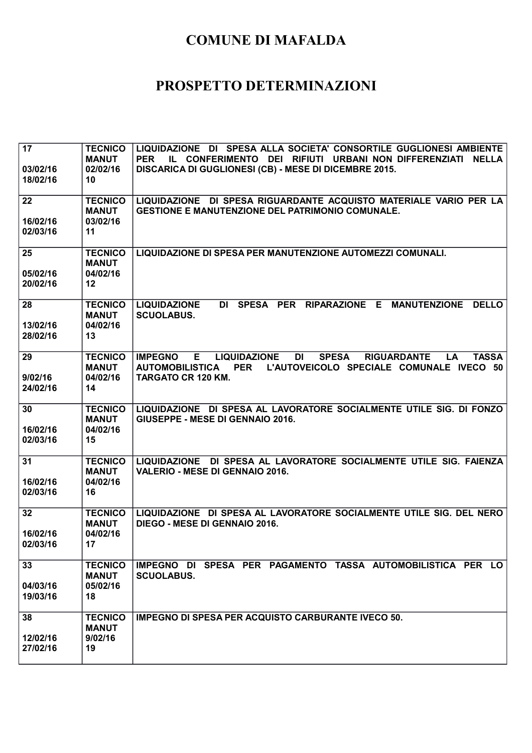# COMUNE DI MAFALDA

# PROSPETTO DETERMINAZIONI

| | | |
|---|---|---|
| 17<br><br>03/02/16<br>18/02/16 | TECNICO<br>MANUT<br>02/02/16<br>10 | LIQUIDAZIONE DI SPESA ALLA SOCIETA' CONSORTILE GUGLIONESI AMBIENTE PER IL CONFERIMENTO DEI RIFIUTI URBANI NON DIFFERENZIATI NELLA DISCARICA DI GUGLIONESI (CB) - MESE DI DICEMBRE 2015. |
| 22<br><br>16/02/16<br>02/03/16 | TECNICO<br>MANUT<br>03/02/16<br>11 | LIQUIDAZIONE DI SPESA RIGUARDANTE ACQUISTO MATERIALE VARIO PER LA GESTIONE E MANUTENZIONE DEL PATRIMONIO COMUNALE. |
| 25<br><br>05/02/16<br>20/02/16 | TECNICO<br>MANUT<br>04/02/16<br>12 | LIQUIDAZIONE DI SPESA PER MANUTENZIONE AUTOMEZZI COMUNALI. |
| 28<br><br>13/02/16<br>28/02/16 | TECNICO<br>MANUT<br>04/02/16<br>13 | LIQUIDAZIONE DI SPESA PER RIPARAZIONE E MANUTENZIONE DELLO SCUOLABUS. |
| 29<br><br>9/02/16<br>24/02/16 | TECNICO<br>MANUT<br>04/02/16<br>14 | IMPEGNO E LIQUIDAZIONE DI SPESA RIGUARDANTE LA TASSA AUTOMOBILISTICA PER L'AUTOVEICOLO SPECIALE COMUNALE IVECO 50 TARGATO CR 120 KM. |
| 30<br><br>16/02/16<br>02/03/16 | TECNICO<br>MANUT<br>04/02/16<br>15 | LIQUIDAZIONE DI SPESA AL LAVORATORE SOCIALMENTE UTILE SIG. DI FONZO GIUSEPPE - MESE DI GENNAIO 2016. |
| 31<br><br>16/02/16<br>02/03/16 | TECNICO<br>MANUT<br>04/02/16<br>16 | LIQUIDAZIONE DI SPESA AL LAVORATORE SOCIALMENTE UTILE SIG. FAIENZA VALERIO - MESE DI GENNAIO 2016. |
| 32<br><br>16/02/16<br>02/03/16 | TECNICO<br>MANUT<br>04/02/16<br>17 | LIQUIDAZIONE DI SPESA AL LAVORATORE SOCIALMENTE UTILE SIG. DEL NERO DIEGO - MESE DI GENNAIO 2016. |
| 33<br><br>04/03/16<br>19/03/16 | TECNICO<br>MANUT<br>05/02/16<br>18 | IMPEGNO DI SPESA PER PAGAMENTO TASSA AUTOMOBILISTICA PER LO SCUOLABUS. |
| 38<br><br>12/02/16<br>27/02/16 | TECNICO<br>MANUT<br>9/02/16<br>19 | IMPEGNO DI SPESA PER ACQUISTO CARBURANTE IVECO 50. |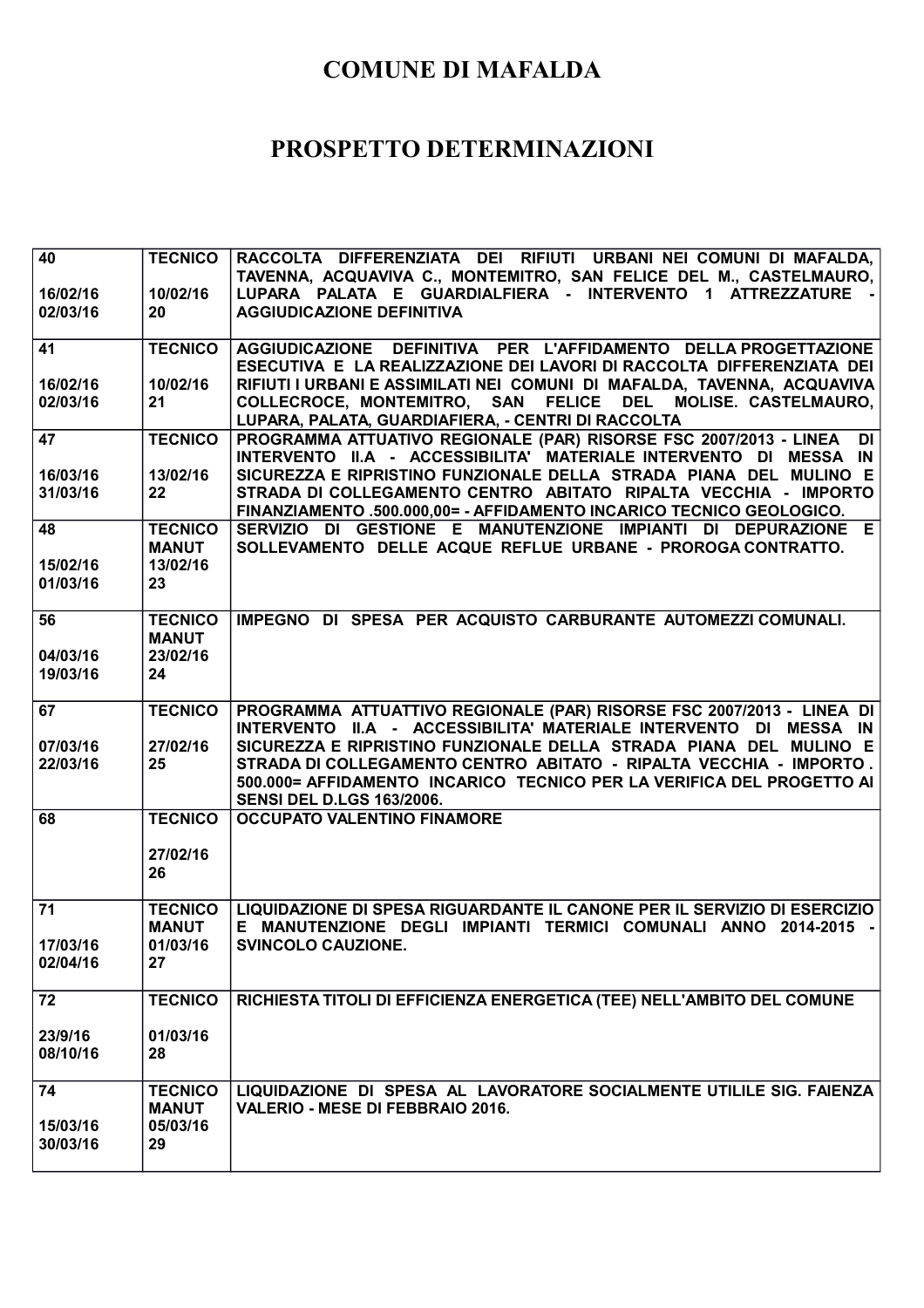# COMUNE DI MAFALDA

# PROSPETTO DETERMINAZIONI

| | | |
|---|---|---|
| 40<br><br>16/02/16<br>02/03/16 | TECNICO<br><br>10/02/16<br>20 | RACCOLTA DIFFERENZIATA DEI RIFIUTI URBANI NEI COMUNI DI MAFALDA, TAVENNA, ACQUAVIVA C., MONTEMITRO, SAN FELICE DEL M., CASTELMAURO, LUPARA PALATA E GUARDIALFIERA - INTERVENTO 1 ATTREZZATURE - AGGIUDICAZIONE DEFINITIVA |
| 41<br><br>16/02/16<br>02/03/16 | TECNICO<br><br>10/02/16<br>21 | AGGIUDICAZIONE DEFINITIVA PER L'AFFIDAMENTO DELLA PROGETTAZIONE ESECUTIVA E LA REALIZZAZIONE DEI LAVORI DI RACCOLTA DIFFERENZIATA DEI RIFIUTI I URBANI E ASSIMILATI NEI COMUNI DI MAFALDA, TAVENNA, ACQUAVIVA COLLECROCE, MONTEMITRO, SAN FELICE DEL MOLISE. CASTELMAURO, LUPARA, PALATA, GUARDIAFIERA, - CENTRI DI RACCOLTA |
| 47<br><br>16/03/16<br>31/03/16 | TECNICO<br><br>13/02/16<br>22 | PROGRAMMA ATTUATIVO REGIONALE (PAR) RISORSE FSC 2007/2013 - LINEA DI INTERVENTO II.A - ACCESSIBILITA' MATERIALE INTERVENTO DI MESSA IN SICUREZZA E RIPRISTINO FUNZIONALE DELLA STRADA PIANA DEL MULINO E STRADA DI COLLEGAMENTO CENTRO ABITATO RIPALTA VECCHIA - IMPORTO FINANZIAMENTO .500.000,00= - AFFIDAMENTO INCARICO TECNICO GEOLOGICO. |
| 48<br><br>15/02/16<br>01/03/16 | TECNICO<br>MANUT<br>13/02/16<br>23 | SERVIZIO DI GESTIONE E MANUTENZIONE IMPIANTI DI DEPURAZIONE E SOLLEVAMENTO DELLE ACQUE REFLUE URBANE - PROROGA CONTRATTO. |
| 56<br><br>04/03/16<br>19/03/16 | TECNICO<br>MANUT<br>23/02/16<br>24 | IMPEGNO DI SPESA PER ACQUISTO CARBURANTE AUTOMEZZI COMUNALI. |
| 67<br><br>07/03/16<br>22/03/16 | TECNICO<br><br>27/02/16<br>25 | PROGRAMMA ATTUATTIVO REGIONALE (PAR) RISORSE FSC 2007/2013 - LINEA DI INTERVENTO II.A - ACCESSIBILITA' MATERIALE INTERVENTO DI MESSA IN SICUREZZA E RIPRISTINO FUNZIONALE DELLA STRADA PIANA DEL MULINO E STRADA DI COLLEGAMENTO CENTRO ABITATO - RIPALTA VECCHIA - IMPORTO . 500.000= AFFIDAMENTO INCARICO TECNICO PER LA VERIFICA DEL PROGETTO AI SENSI DEL D.LGS 163/2006. |
| 68 | TECNICO<br><br>27/02/16<br>26 | OCCUPATO VALENTINO FINAMORE |
| 71<br><br>17/03/16<br>02/04/16 | TECNICO<br>MANUT<br>01/03/16<br>27 | LIQUIDAZIONE DI SPESA RIGUARDANTE IL CANONE PER IL SERVIZIO DI ESERCIZIO E MANUTENZIONE DEGLI IMPIANTI TERMICI COMUNALI ANNO 2014-2015 - SVINCOLO CAUZIONE. |
| 72<br><br>23/9/16<br>08/10/16 | TECNICO<br><br>01/03/16<br>28 | RICHIESTA TITOLI DI EFFICIENZA ENERGETICA (TEE) NELL'AMBITO DEL COMUNE |
| 74<br><br>15/03/16<br>30/03/16 | TECNICO<br>MANUT<br>05/03/16<br>29 | LIQUIDAZIONE DI SPESA AL LAVORATORE SOCIALMENTE UTILILE SIG. FAIENZA VALERIO - MESE DI FEBBRAIO 2016. |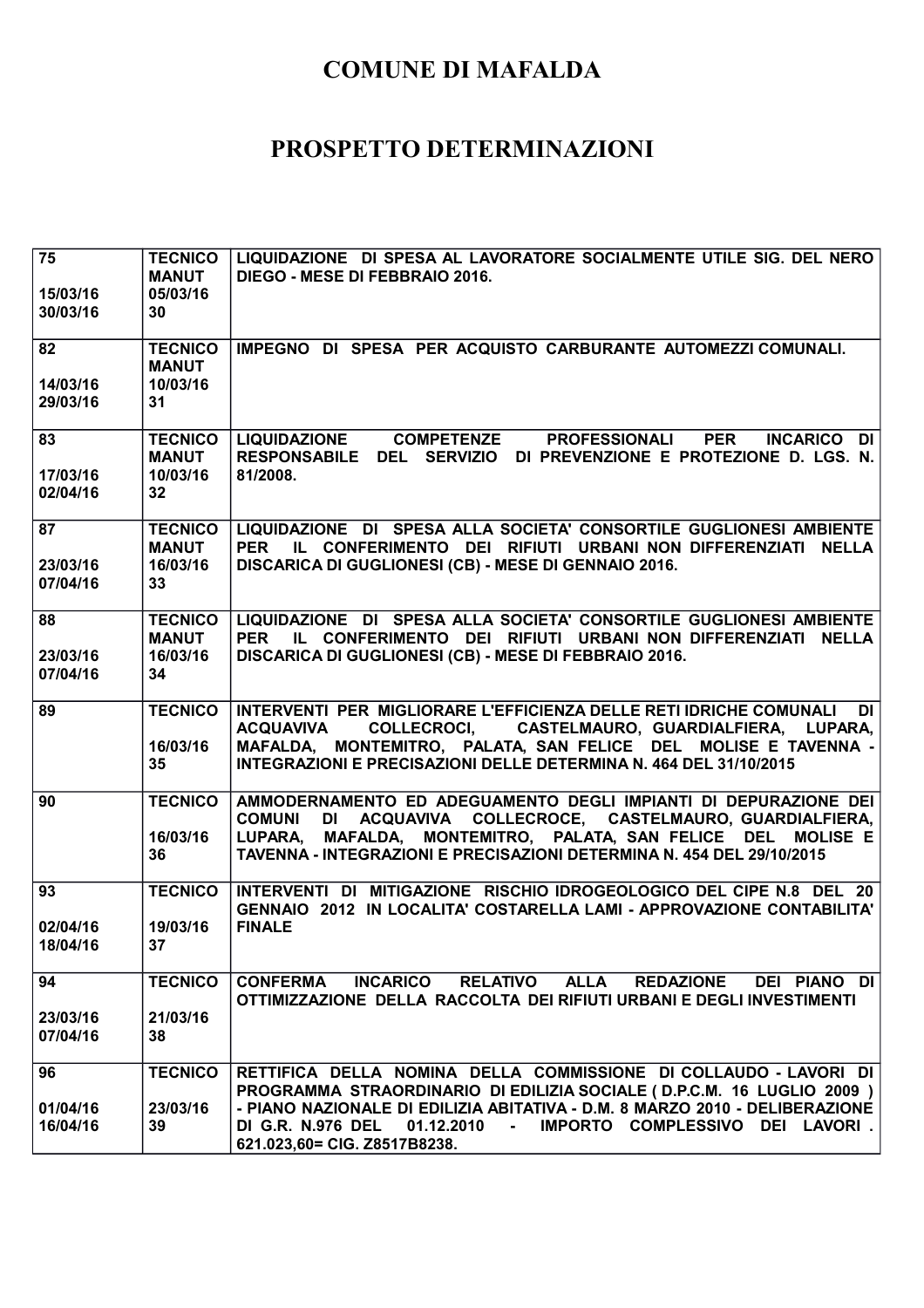# COMUNE DI MAFALDA

# PROSPETTO DETERMINAZIONI

| | | |
|---|---|---|
| 75<br><br>15/03/16<br>30/03/16 | TECNICO<br>MANUT<br>05/03/16<br>30 | LIQUIDAZIONE DI SPESA AL LAVORATORE SOCIALMENTE UTILE SIG. DEL NERO DIEGO - MESE DI FEBBRAIO 2016. |
| 82<br><br>14/03/16<br>29/03/16 | TECNICO<br>MANUT<br>10/03/16<br>31 | IMPEGNO DI SPESA PER ACQUISTO CARBURANTE AUTOMEZZI COMUNALI. |
| 83<br><br>17/03/16<br>02/04/16 | TECNICO<br>MANUT<br>10/03/16<br>32 | LIQUIDAZIONE COMPETENZE PROFESSIONALI PER INCARICO DI RESPONSABILE DEL SERVIZIO DI PREVENZIONE E PROTEZIONE D. LGS. N. 81/2008. |
| 87<br><br>23/03/16<br>07/04/16 | TECNICO<br>MANUT<br>16/03/16<br>33 | LIQUIDAZIONE DI SPESA ALLA SOCIETA' CONSORTILE GUGLIONESI AMBIENTE PER IL CONFERIMENTO DEI RIFIUTI URBANI NON DIFFERENZIATI NELLA DISCARICA DI GUGLIONESI (CB) - MESE DI GENNAIO 2016. |
| 88<br><br>23/03/16<br>07/04/16 | TECNICO<br>MANUT<br>16/03/16<br>34 | LIQUIDAZIONE DI SPESA ALLA SOCIETA' CONSORTILE GUGLIONESI AMBIENTE PER IL CONFERIMENTO DEI RIFIUTI URBANI NON DIFFERENZIATI NELLA DISCARICA DI GUGLIONESI (CB) - MESE DI FEBBRAIO 2016. |
| 89 | TECNICO<br><br>16/03/16<br>35 | INTERVENTI PER MIGLIORARE L'EFFICIENZA DELLE RETI IDRICHE COMUNALI DI ACQUAVIVA COLLECROCI, CASTELMAURO, GUARDIALFIERA, LUPARA, MAFALDA, MONTEMITRO, PALATA, SAN FELICE DEL MOLISE E TAVENNA - INTEGRAZIONI E PRECISAZIONI DELLE DETERMINA N. 464 DEL 31/10/2015 |
| 90 | TECNICO<br><br>16/03/16<br>36 | AMMODERNAMENTO ED ADEGUAMENTO DEGLI IMPIANTI DI DEPURAZIONE DEI COMUNI DI ACQUAVIVA COLLECROCE, CASTELMAURO, GUARDIALFIERA, LUPARA, MAFALDA, MONTEMITRO, PALATA, SAN FELICE DEL MOLISE E TAVENNA - INTEGRAZIONI E PRECISAZIONI DETERMINA N. 454 DEL 29/10/2015 |
| 93<br><br>02/04/16<br>18/04/16 | TECNICO<br><br>19/03/16<br>37 | INTERVENTI DI MITIGAZIONE RISCHIO IDROGEOLOGICO DEL CIPE N.8 DEL 20 GENNAIO 2012 IN LOCALITA' COSTARELLA LAMI - APPROVAZIONE CONTABILITA' FINALE |
| 94<br><br>23/03/16<br>07/04/16 | TECNICO<br><br>21/03/16<br>38 | CONFERMA INCARICO RELATIVO ALLA REDAZIONE DEI PIANO DI OTTIMIZZAZIONE DELLA RACCOLTA DEI RIFIUTI URBANI E DEGLI INVESTIMENTI |
| 96<br><br>01/04/16<br>16/04/16 | TECNICO<br><br>23/03/16<br>39 | RETTIFICA DELLA NOMINA DELLA COMMISSIONE DI COLLAUDO - LAVORI DI PROGRAMMA STRAORDINARIO DI EDILIZIA SOCIALE ( D.P.C.M. 16 LUGLIO 2009 ) - PIANO NAZIONALE DI EDILIZIA ABITATIVA - D.M. 8 MARZO 2010 - DELIBERAZIONE DI G.R. N.976 DEL 01.12.2010 - IMPORTO COMPLESSIVO DEI LAVORI . 621.023,60= CIG. Z8517B8238. |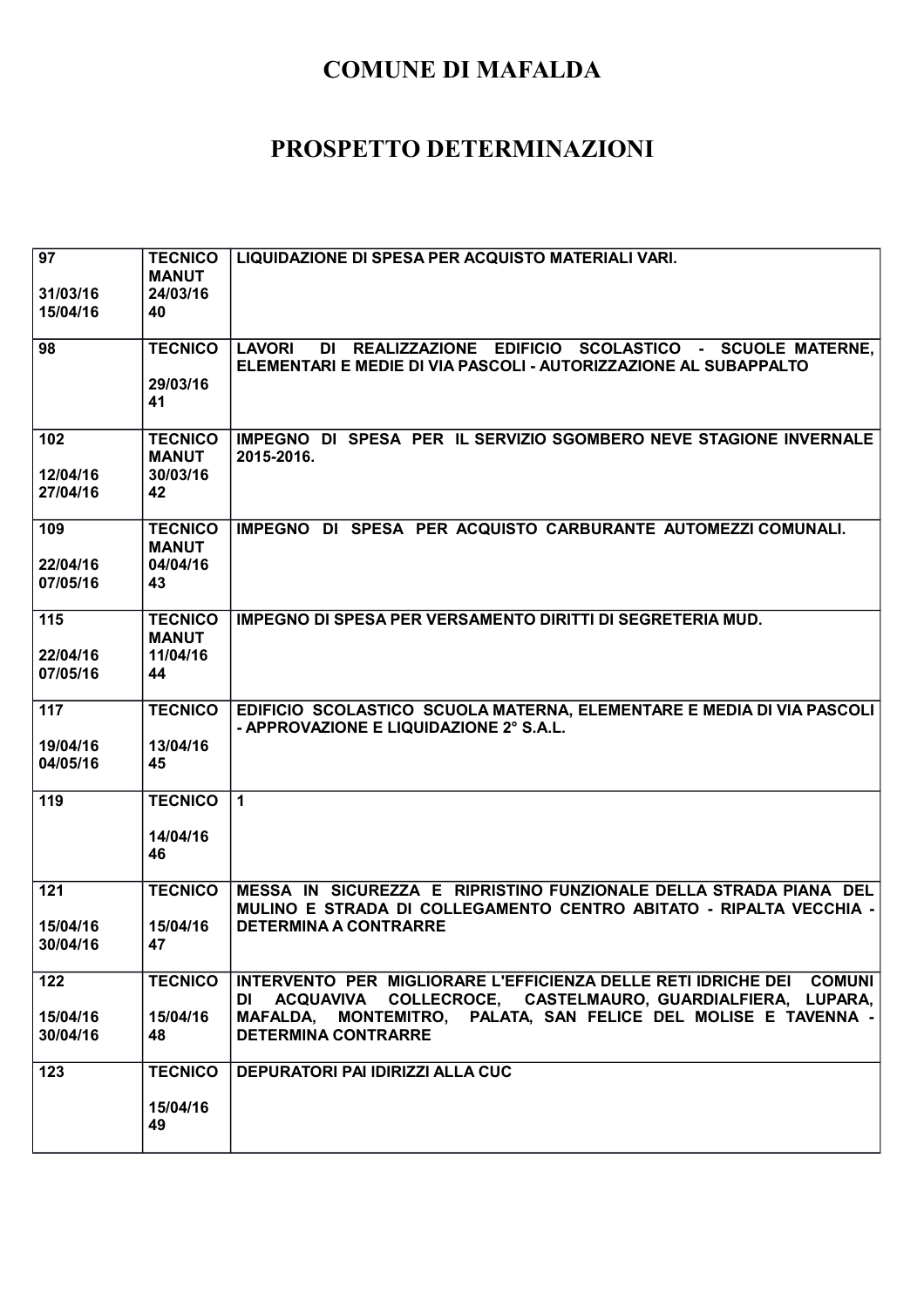# COMUNE DI MAFALDA

# PROSPETTO DETERMINAZIONI

| | | |
|---|---|---|
| **97**<br><br>**31/03/16**<br>**15/04/16** | **TECNICO MANUT**<br>**24/03/16**<br>**40** | **LIQUIDAZIONE DI SPESA PER ACQUISTO MATERIALI VARI.** |
| **98** | **TECNICO**<br><br>**29/03/16**<br>**41** | **LAVORI DI REALIZZAZIONE EDIFICIO SCOLASTICO - SCUOLE MATERNE, ELEMENTARI E MEDIE DI VIA PASCOLI - AUTORIZZAZIONE AL SUBAPPALTO** |
| **102**<br><br>**12/04/16**<br>**27/04/16** | **TECNICO MANUT**<br>**30/03/16**<br>**42** | **IMPEGNO DI SPESA PER IL SERVIZIO SGOMBERO NEVE STAGIONE INVERNALE 2015-2016.** |
| **109**<br><br>**22/04/16**<br>**07/05/16** | **TECNICO MANUT**<br>**04/04/16**<br>**43** | **IMPEGNO DI SPESA PER ACQUISTO CARBURANTE AUTOMEZZI COMUNALI.** |
| **115**<br><br>**22/04/16**<br>**07/05/16** | **TECNICO MANUT**<br>**11/04/16**<br>**44** | **IMPEGNO DI SPESA PER VERSAMENTO DIRITTI DI SEGRETERIA MUD.** |
| **117**<br><br>**19/04/16**<br>**04/05/16** | **TECNICO**<br><br>**13/04/16**<br>**45** | **EDIFICIO SCOLASTICO SCUOLA MATERNA, ELEMENTARE E MEDIA DI VIA PASCOLI - APPROVAZIONE E LIQUIDAZIONE 2° S.A.L.** |
| **119** | **TECNICO**<br><br>**14/04/16**<br>**46** | **1** |
| **121**<br><br>**15/04/16**<br>**30/04/16** | **TECNICO**<br><br>**15/04/16**<br>**47** | **MESSA IN SICUREZZA E RIPRISTINO FUNZIONALE DELLA STRADA PIANA DEL MULINO E STRADA DI COLLEGAMENTO CENTRO ABITATO - RIPALTA VECCHIA - DETERMINA A CONTRARRE** |
| **122**<br><br>**15/04/16**<br>**30/04/16** | **TECNICO**<br><br>**15/04/16**<br>**48** | **INTERVENTO PER MIGLIORARE L'EFFICIENZA DELLE RETI IDRICHE DEI COMUNI DI ACQUAVIVA COLLECROCE, CASTELMAURO, GUARDIALFIERA, LUPARA, MAFALDA, MONTEMITRO, PALATA, SAN FELICE DEL MOLISE E TAVENNA - DETERMINA CONTRARRE** |
| **123** | **TECNICO**<br><br>**15/04/16**<br>**49** | **DEPURATORI PAI IDIRIZZI ALLA CUC** |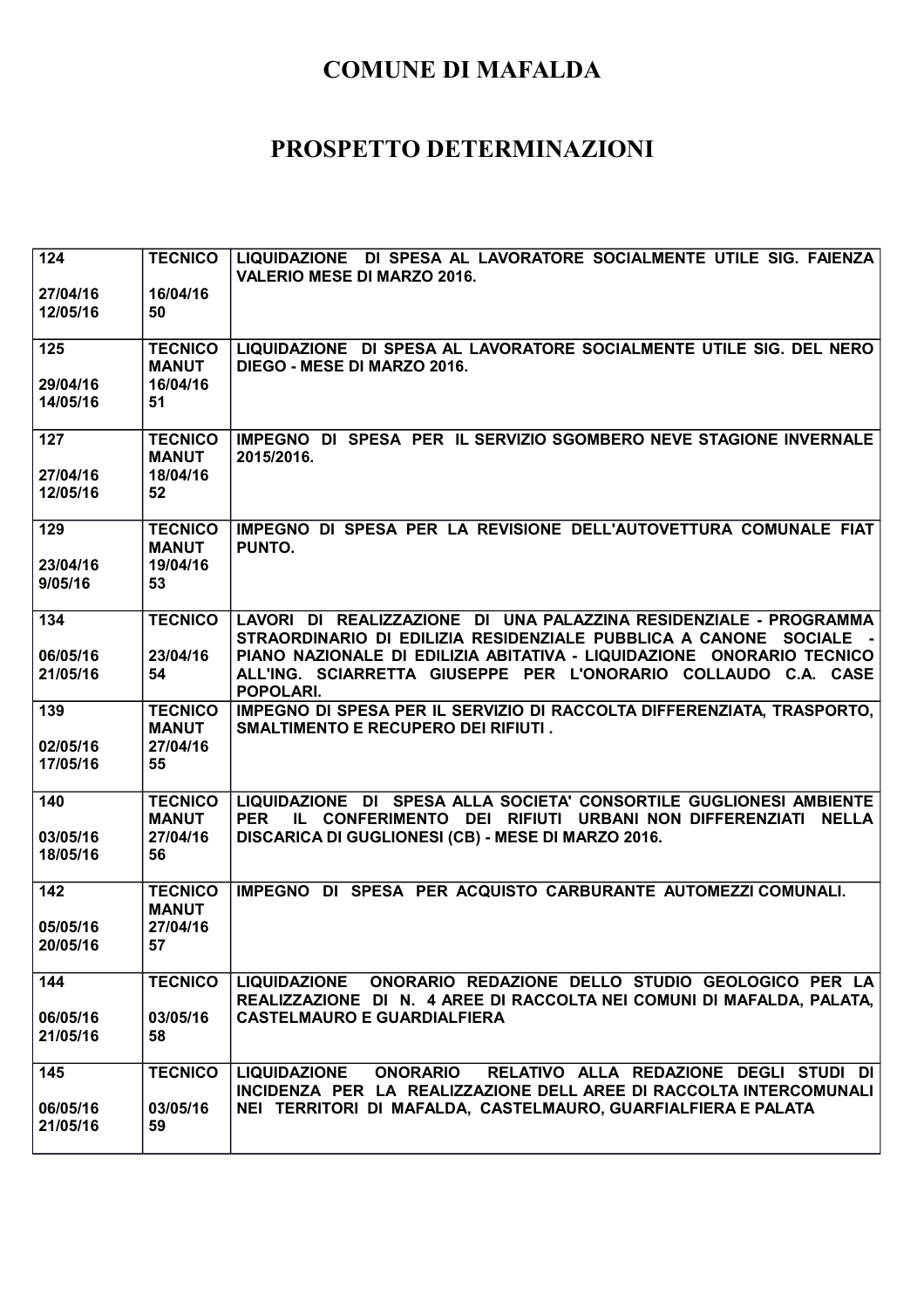# COMUNE DI MAFALDA

# PROSPETTO DETERMINAZIONI

| | | |
|---|---|---|
| 124<br><br>27/04/16<br>12/05/16 | TECNICO<br><br>16/04/16<br>50 | LIQUIDAZIONE DI SPESA AL LAVORATORE SOCIALMENTE UTILE SIG. FAIENZA VALERIO MESE DI MARZO 2016. |
| 125<br><br>29/04/16<br>14/05/16 | TECNICO MANUT<br>16/04/16<br>51 | LIQUIDAZIONE DI SPESA AL LAVORATORE SOCIALMENTE UTILE SIG. DEL NERO DIEGO - MESE DI MARZO 2016. |
| 127<br><br>27/04/16<br>12/05/16 | TECNICO MANUT<br>18/04/16<br>52 | IMPEGNO DI SPESA PER IL SERVIZIO SGOMBERO NEVE STAGIONE INVERNALE 2015/2016. |
| 129<br><br>23/04/16<br>9/05/16 | TECNICO MANUT<br>19/04/16<br>53 | IMPEGNO DI SPESA PER LA REVISIONE DELL'AUTOVETTURA COMUNALE FIAT PUNTO. |
| 134<br><br>06/05/16<br>21/05/16 | TECNICO<br><br>23/04/16<br>54 | LAVORI DI REALIZZAZIONE DI UNA PALAZZINA RESIDENZIALE - PROGRAMMA STRAORDINARIO DI EDILIZIA RESIDENZIALE PUBBLICA A CANONE SOCIALE - PIANO NAZIONALE DI EDILIZIA ABITATIVA - LIQUIDAZIONE ONORARIO TECNICO ALL'ING. SCIARRETTA GIUSEPPE PER L'ONORARIO COLLAUDO C.A. CASE POPOLARI. |
| 139<br><br>02/05/16<br>17/05/16 | TECNICO MANUT<br>27/04/16<br>55 | IMPEGNO DI SPESA PER IL SERVIZIO DI RACCOLTA DIFFERENZIATA, TRASPORTO, SMALTIMENTO E RECUPERO DEI RIFIUTI . |
| 140<br><br>03/05/16<br>18/05/16 | TECNICO MANUT<br>27/04/16<br>56 | LIQUIDAZIONE DI SPESA ALLA SOCIETA' CONSORTILE GUGLIONESI AMBIENTE PER IL CONFERIMENTO DEI RIFIUTI URBANI NON DIFFERENZIATI NELLA DISCARICA DI GUGLIONESI (CB) - MESE DI MARZO 2016. |
| 142<br><br>05/05/16<br>20/05/16 | TECNICO MANUT<br>27/04/16<br>57 | IMPEGNO DI SPESA PER ACQUISTO CARBURANTE AUTOMEZZI COMUNALI. |
| 144<br><br>06/05/16<br>21/05/16 | TECNICO<br><br>03/05/16<br>58 | LIQUIDAZIONE ONORARIO REDAZIONE DELLO STUDIO GEOLOGICO PER LA REALIZZAZIONE DI N. 4 AREE DI RACCOLTA NEI COMUNI DI MAFALDA, PALATA, CASTELMAURO E GUARDIALFIERA |
| 145<br><br>06/05/16<br>21/05/16 | TECNICO<br><br>03/05/16<br>59 | LIQUIDAZIONE ONORARIO RELATIVO ALLA REDAZIONE DEGLI STUDI DI INCIDENZA PER LA REALIZZAZIONE DELL AREE DI RACCOLTA INTERCOMUNALI NEI TERRITORI DI MAFALDA, CASTELMAURO, GUARFIALFIERA E PALATA |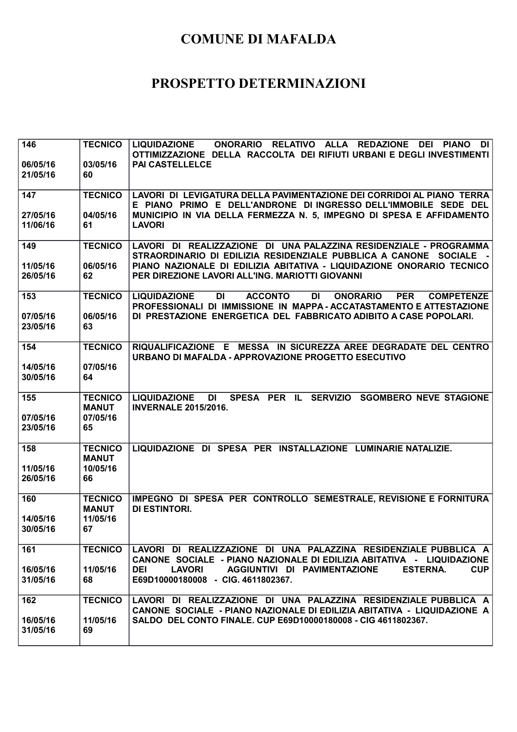# COMUNE DI MAFALDA

# PROSPETTO DETERMINAZIONI

| | | |
|---|---|---|
| 146<br><br>06/05/16<br>21/05/16 | TECNICO<br><br>03/05/16<br>60 | LIQUIDAZIONE ONORARIO RELATIVO ALLA REDAZIONE DEI PIANO DI OTTIMIZZAZIONE DELLA RACCOLTA DEI RIFIUTI URBANI E DEGLI INVESTIMENTI PAI CASTELLELCE |
| 147<br><br>27/05/16<br>11/06/16 | TECNICO<br><br>04/05/16<br>61 | LAVORI DI LEVIGATURA DELLA PAVIMENTAZIONE DEI CORRIDOI AL PIANO TERRA E PIANO PRIMO E DELL'ANDRONE DI INGRESSO DELL'IMMOBILE SEDE DEL MUNICIPIO IN VIA DELLA FERMEZZA N. 5, IMPEGNO DI SPESA E AFFIDAMENTO LAVORI |
| 149<br><br>11/05/16<br>26/05/16 | TECNICO<br><br>06/05/16<br>62 | LAVORI DI REALIZZAZIONE DI UNA PALAZZINA RESIDENZIALE - PROGRAMMA STRAORDINARIO DI EDILIZIA RESIDENZIALE PUBBLICA A CANONE SOCIALE - PIANO NAZIONALE DI EDILIZIA ABITATIVA - LIQUIDAZIONE ONORARIO TECNICO PER DIREZIONE LAVORI ALL'ING. MARIOTTI GIOVANNI |
| 153<br><br>07/05/16<br>23/05/16 | TECNICO<br><br>06/05/16<br>63 | LIQUIDAZIONE DI ACCONTO DI ONORARIO PER COMPETENZE PROFESSIONALI DI IMMISSIONE IN MAPPA - ACCATASTAMENTO E ATTESTAZIONE DI PRESTAZIONE ENERGETICA DEL FABBRICATO ADIBITO A CASE POPOLARI. |
| 154<br><br>14/05/16<br>30/05/16 | TECNICO<br><br>07/05/16<br>64 | RIQUALIFICAZIONE E MESSA IN SICUREZZA AREE DEGRADATE DEL CENTRO URBANO DI MAFALDA - APPROVAZIONE PROGETTO ESECUTIVO |
| 155<br><br>07/05/16<br>23/05/16 | TECNICO MANUT<br>07/05/16<br>65 | LIQUIDAZIONE DI SPESA PER IL SERVIZIO SGOMBERO NEVE STAGIONE INVERNALE 2015/2016. |
| 158<br><br>11/05/16<br>26/05/16 | TECNICO MANUT<br>10/05/16<br>66 | LIQUIDAZIONE DI SPESA PER INSTALLAZIONE LUMINARIE NATALIZIE. |
| 160<br><br>14/05/16<br>30/05/16 | TECNICO MANUT<br>11/05/16<br>67 | IMPEGNO DI SPESA PER CONTROLLO SEMESTRALE, REVISIONE E FORNITURA DI ESTINTORI. |
| 161<br><br>16/05/16<br>31/05/16 | TECNICO<br><br>11/05/16<br>68 | LAVORI DI REALIZZAZIONE DI UNA PALAZZINA RESIDENZIALE PUBBLICA A CANONE SOCIALE - PIANO NAZIONALE DI EDILIZIA ABITATIVA - LIQUIDAZIONE DEI LAVORI AGGIUNTIVI DI PAVIMENTAZIONE ESTERNA. CUP E69D10000180008 - CIG. 4611802367. |
| 162<br><br>16/05/16<br>31/05/16 | TECNICO<br><br>11/05/16<br>69 | LAVORI DI REALIZZAZIONE DI UNA PALAZZINA RESIDENZIALE PUBBLICA A CANONE SOCIALE - PIANO NAZIONALE DI EDILIZIA ABITATIVA - LIQUIDAZIONE A SALDO DEL CONTO FINALE. CUP E69D10000180008 - CIG 4611802367. |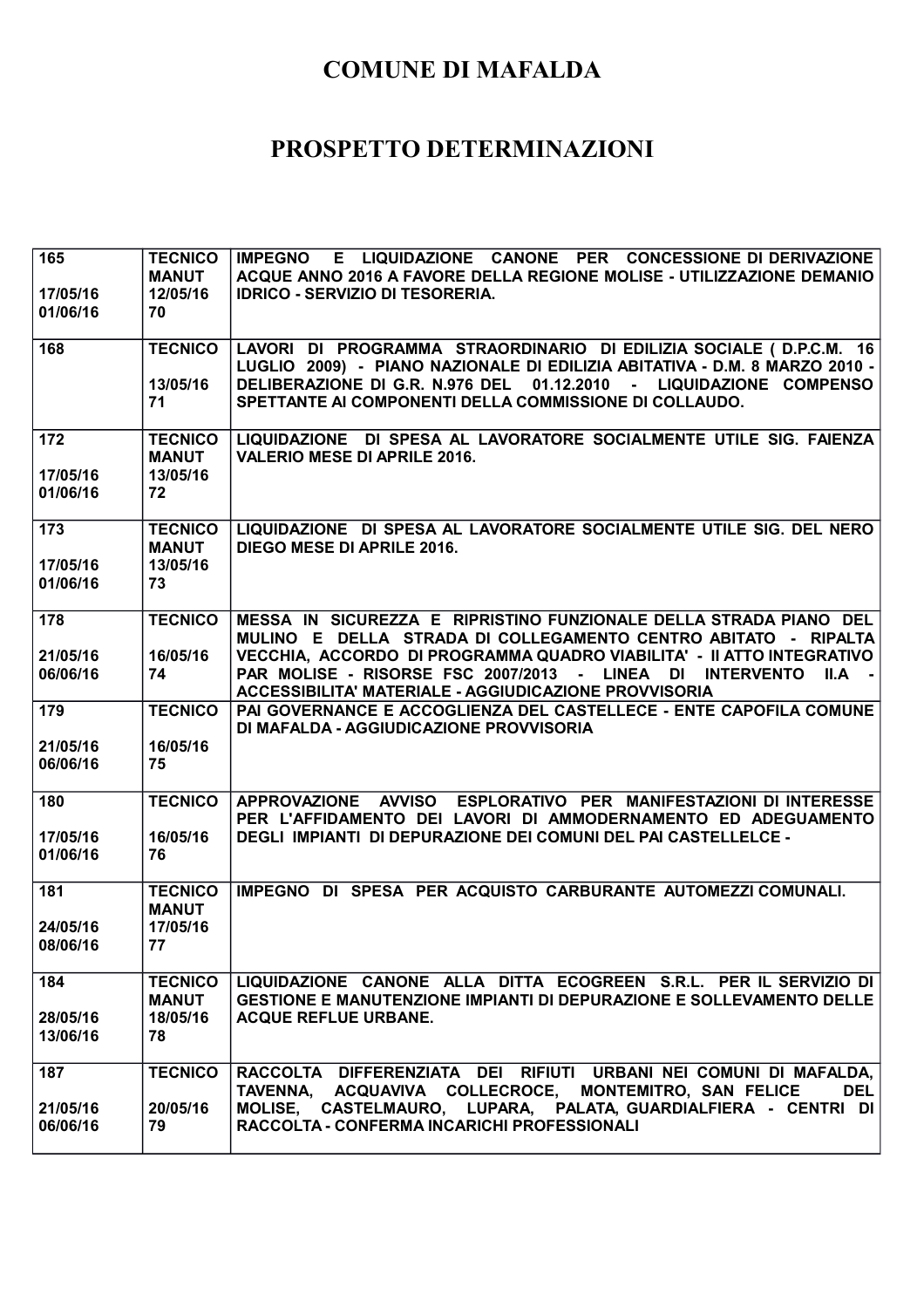# COMUNE DI MAFALDA

# PROSPETTO DETERMINAZIONI

| | | |
|---|---|---|
| 165<br><br>17/05/16<br>01/06/16 | TECNICO<br>MANUT<br>12/05/16<br>70 | IMPEGNO E LIQUIDAZIONE CANONE PER CONCESSIONE DI DERIVAZIONE ACQUE ANNO 2016 A FAVORE DELLA REGIONE MOLISE - UTILIZZAZIONE DEMANIO IDRICO - SERVIZIO DI TESORERIA. |
| 168 | TECNICO<br><br>13/05/16<br>71 | LAVORI DI PROGRAMMA STRAORDINARIO DI EDILIZIA SOCIALE ( D.P.C.M. 16 LUGLIO 2009) - PIANO NAZIONALE DI EDILIZIA ABITATIVA - D.M. 8 MARZO 2010 - DELIBERAZIONE DI G.R. N.976 DEL 01.12.2010 - LIQUIDAZIONE COMPENSO SPETTANTE AI COMPONENTI DELLA COMMISSIONE DI COLLAUDO. |
| 172<br><br>17/05/16<br>01/06/16 | TECNICO<br>MANUT<br>13/05/16<br>72 | LIQUIDAZIONE DI SPESA AL LAVORATORE SOCIALMENTE UTILE SIG. FAIENZA VALERIO MESE DI APRILE 2016. |
| 173<br><br>17/05/16<br>01/06/16 | TECNICO<br>MANUT<br>13/05/16<br>73 | LIQUIDAZIONE DI SPESA AL LAVORATORE SOCIALMENTE UTILE SIG. DEL NERO DIEGO MESE DI APRILE 2016. |
| 178<br><br>21/05/16<br>06/06/16 | TECNICO<br><br>16/05/16<br>74 | MESSA IN SICUREZZA E RIPRISTINO FUNZIONALE DELLA STRADA PIANO DEL MULINO E DELLA STRADA DI COLLEGAMENTO CENTRO ABITATO - RIPALTA VECCHIA, ACCORDO DI PROGRAMMA QUADRO VIABILITA' - II ATTO INTEGRATIVO PAR MOLISE - RISORSE FSC 2007/2013 - LINEA DI INTERVENTO II.A - ACCESSIBILITA' MATERIALE - AGGIUDICAZIONE PROVVISORIA |
| 179<br><br>21/05/16<br>06/06/16 | TECNICO<br><br>16/05/16<br>75 | PAI GOVERNANCE E ACCOGLIENZA DEL CASTELLECE - ENTE CAPOFILA COMUNE DI MAFALDA - AGGIUDICAZIONE PROVVISORIA |
| 180<br><br>17/05/16<br>01/06/16 | TECNICO<br><br>16/05/16<br>76 | APPROVAZIONE AVVISO ESPLORATIVO PER MANIFESTAZIONI DI INTERESSE PER L'AFFIDAMENTO DEI LAVORI DI AMMODERNAMENTO ED ADEGUAMENTO DEGLI IMPIANTI DI DEPURAZIONE DEI COMUNI DEL PAI CASTELLELCE - |
| 181<br><br>24/05/16<br>08/06/16 | TECNICO<br>MANUT<br>17/05/16<br>77 | IMPEGNO DI SPESA PER ACQUISTO CARBURANTE AUTOMEZZI COMUNALI. |
| 184<br><br>28/05/16<br>13/06/16 | TECNICO<br>MANUT<br>18/05/16<br>78 | LIQUIDAZIONE CANONE ALLA DITTA ECOGREEN S.R.L. PER IL SERVIZIO DI GESTIONE E MANUTENZIONE IMPIANTI DI DEPURAZIONE E SOLLEVAMENTO DELLE ACQUE REFLUE URBANE. |
| 187<br><br>21/05/16<br>06/06/16 | TECNICO<br><br>20/05/16<br>79 | RACCOLTA DIFFERENZIATA DEI RIFIUTI URBANI NEI COMUNI DI MAFALDA, TAVENNA, ACQUAVIVA COLLECROCE, MONTEMITRO, SAN FELICE DEL MOLISE, CASTELMAURO, LUPARA, PALATA, GUARDIALFIERA - CENTRI DI RACCOLTA - CONFERMA INCARICHI PROFESSIONALI |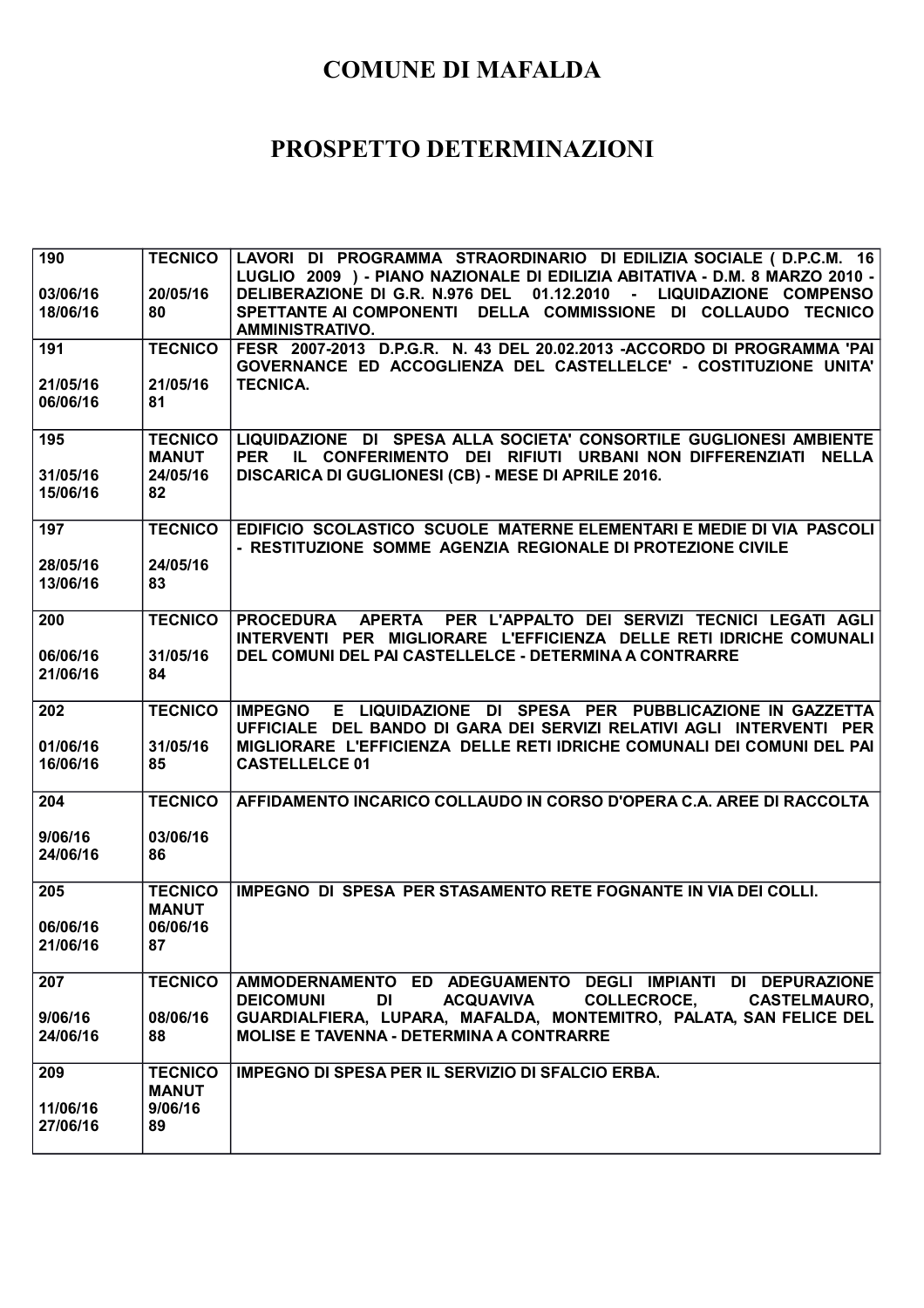# COMUNE DI MAFALDA

# PROSPETTO DETERMINAZIONI

| | | |
|---|---|---|
| 190<br><br>03/06/16<br>18/06/16 | TECNICO<br><br>20/05/16<br>80 | LAVORI DI PROGRAMMA STRAORDINARIO DI EDILIZIA SOCIALE ( D.P.C.M. 16 LUGLIO 2009 ) - PIANO NAZIONALE DI EDILIZIA ABITATIVA - D.M. 8 MARZO 2010 - DELIBERAZIONE DI G.R. N.976 DEL 01.12.2010 - LIQUIDAZIONE COMPENSO SPETTANTE AI COMPONENTI DELLA COMMISSIONE DI COLLAUDO TECNICO AMMINISTRATIVO. |
| 191<br><br>21/05/16<br>06/06/16 | TECNICO<br><br>21/05/16<br>81 | FESR 2007-2013 D.P.G.R. N. 43 DEL 20.02.2013 -ACCORDO DI PROGRAMMA 'PAI GOVERNANCE ED ACCOGLIENZA DEL CASTELLELCE' - COSTITUZIONE UNITA' TECNICA. |
| 195<br><br>31/05/16<br>15/06/16 | TECNICO MANUT<br>24/05/16<br>82 | LIQUIDAZIONE DI SPESA ALLA SOCIETA' CONSORTILE GUGLIONESI AMBIENTE PER IL CONFERIMENTO DEI RIFIUTI URBANI NON DIFFERENZIATI NELLA DISCARICA DI GUGLIONESI (CB) - MESE DI APRILE 2016. |
| 197<br><br>28/05/16<br>13/06/16 | TECNICO<br><br>24/05/16<br>83 | EDIFICIO SCOLASTICO SCUOLE MATERNE ELEMENTARI E MEDIE DI VIA PASCOLI - RESTITUZIONE SOMME AGENZIA REGIONALE DI PROTEZIONE CIVILE |
| 200<br><br>06/06/16<br>21/06/16 | TECNICO<br><br>31/05/16<br>84 | PROCEDURA APERTA PER L'APPALTO DEI SERVIZI TECNICI LEGATI AGLI INTERVENTI PER MIGLIORARE L'EFFICIENZA DELLE RETI IDRICHE COMUNALI DEL COMUNI DEL PAI CASTELLELCE - DETERMINA A CONTRARRE |
| 202<br><br>01/06/16<br>16/06/16 | TECNICO<br><br>31/05/16<br>85 | IMPEGNO E LIQUIDAZIONE DI SPESA PER PUBBLICAZIONE IN GAZZETTA UFFICIALE DEL BANDO DI GARA DEI SERVIZI RELATIVI AGLI INTERVENTI PER MIGLIORARE L'EFFICIENZA DELLE RETI IDRICHE COMUNALI DEI COMUNI DEL PAI CASTELLELCE 01 |
| 204<br><br>9/06/16<br>24/06/16 | TECNICO<br><br>03/06/16<br>86 | AFFIDAMENTO INCARICO COLLAUDO IN CORSO D'OPERA C.A. AREE DI RACCOLTA |
| 205<br><br>06/06/16<br>21/06/16 | TECNICO MANUT<br>06/06/16<br>87 | IMPEGNO DI SPESA PER STASAMENTO RETE FOGNANTE IN VIA DEI COLLI. |
| 207<br><br>9/06/16<br>24/06/16 | TECNICO<br><br>08/06/16<br>88 | AMMODERNAMENTO ED ADEGUAMENTO DEGLI IMPIANTI DI DEPURAZIONE DEICOMUNI DI ACQUAVIVA COLLECROCE, CASTELMAURO, GUARDIALFIERA, LUPARA, MAFALDA, MONTEMITRO, PALATA, SAN FELICE DEL MOLISE E TAVENNA - DETERMINA A CONTRARRE |
| 209<br><br>11/06/16<br>27/06/16 | TECNICO MANUT<br>9/06/16<br>89 | IMPEGNO DI SPESA PER IL SERVIZIO DI SFALCIO ERBA. |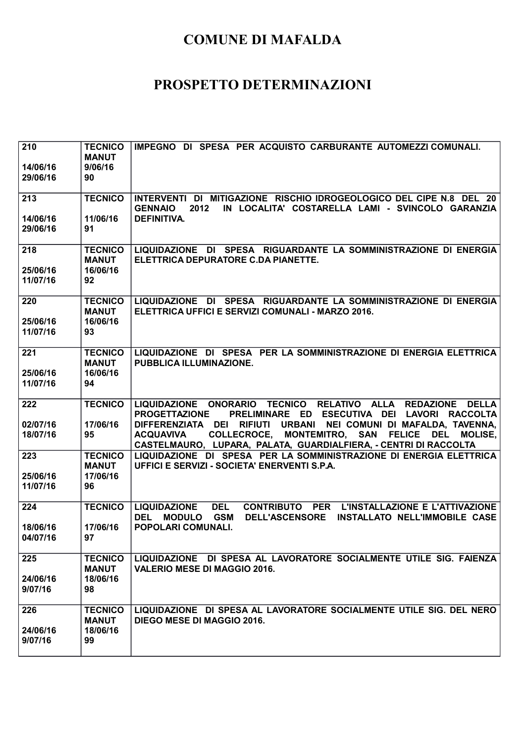# COMUNE DI MAFALDA

# PROSPETTO DETERMINAZIONI

| | | |
|---|---|---|
| 210<br><br>14/06/16<br>29/06/16 | TECNICO<br>MANUT<br>9/06/16<br>90 | IMPEGNO DI SPESA PER ACQUISTO CARBURANTE AUTOMEZZI COMUNALI. |
| 213<br><br>14/06/16<br>29/06/16 | TECNICO<br><br>11/06/16<br>91 | INTERVENTI DI MITIGAZIONE RISCHIO IDROGEOLOGICO DEL CIPE N.8 DEL 20 GENNAIO 2012 IN LOCALITA' COSTARELLA LAMI - SVINCOLO GARANZIA DEFINITIVA. |
| 218<br><br>25/06/16<br>11/07/16 | TECNICO<br>MANUT<br>16/06/16<br>92 | LIQUIDAZIONE DI SPESA RIGUARDANTE LA SOMMINISTRAZIONE DI ENERGIA ELETTRICA DEPURATORE C.DA PIANETTE. |
| 220<br><br>25/06/16<br>11/07/16 | TECNICO<br>MANUT<br>16/06/16<br>93 | LIQUIDAZIONE DI SPESA RIGUARDANTE LA SOMMINISTRAZIONE DI ENERGIA ELETTRICA UFFICI E SERVIZI COMUNALI - MARZO 2016. |
| 221<br><br>25/06/16<br>11/07/16 | TECNICO<br>MANUT<br>16/06/16<br>94 | LIQUIDAZIONE DI SPESA PER LA SOMMINISTRAZIONE DI ENERGIA ELETTRICA PUBBLICA ILLUMINAZIONE. |
| 222<br><br>02/07/16<br>18/07/16 | TECNICO<br><br>17/06/16<br>95 | LIQUIDAZIONE ONORARIO TECNICO RELATIVO ALLA REDAZIONE DELLA PROGETTAZIONE PRELIMINARE ED ESECUTIVA DEI LAVORI RACCOLTA DIFFERENZIATA DEI RIFIUTI URBANI NEI COMUNI DI MAFALDA, TAVENNA, ACQUAVIVA COLLECROCE, MONTEMITRO, SAN FELICE DEL MOLISE, CASTELMAURO, LUPARA, PALATA, GUARDIALFIERA, - CENTRI DI RACCOLTA |
| 223<br><br>25/06/16<br>11/07/16 | TECNICO<br>MANUT<br>17/06/16<br>96 | LIQUIDAZIONE DI SPESA PER LA SOMMINISTRAZIONE DI ENERGIA ELETTRICA UFFICI E SERVIZI - SOCIETA' ENERVENTI S.P.A. |
| 224<br><br>18/06/16<br>04/07/16 | TECNICO<br><br>17/06/16<br>97 | LIQUIDAZIONE DEL CONTRIBUTO PER L'INSTALLAZIONE E L'ATTIVAZIONE DEL MODULO GSM DELL'ASCENSORE INSTALLATO NELL'IMMOBILE CASE POPOLARI COMUNALI. |
| 225<br><br>24/06/16<br>9/07/16 | TECNICO<br>MANUT<br>18/06/16<br>98 | LIQUIDAZIONE DI SPESA AL LAVORATORE SOCIALMENTE UTILE SIG. FAIENZA VALERIO MESE DI MAGGIO 2016. |
| 226<br><br>24/06/16<br>9/07/16 | TECNICO<br>MANUT<br>18/06/16<br>99 | LIQUIDAZIONE DI SPESA AL LAVORATORE SOCIALMENTE UTILE SIG. DEL NERO DIEGO MESE DI MAGGIO 2016. |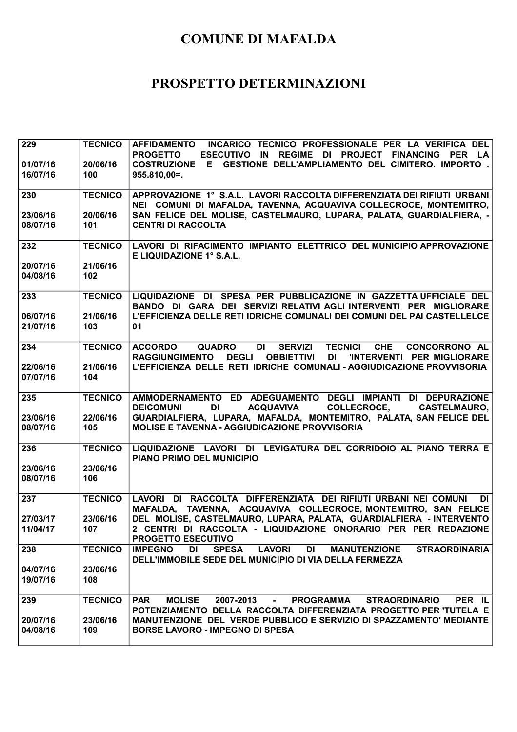# COMUNE DI MAFALDA

# PROSPETTO DETERMINAZIONI

| | | |
|---|---|---|
| 229<br><br>01/07/16<br>16/07/16 | TECNICO<br><br>20/06/16<br>100 | AFFIDAMENTO INCARICO TECNICO PROFESSIONALE PER LA VERIFICA DEL PROGETTO ESECUTIVO IN REGIME DI PROJECT FINANCING PER LA COSTRUZIONE E GESTIONE DELL'AMPLIAMENTO DEL CIMITERO. IMPORTO . 955.810,00=. |
| 230<br><br>23/06/16<br>08/07/16 | TECNICO<br><br>20/06/16<br>101 | APPROVAZIONE 1° S.A.L. LAVORI RACCOLTA DIFFERENZIATA DEI RIFIUTI URBANI NEI COMUNI DI MAFALDA, TAVENNA, ACQUAVIVA COLLECROCE, MONTEMITRO, SAN FELICE DEL MOLISE, CASTELMAURO, LUPARA, PALATA, GUARDIALFIERA, - CENTRI DI RACCOLTA |
| 232<br><br>20/07/16<br>04/08/16 | TECNICO<br><br>21/06/16<br>102 | LAVORI DI RIFACIMENTO IMPIANTO ELETTRICO DEL MUNICIPIO APPROVAZIONE E LIQUIDAZIONE 1° S.A.L. |
| 233<br><br>06/07/16<br>21/07/16 | TECNICO<br><br>21/06/16<br>103 | LIQUIDAZIONE DI SPESA PER PUBBLICAZIONE IN GAZZETTA UFFICIALE DEL BANDO DI GARA DEI SERVIZI RELATIVI AGLI INTERVENTI PER MIGLIORARE L'EFFICIENZA DELLE RETI IDRICHE COMUNALI DEI COMUNI DEL PAI CASTELLELCE 01 |
| 234<br><br>22/06/16<br>07/07/16 | TECNICO<br><br>21/06/16<br>104 | ACCORDO QUADRO DI SERVIZI TECNICI CHE CONCORRONO AL RAGGIUNGIMENTO DEGLI OBBIETTIVI DI 'INTERVENTI PER MIGLIORARE L'EFFICIENZA DELLE RETI IDRICHE COMUNALI - AGGIUDICAZIONE PROVVISORIA |
| 235<br><br>23/06/16<br>08/07/16 | TECNICO<br><br>22/06/16<br>105 | AMMODERNAMENTO ED ADEGUAMENTO DEGLI IMPIANTI DI DEPURAZIONE DEICOMUNI DI ACQUAVIVA COLLECROCE, CASTELMAURO, GUARDIALFIERA, LUPARA, MAFALDA, MONTEMITRO, PALATA, SAN FELICE DEL MOLISE E TAVENNA - AGGIUDICAZIONE PROVVISORIA |
| 236<br><br>23/06/16<br>08/07/16 | TECNICO<br><br>23/06/16<br>106 | LIQUIDAZIONE LAVORI DI LEVIGATURA DEL CORRIDOIO AL PIANO TERRA E PIANO PRIMO DEL MUNICIPIO |
| 237<br><br>27/03/17<br>11/04/17 | TECNICO<br><br>23/06/16<br>107 | LAVORI DI RACCOLTA DIFFERENZIATA DEI RIFIUTI URBANI NEI COMUNI DI MAFALDA, TAVENNA, ACQUAVIVA COLLECROCE, MONTEMITRO, SAN FELICE DEL MOLISE, CASTELMAURO, LUPARA, PALATA, GUARDIALFIERA - INTERVENTO 2 CENTRI DI RACCOLTA - LIQUIDAZIONE ONORARIO PER PER REDAZIONE PROGETTO ESECUTIVO |
| 238<br><br>04/07/16<br>19/07/16 | TECNICO<br><br>23/06/16<br>108 | IMPEGNO DI SPESA LAVORI DI MANUTENZIONE STRAORDINARIA DELL'IMMOBILE SEDE DEL MUNICIPIO DI VIA DELLA FERMEZZA |
| 239<br><br>20/07/16<br>04/08/16 | TECNICO<br><br>23/06/16<br>109 | PAR MOLISE 2007-2013 - PROGRAMMA STRAORDINARIO PER IL POTENZIAMENTO DELLA RACCOLTA DIFFERENZIATA PROGETTO PER 'TUTELA E MANUTENZIONE DEL VERDE PUBBLICO E SERVIZIO DI SPAZZAMENTO' MEDIANTE BORSE LAVORO - IMPEGNO DI SPESA |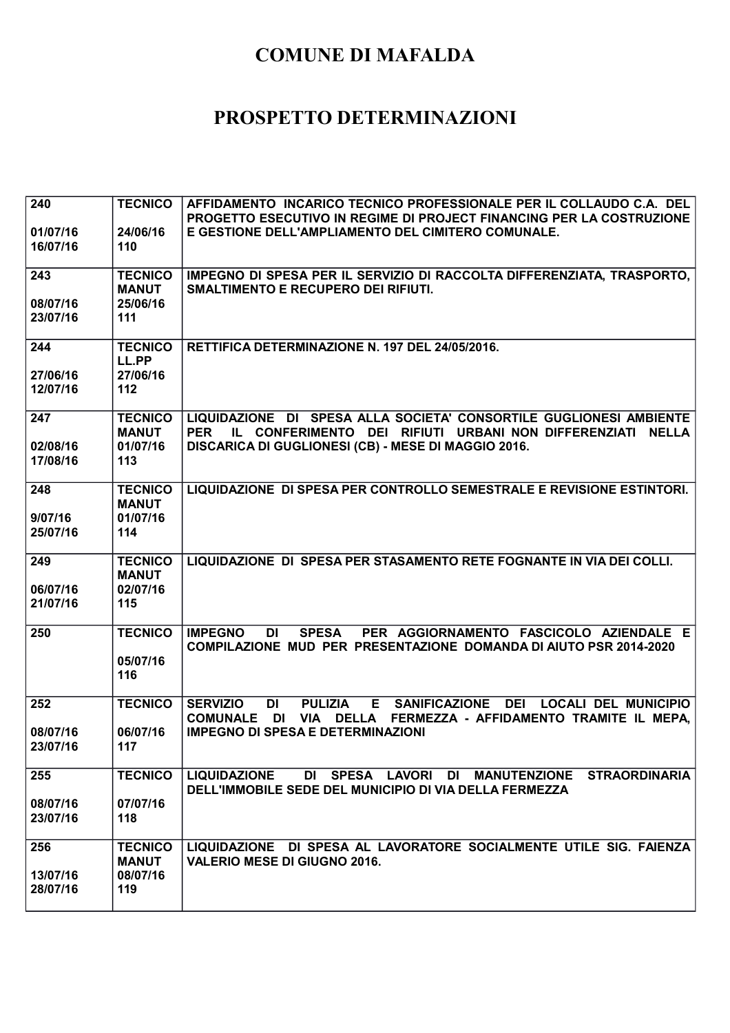# COMUNE DI MAFALDA

# PROSPETTO DETERMINAZIONI

| | | |
|---|---|---|
| 240<br><br>01/07/16<br>16/07/16 | TECNICO<br><br>24/06/16<br>110 | AFFIDAMENTO INCARICO TECNICO PROFESSIONALE PER IL COLLAUDO C.A. DEL PROGETTO ESECUTIVO IN REGIME DI PROJECT FINANCING PER LA COSTRUZIONE E GESTIONE DELL'AMPLIAMENTO DEL CIMITERO COMUNALE. |
| 243<br><br>08/07/16<br>23/07/16 | TECNICO<br>MANUT<br>25/06/16<br>111 | IMPEGNO DI SPESA PER IL SERVIZIO DI RACCOLTA DIFFERENZIATA, TRASPORTO, SMALTIMENTO E RECUPERO DEI RIFIUTI. |
| 244<br><br>27/06/16<br>12/07/16 | TECNICO<br>LL.PP<br>27/06/16<br>112 | RETTIFICA DETERMINAZIONE N. 197 DEL 24/05/2016. |
| 247<br><br>02/08/16<br>17/08/16 | TECNICO<br>MANUT<br>01/07/16<br>113 | LIQUIDAZIONE DI SPESA ALLA SOCIETA' CONSORTILE GUGLIONESI AMBIENTE PER IL CONFERIMENTO DEI RIFIUTI URBANI NON DIFFERENZIATI NELLA DISCARICA DI GUGLIONESI (CB) - MESE DI MAGGIO 2016. |
| 248<br><br>9/07/16<br>25/07/16 | TECNICO<br>MANUT<br>01/07/16<br>114 | LIQUIDAZIONE DI SPESA PER CONTROLLO SEMESTRALE E REVISIONE ESTINTORI. |
| 249<br><br>06/07/16<br>21/07/16 | TECNICO<br>MANUT<br>02/07/16<br>115 | LIQUIDAZIONE DI SPESA PER STASAMENTO RETE FOGNANTE IN VIA DEI COLLI. |
| 250 | TECNICO<br><br>05/07/16<br>116 | IMPEGNO DI SPESA PER AGGIORNAMENTO FASCICOLO AZIENDALE E COMPILAZIONE MUD PER PRESENTAZIONE DOMANDA DI AIUTO PSR 2014-2020 |
| 252<br><br>08/07/16<br>23/07/16 | TECNICO<br><br>06/07/16<br>117 | SERVIZIO DI PULIZIA E SANIFICAZIONE DEI LOCALI DEL MUNICIPIO COMUNALE DI VIA DELLA FERMEZZA - AFFIDAMENTO TRAMITE IL MEPA, IMPEGNO DI SPESA E DETERMINAZIONI |
| 255<br><br>08/07/16<br>23/07/16 | TECNICO<br><br>07/07/16<br>118 | LIQUIDAZIONE DI SPESA LAVORI DI MANUTENZIONE STRAORDINARIA DELL'IMMOBILE SEDE DEL MUNICIPIO DI VIA DELLA FERMEZZA |
| 256<br><br>13/07/16<br>28/07/16 | TECNICO<br>MANUT<br>08/07/16<br>119 | LIQUIDAZIONE DI SPESA AL LAVORATORE SOCIALMENTE UTILE SIG. FAIENZA VALERIO MESE DI GIUGNO 2016. |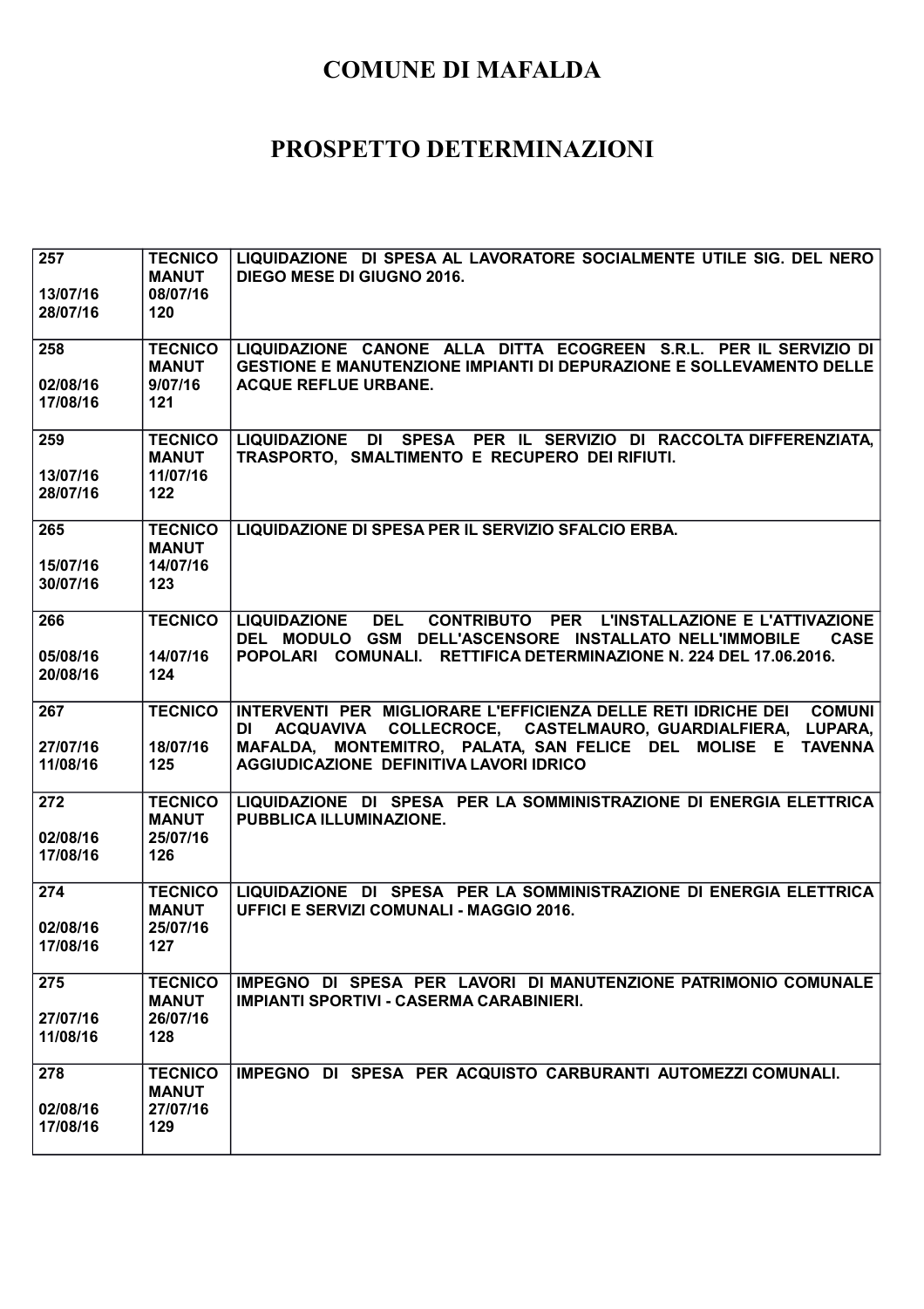# COMUNE DI MAFALDA

# PROSPETTO DETERMINAZIONI

| | | |
|---|---|---|
| 257<br><br>13/07/16<br>28/07/16 | TECNICO<br>MANUT<br>08/07/16<br>120 | LIQUIDAZIONE DI SPESA AL LAVORATORE SOCIALMENTE UTILE SIG. DEL NERO DIEGO MESE DI GIUGNO 2016. |
| 258<br><br>02/08/16<br>17/08/16 | TECNICO<br>MANUT<br>9/07/16<br>121 | LIQUIDAZIONE CANONE ALLA DITTA ECOGREEN S.R.L. PER IL SERVIZIO DI GESTIONE E MANUTENZIONE IMPIANTI DI DEPURAZIONE E SOLLEVAMENTO DELLE ACQUE REFLUE URBANE. |
| 259<br><br>13/07/16<br>28/07/16 | TECNICO<br>MANUT<br>11/07/16<br>122 | LIQUIDAZIONE DI SPESA PER IL SERVIZIO DI RACCOLTA DIFFERENZIATA, TRASPORTO, SMALTIMENTO E RECUPERO DEI RIFIUTI. |
| 265<br><br>15/07/16<br>30/07/16 | TECNICO<br>MANUT<br>14/07/16<br>123 | LIQUIDAZIONE DI SPESA PER IL SERVIZIO SFALCIO ERBA. |
| 266<br><br>05/08/16<br>20/08/16 | TECNICO<br><br>14/07/16<br>124 | LIQUIDAZIONE DEL CONTRIBUTO PER L'INSTALLAZIONE E L'ATTIVAZIONE DEL MODULO GSM DELL'ASCENSORE INSTALLATO NELL'IMMOBILE CASE POPOLARI COMUNALI. RETTIFICA DETERMINAZIONE N. 224 DEL 17.06.2016. |
| 267<br><br>27/07/16<br>11/08/16 | TECNICO<br><br>18/07/16<br>125 | INTERVENTI PER MIGLIORARE L'EFFICIENZA DELLE RETI IDRICHE DEI COMUNI DI ACQUAVIVA COLLECROCE, CASTELMAURO, GUARDIALFIERA, LUPARA, MAFALDA, MONTEMITRO, PALATA, SAN FELICE DEL MOLISE E TAVENNA AGGIUDICAZIONE DEFINITIVA LAVORI IDRICO |
| 272<br><br>02/08/16<br>17/08/16 | TECNICO<br>MANUT<br>25/07/16<br>126 | LIQUIDAZIONE DI SPESA PER LA SOMMINISTRAZIONE DI ENERGIA ELETTRICA PUBBLICA ILLUMINAZIONE. |
| 274<br><br>02/08/16<br>17/08/16 | TECNICO<br>MANUT<br>25/07/16<br>127 | LIQUIDAZIONE DI SPESA PER LA SOMMINISTRAZIONE DI ENERGIA ELETTRICA UFFICI E SERVIZI COMUNALI - MAGGIO 2016. |
| 275<br><br>27/07/16<br>11/08/16 | TECNICO<br>MANUT<br>26/07/16<br>128 | IMPEGNO DI SPESA PER LAVORI DI MANUTENZIONE PATRIMONIO COMUNALE IMPIANTI SPORTIVI - CASERMA CARABINIERI. |
| 278<br><br>02/08/16<br>17/08/16 | TECNICO<br>MANUT<br>27/07/16<br>129 | IMPEGNO DI SPESA PER ACQUISTO CARBURANTI AUTOMEZZI COMUNALI. |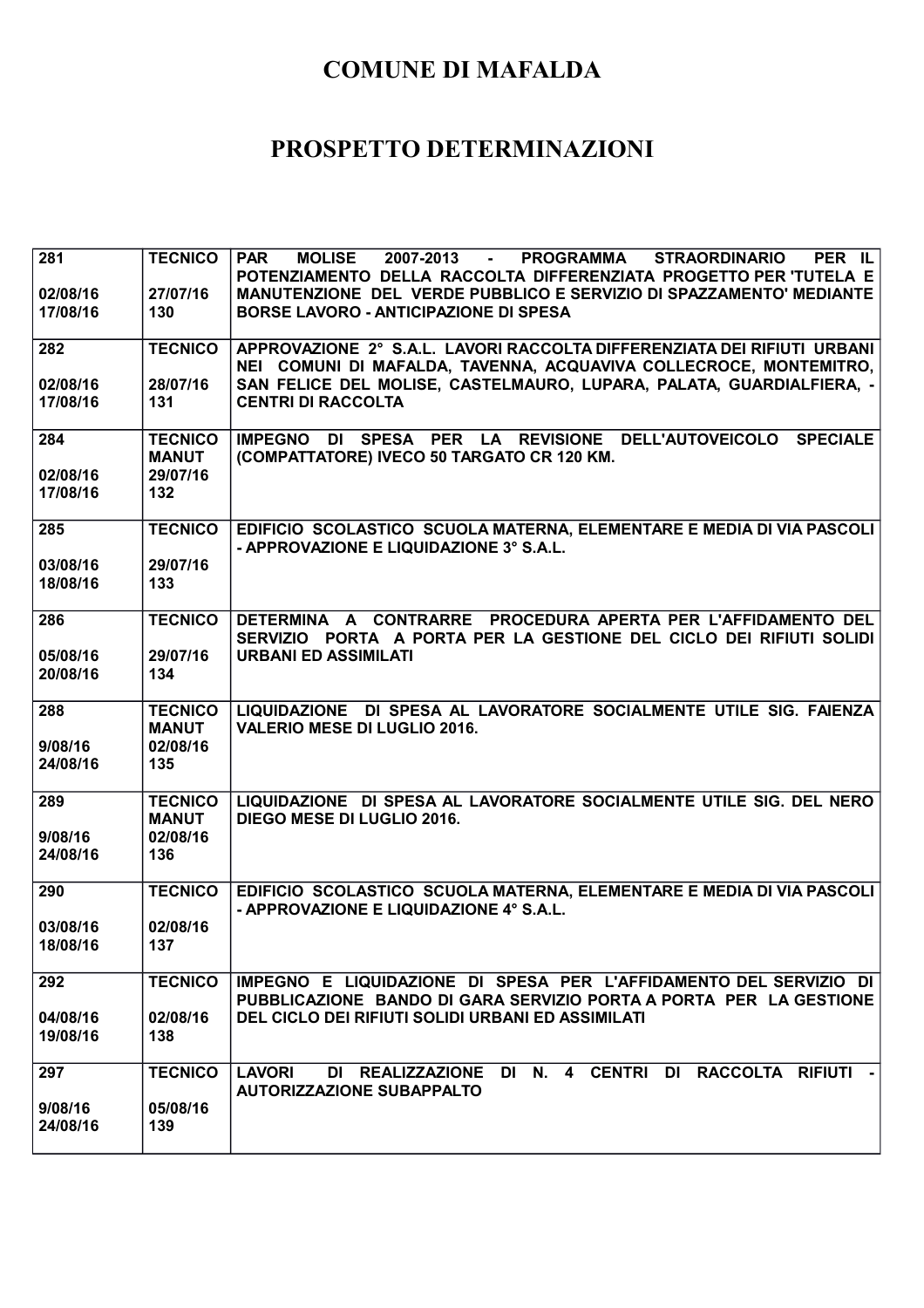# COMUNE DI MAFALDA

# PROSPETTO DETERMINAZIONI

| | | |
|---|---|---|
| **281**<br><br>**02/08/16**<br>**17/08/16** | **TECNICO**<br><br>**27/07/16**<br>**130** | **PAR MOLISE 2007-2013 - PROGRAMMA STRAORDINARIO PER IL POTENZIAMENTO DELLA RACCOLTA DIFFERENZIATA PROGETTO PER 'TUTELA E MANUTENZIONE DEL VERDE PUBBLICO E SERVIZIO DI SPAZZAMENTO' MEDIANTE BORSE LAVORO - ANTICIPAZIONE DI SPESA** |
| **282**<br><br>**02/08/16**<br>**17/08/16** | **TECNICO**<br><br>**28/07/16**<br>**131** | **APPROVAZIONE 2° S.A.L. LAVORI RACCOLTA DIFFERENZIATA DEI RIFIUTI URBANI NEI COMUNI DI MAFALDA, TAVENNA, ACQUAVIVA COLLECROCE, MONTEMITRO, SAN FELICE DEL MOLISE, CASTELMAURO, LUPARA, PALATA, GUARDIALFIERA, - CENTRI DI RACCOLTA** |
| **284**<br><br>**02/08/16**<br>**17/08/16** | **TECNICO MANUT**<br>**29/07/16**<br>**132** | **IMPEGNO DI SPESA PER LA REVISIONE DELL'AUTOVEICOLO SPECIALE (COMPATTATORE) IVECO 50 TARGATO CR 120 KM.** |
| **285**<br><br>**03/08/16**<br>**18/08/16** | **TECNICO**<br><br>**29/07/16**<br>**133** | **EDIFICIO SCOLASTICO SCUOLA MATERNA, ELEMENTARE E MEDIA DI VIA PASCOLI - APPROVAZIONE E LIQUIDAZIONE 3° S.A.L.** |
| **286**<br><br>**05/08/16**<br>**20/08/16** | **TECNICO**<br><br>**29/07/16**<br>**134** | **DETERMINA A CONTRARRE PROCEDURA APERTA PER L'AFFIDAMENTO DEL SERVIZIO PORTA A PORTA PER LA GESTIONE DEL CICLO DEI RIFIUTI SOLIDI URBANI ED ASSIMILATI** |
| **288**<br><br>**9/08/16**<br>**24/08/16** | **TECNICO MANUT**<br>**02/08/16**<br>**135** | **LIQUIDAZIONE DI SPESA AL LAVORATORE SOCIALMENTE UTILE SIG. FAIENZA VALERIO MESE DI LUGLIO 2016.** |
| **289**<br><br>**9/08/16**<br>**24/08/16** | **TECNICO MANUT**<br>**02/08/16**<br>**136** | **LIQUIDAZIONE DI SPESA AL LAVORATORE SOCIALMENTE UTILE SIG. DEL NERO DIEGO MESE DI LUGLIO 2016.** |
| **290**<br><br>**03/08/16**<br>**18/08/16** | **TECNICO**<br><br>**02/08/16**<br>**137** | **EDIFICIO SCOLASTICO SCUOLA MATERNA, ELEMENTARE E MEDIA DI VIA PASCOLI - APPROVAZIONE E LIQUIDAZIONE 4° S.A.L.** |
| **292**<br><br>**04/08/16**<br>**19/08/16** | **TECNICO**<br><br>**02/08/16**<br>**138** | **IMPEGNO E LIQUIDAZIONE DI SPESA PER L'AFFIDAMENTO DEL SERVIZIO DI PUBBLICAZIONE BANDO DI GARA SERVIZIO PORTA A PORTA PER LA GESTIONE DEL CICLO DEI RIFIUTI SOLIDI URBANI ED ASSIMILATI** |
| **297**<br><br>**9/08/16**<br>**24/08/16** | **TECNICO**<br><br>**05/08/16**<br>**139** | **LAVORI DI REALIZZAZIONE DI N. 4 CENTRI DI RACCOLTA RIFIUTI - AUTORIZZAZIONE SUBAPPALTO** |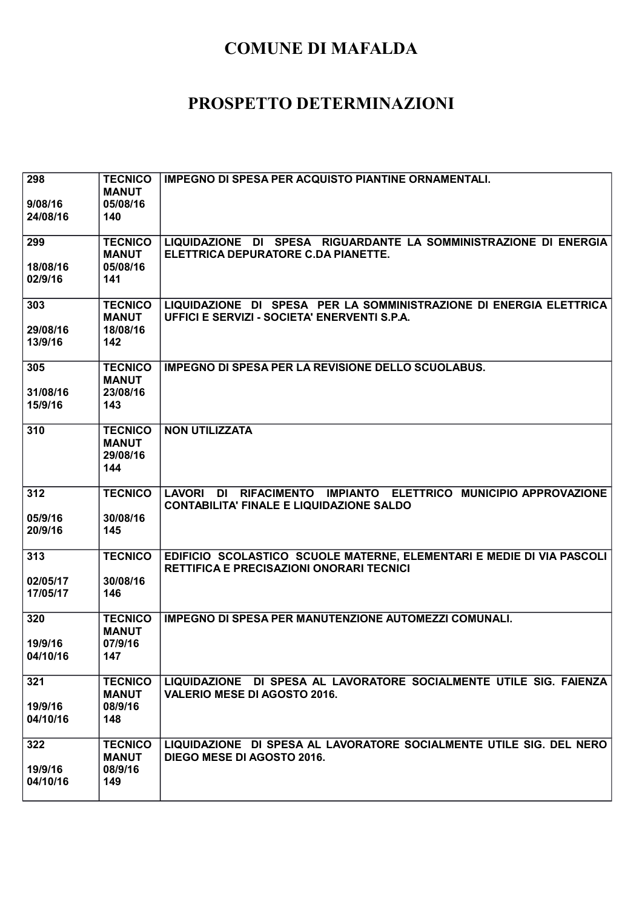# COMUNE DI MAFALDA

# PROSPETTO DETERMINAZIONI

| | | |
|---|---|---|
| **298**<br><br>**9/08/16**<br>**24/08/16** | **TECNICO MANUT**<br>**05/08/16**<br>**140** | **IMPEGNO DI SPESA PER ACQUISTO PIANTINE ORNAMENTALI.** |
| **299**<br><br>**18/08/16**<br>**02/9/16** | **TECNICO MANUT**<br>**05/08/16**<br>**141** | **LIQUIDAZIONE DI SPESA RIGUARDANTE LA SOMMINISTRAZIONE DI ENERGIA ELETTRICA DEPURATORE C.DA PIANETTE.** |
| **303**<br><br>**29/08/16**<br>**13/9/16** | **TECNICO MANUT**<br>**18/08/16**<br>**142** | **LIQUIDAZIONE DI SPESA PER LA SOMMINISTRAZIONE DI ENERGIA ELETTRICA UFFICI E SERVIZI - SOCIETA' ENERVENTI S.P.A.** |
| **305**<br><br>**31/08/16**<br>**15/9/16** | **TECNICO MANUT**<br>**23/08/16**<br>**143** | **IMPEGNO DI SPESA PER LA REVISIONE DELLO SCUOLABUS.** |
| **310** | **TECNICO MANUT**<br>**29/08/16**<br>**144** | **NON UTILIZZATA** |
| **312**<br><br>**05/9/16**<br>**20/9/16** | **TECNICO**<br><br>**30/08/16**<br>**145** | **LAVORI DI RIFACIMENTO IMPIANTO ELETTRICO MUNICIPIO APPROVAZIONE CONTABILITA' FINALE E LIQUIDAZIONE SALDO** |
| **313**<br><br>**02/05/17**<br>**17/05/17** | **TECNICO**<br><br>**30/08/16**<br>**146** | **EDIFICIO SCOLASTICO SCUOLE MATERNE, ELEMENTARI E MEDIE DI VIA PASCOLI RETTIFICA E PRECISAZIONI ONORARI TECNICI** |
| **320**<br><br>**19/9/16**<br>**04/10/16** | **TECNICO MANUT**<br>**07/9/16**<br>**147** | **IMPEGNO DI SPESA PER MANUTENZIONE AUTOMEZZI COMUNALI.** |
| **321**<br><br>**19/9/16**<br>**04/10/16** | **TECNICO MANUT**<br>**08/9/16**<br>**148** | **LIQUIDAZIONE DI SPESA AL LAVORATORE SOCIALMENTE UTILE SIG. FAIENZA VALERIO MESE DI AGOSTO 2016.** |
| **322**<br><br>**19/9/16**<br>**04/10/16** | **TECNICO MANUT**<br>**08/9/16**<br>**149** | **LIQUIDAZIONE DI SPESA AL LAVORATORE SOCIALMENTE UTILE SIG. DEL NERO DIEGO MESE DI AGOSTO 2016.** |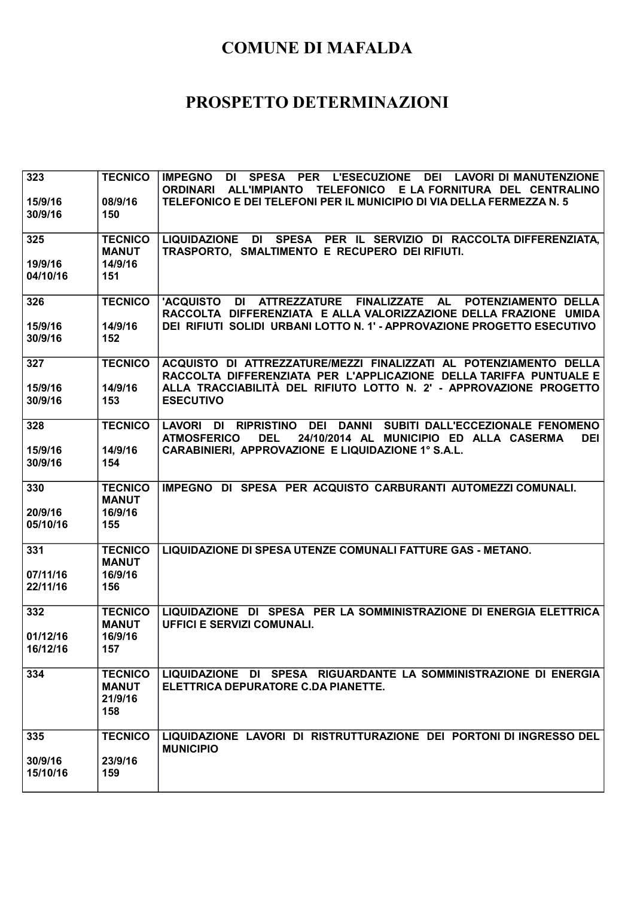# COMUNE DI MAFALDA

# PROSPETTO DETERMINAZIONI

| | | |
|---|---|---|
| 323<br><br>15/9/16<br>30/9/16 | TECNICO<br><br>08/9/16<br>150 | IMPEGNO DI SPESA PER L'ESECUZIONE DEI LAVORI DI MANUTENZIONE ORDINARI ALL'IMPIANTO TELEFONICO E LA FORNITURA DEL CENTRALINO TELEFONICO E DEI TELEFONI PER IL MUNICIPIO DI VIA DELLA FERMEZZA N. 5 |
| 325<br><br>19/9/16<br>04/10/16 | TECNICO<br>MANUT<br>14/9/16<br>151 | LIQUIDAZIONE DI SPESA PER IL SERVIZIO DI RACCOLTA DIFFERENZIATA, TRASPORTO, SMALTIMENTO E RECUPERO DEI RIFIUTI. |
| 326<br><br>15/9/16<br>30/9/16 | TECNICO<br><br>14/9/16<br>152 | 'ACQUISTO DI ATTREZZATURE FINALIZZATE AL POTENZIAMENTO DELLA RACCOLTA DIFFERENZIATA E ALLA VALORIZZAZIONE DELLA FRAZIONE UMIDA DEI RIFIUTI SOLIDI URBANI LOTTO N. 1' - APPROVAZIONE PROGETTO ESECUTIVO |
| 327<br><br>15/9/16<br>30/9/16 | TECNICO<br><br>14/9/16<br>153 | ACQUISTO DI ATTREZZATURE/MEZZI FINALIZZATI AL POTENZIAMENTO DELLA RACCOLTA DIFFERENZIATA PER L'APPLICAZIONE DELLA TARIFFA PUNTUALE E ALLA TRACCIABILITÀ DEL RIFIUTO LOTTO N. 2' - APPROVAZIONE PROGETTO ESECUTIVO |
| 328<br><br>15/9/16<br>30/9/16 | TECNICO<br><br>14/9/16<br>154 | LAVORI DI RIPRISTINO DEI DANNI SUBITI DALL'ECCEZIONALE FENOMENO ATMOSFERICO DEL 24/10/2014 AL MUNICIPIO ED ALLA CASERMA DEI CARABINIERI, APPROVAZIONE E LIQUIDAZIONE 1° S.A.L. |
| 330<br><br>20/9/16<br>05/10/16 | TECNICO<br>MANUT<br>16/9/16<br>155 | IMPEGNO DI SPESA PER ACQUISTO CARBURANTI AUTOMEZZI COMUNALI. |
| 331<br><br>07/11/16<br>22/11/16 | TECNICO<br>MANUT<br>16/9/16<br>156 | LIQUIDAZIONE DI SPESA UTENZE COMUNALI FATTURE GAS - METANO. |
| 332<br><br>01/12/16<br>16/12/16 | TECNICO<br>MANUT<br>16/9/16<br>157 | LIQUIDAZIONE DI SPESA PER LA SOMMINISTRAZIONE DI ENERGIA ELETTRICA UFFICI E SERVIZI COMUNALI. |
| 334 | TECNICO<br>MANUT<br>21/9/16<br>158 | LIQUIDAZIONE DI SPESA RIGUARDANTE LA SOMMINISTRAZIONE DI ENERGIA ELETTRICA DEPURATORE C.DA PIANETTE. |
| 335<br><br>30/9/16<br>15/10/16 | TECNICO<br><br>23/9/16<br>159 | LIQUIDAZIONE LAVORI DI RISTRUTTURAZIONE DEI PORTONI DI INGRESSO DEL MUNICIPIO |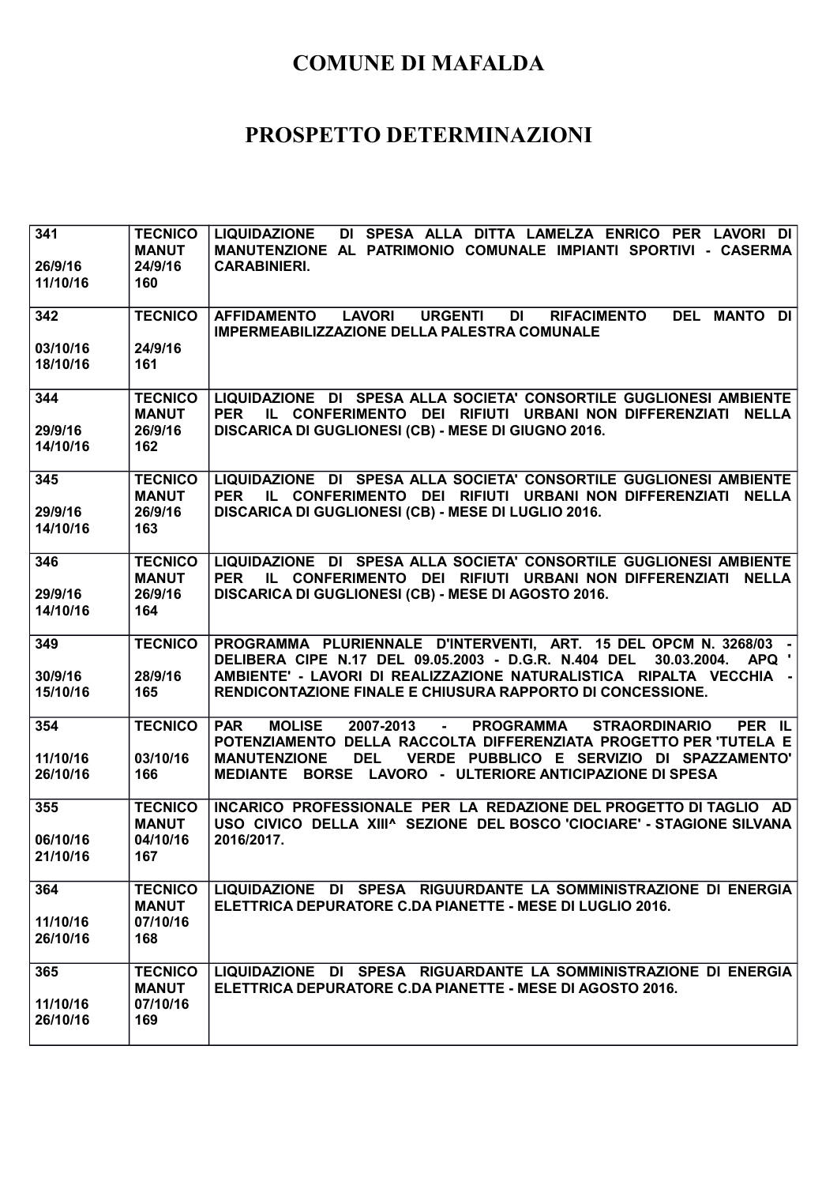# COMUNE DI MAFALDA

# PROSPETTO DETERMINAZIONI

| | | |
|---|---|---|
| 341<br><br>26/9/16<br>11/10/16 | TECNICO<br>MANUT<br>24/9/16<br>160 | LIQUIDAZIONE DI SPESA ALLA DITTA LAMELZA ENRICO PER LAVORI DI MANUTENZIONE AL PATRIMONIO COMUNALE IMPIANTI SPORTIVI - CASERMA CARABINIERI. |
| 342<br><br>03/10/16<br>18/10/16 | TECNICO<br><br>24/9/16<br>161 | AFFIDAMENTO LAVORI URGENTI DI RIFACIMENTO DEL MANTO DI IMPERMEABILIZZAZIONE DELLA PALESTRA COMUNALE |
| 344<br><br>29/9/16<br>14/10/16 | TECNICO<br>MANUT<br>26/9/16<br>162 | LIQUIDAZIONE DI SPESA ALLA SOCIETA' CONSORTILE GUGLIONESI AMBIENTE PER IL CONFERIMENTO DEI RIFIUTI URBANI NON DIFFERENZIATI NELLA DISCARICA DI GUGLIONESI (CB) - MESE DI GIUGNO 2016. |
| 345<br><br>29/9/16<br>14/10/16 | TECNICO<br>MANUT<br>26/9/16<br>163 | LIQUIDAZIONE DI SPESA ALLA SOCIETA' CONSORTILE GUGLIONESI AMBIENTE PER IL CONFERIMENTO DEI RIFIUTI URBANI NON DIFFERENZIATI NELLA DISCARICA DI GUGLIONESI (CB) - MESE DI LUGLIO 2016. |
| 346<br><br>29/9/16<br>14/10/16 | TECNICO<br>MANUT<br>26/9/16<br>164 | LIQUIDAZIONE DI SPESA ALLA SOCIETA' CONSORTILE GUGLIONESI AMBIENTE PER IL CONFERIMENTO DEI RIFIUTI URBANI NON DIFFERENZIATI NELLA DISCARICA DI GUGLIONESI (CB) - MESE DI AGOSTO 2016. |
| 349<br><br>30/9/16<br>15/10/16 | TECNICO<br><br>28/9/16<br>165 | PROGRAMMA PLURIENNALE D'INTERVENTI, ART. 15 DEL OPCM N. 3268/03 - DELIBERA CIPE N.17 DEL 09.05.2003 - D.G.R. N.404 DEL 30.03.2004. APQ ' AMBIENTE' - LAVORI DI REALIZZAZIONE NATURALISTICA RIPALTA VECCHIA - RENDICONTAZIONE FINALE E CHIUSURA RAPPORTO DI CONCESSIONE. |
| 354<br><br>11/10/16<br>26/10/16 | TECNICO<br><br>03/10/16<br>166 | PAR MOLISE 2007-2013 - PROGRAMMA STRAORDINARIO PER IL POTENZIAMENTO DELLA RACCOLTA DIFFERENZIATA PROGETTO PER 'TUTELA E MANUTENZIONE DEL VERDE PUBBLICO E SERVIZIO DI SPAZZAMENTO' MEDIANTE BORSE LAVORO - ULTERIORE ANTICIPAZIONE DI SPESA |
| 355<br><br>06/10/16<br>21/10/16 | TECNICO<br>MANUT<br>04/10/16<br>167 | INCARICO PROFESSIONALE PER LA REDAZIONE DEL PROGETTO DI TAGLIO AD USO CIVICO DELLA XIII^ SEZIONE DEL BOSCO 'CIOCIARE' - STAGIONE SILVANA 2016/2017. |
| 364<br><br>11/10/16<br>26/10/16 | TECNICO<br>MANUT<br>07/10/16<br>168 | LIQUIDAZIONE DI SPESA RIGUURDANTE LA SOMMINISTRAZIONE DI ENERGIA ELETTRICA DEPURATORE C.DA PIANETTE - MESE DI LUGLIO 2016. |
| 365<br><br>11/10/16<br>26/10/16 | TECNICO<br>MANUT<br>07/10/16<br>169 | LIQUIDAZIONE DI SPESA RIGUARDANTE LA SOMMINISTRAZIONE DI ENERGIA ELETTRICA DEPURATORE C.DA PIANETTE - MESE DI AGOSTO 2016. |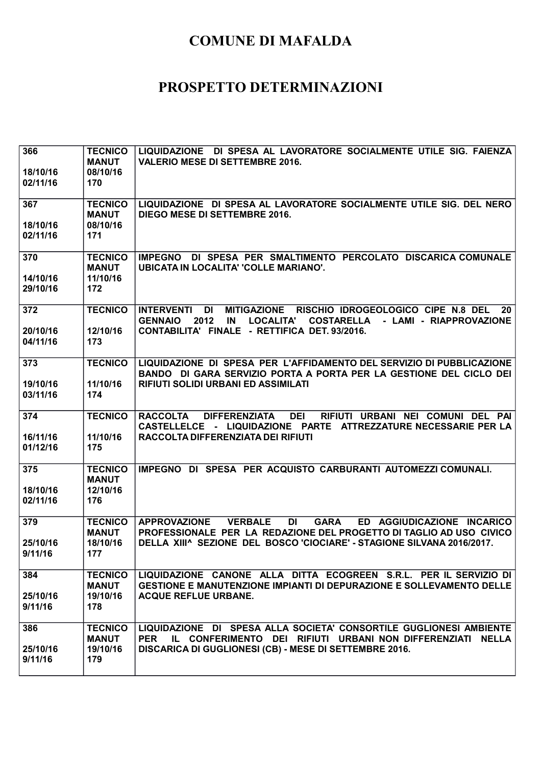# COMUNE DI MAFALDA

# PROSPETTO DETERMINAZIONI

| | | |
|---|---|---|
| 366<br><br>18/10/16<br>02/11/16 | TECNICO<br>MANUT<br>08/10/16<br>170 | LIQUIDAZIONE DI SPESA AL LAVORATORE SOCIALMENTE UTILE SIG. FAIENZA VALERIO MESE DI SETTEMBRE 2016. |
| 367<br><br>18/10/16<br>02/11/16 | TECNICO<br>MANUT<br>08/10/16<br>171 | LIQUIDAZIONE DI SPESA AL LAVORATORE SOCIALMENTE UTILE SIG. DEL NERO DIEGO MESE DI SETTEMBRE 2016. |
| 370<br><br>14/10/16<br>29/10/16 | TECNICO<br>MANUT<br>11/10/16<br>172 | IMPEGNO DI SPESA PER SMALTIMENTO PERCOLATO DISCARICA COMUNALE UBICATA IN LOCALITA' 'COLLE MARIANO'. |
| 372<br><br>20/10/16<br>04/11/16 | TECNICO<br><br>12/10/16<br>173 | INTERVENTI DI MITIGAZIONE RISCHIO IDROGEOLOGICO CIPE N.8 DEL 20 GENNAIO 2012 IN LOCALITA' COSTARELLA - LAMI - RIAPPROVAZIONE CONTABILITA' FINALE - RETTIFICA DET. 93/2016. |
| 373<br><br>19/10/16<br>03/11/16 | TECNICO<br><br>11/10/16<br>174 | LIQUIDAZIONE DI SPESA PER L'AFFIDAMENTO DEL SERVIZIO DI PUBBLICAZIONE BANDO DI GARA SERVIZIO PORTA A PORTA PER LA GESTIONE DEL CICLO DEI RIFIUTI SOLIDI URBANI ED ASSIMILATI |
| 374<br><br>16/11/16<br>01/12/16 | TECNICO<br><br>11/10/16<br>175 | RACCOLTA DIFFERENZIATA DEI RIFIUTI URBANI NEI COMUNI DEL PAI CASTELLELCE - LIQUIDAZIONE PARTE ATTREZZATURE NECESSARIE PER LA RACCOLTA DIFFERENZIATA DEI RIFIUTI |
| 375<br><br>18/10/16<br>02/11/16 | TECNICO<br>MANUT<br>12/10/16<br>176 | IMPEGNO DI SPESA PER ACQUISTO CARBURANTI AUTOMEZZI COMUNALI. |
| 379<br><br>25/10/16<br>9/11/16 | TECNICO<br>MANUT<br>18/10/16<br>177 | APPROVAZIONE VERBALE DI GARA ED AGGIUDICAZIONE INCARICO PROFESSIONALE PER LA REDAZIONE DEL PROGETTO DI TAGLIO AD USO CIVICO DELLA XIII^ SEZIONE DEL BOSCO 'CIOCIARE' - STAGIONE SILVANA 2016/2017. |
| 384<br><br>25/10/16<br>9/11/16 | TECNICO<br>MANUT<br>19/10/16<br>178 | LIQUIDAZIONE CANONE ALLA DITTA ECOGREEN S.R.L. PER IL SERVIZIO DI GESTIONE E MANUTENZIONE IMPIANTI DI DEPURAZIONE E SOLLEVAMENTO DELLE ACQUE REFLUE URBANE. |
| 386<br><br>25/10/16<br>9/11/16 | TECNICO<br>MANUT<br>19/10/16<br>179 | LIQUIDAZIONE DI SPESA ALLA SOCIETA' CONSORTILE GUGLIONESI AMBIENTE PER IL CONFERIMENTO DEI RIFIUTI URBANI NON DIFFERENZIATI NELLA DISCARICA DI GUGLIONESI (CB) - MESE DI SETTEMBRE 2016. |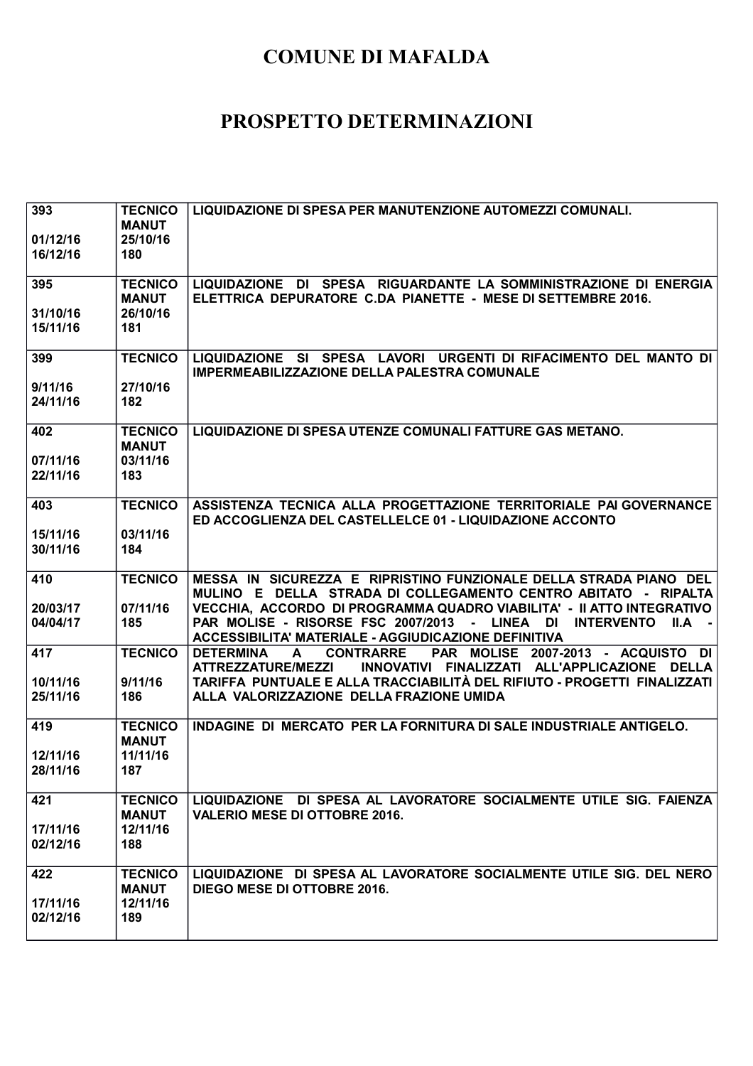# COMUNE DI MAFALDA

# PROSPETTO DETERMINAZIONI

| | | |
|---|---|---|
| **393**<br><br>**01/12/16**<br>**16/12/16** | **TECNICO**<br>**MANUT**<br>**25/10/16**<br>**180** | **LIQUIDAZIONE DI SPESA PER MANUTENZIONE AUTOMEZZI COMUNALI.** |
| **395**<br><br>**31/10/16**<br>**15/11/16** | **TECNICO**<br>**MANUT**<br>**26/10/16**<br>**181** | **LIQUIDAZIONE DI SPESA RIGUARDANTE LA SOMMINISTRAZIONE DI ENERGIA ELETTRICA DEPURATORE C.DA PIANETTE - MESE DI SETTEMBRE 2016.** |
| **399**<br><br>**9/11/16**<br>**24/11/16** | **TECNICO**<br><br>**27/10/16**<br>**182** | **LIQUIDAZIONE SI SPESA LAVORI URGENTI DI RIFACIMENTO DEL MANTO DI IMPERMEABILIZZAZIONE DELLA PALESTRA COMUNALE** |
| **402**<br><br>**07/11/16**<br>**22/11/16** | **TECNICO**<br>**MANUT**<br>**03/11/16**<br>**183** | **LIQUIDAZIONE DI SPESA UTENZE COMUNALI FATTURE GAS METANO.** |
| **403**<br><br>**15/11/16**<br>**30/11/16** | **TECNICO**<br><br>**03/11/16**<br>**184** | **ASSISTENZA TECNICA ALLA PROGETTAZIONE TERRITORIALE PAI GOVERNANCE ED ACCOGLIENZA DEL CASTELLELCE 01 - LIQUIDAZIONE ACCONTO** |
| **410**<br><br>**20/03/17**<br>**04/04/17** | **TECNICO**<br><br>**07/11/16**<br>**185** | **MESSA IN SICUREZZA E RIPRISTINO FUNZIONALE DELLA STRADA PIANO DEL MULINO E DELLA STRADA DI COLLEGAMENTO CENTRO ABITATO - RIPALTA VECCHIA, ACCORDO DI PROGRAMMA QUADRO VIABILITA' - II ATTO INTEGRATIVO PAR MOLISE - RISORSE FSC 2007/2013 - LINEA DI INTERVENTO II.A - ACCESSIBILITA' MATERIALE - AGGIUDICAZIONE DEFINITIVA** |
| **417**<br><br>**10/11/16**<br>**25/11/16** | **TECNICO**<br><br>**9/11/16**<br>**186** | **DETERMINA A CONTRARRE PAR MOLISE 2007-2013 - ACQUISTO DI ATTREZZATURE/MEZZI INNOVATIVI FINALIZZATI ALL'APPLICAZIONE DELLA TARIFFA PUNTUALE E ALLA TRACCIABILITÀ DEL RIFIUTO - PROGETTI FINALIZZATI ALLA VALORIZZAZIONE DELLA FRAZIONE UMIDA** |
| **419**<br><br>**12/11/16**<br>**28/11/16** | **TECNICO**<br>**MANUT**<br>**11/11/16**<br>**187** | **INDAGINE DI MERCATO PER LA FORNITURA DI SALE INDUSTRIALE ANTIGELO.** |
| **421**<br><br>**17/11/16**<br>**02/12/16** | **TECNICO**<br>**MANUT**<br>**12/11/16**<br>**188** | **LIQUIDAZIONE DI SPESA AL LAVORATORE SOCIALMENTE UTILE SIG. FAIENZA VALERIO MESE DI OTTOBRE 2016.** |
| **422**<br><br>**17/11/16**<br>**02/12/16** | **TECNICO**<br>**MANUT**<br>**12/11/16**<br>**189** | **LIQUIDAZIONE DI SPESA AL LAVORATORE SOCIALMENTE UTILE SIG. DEL NERO DIEGO MESE DI OTTOBRE 2016.** |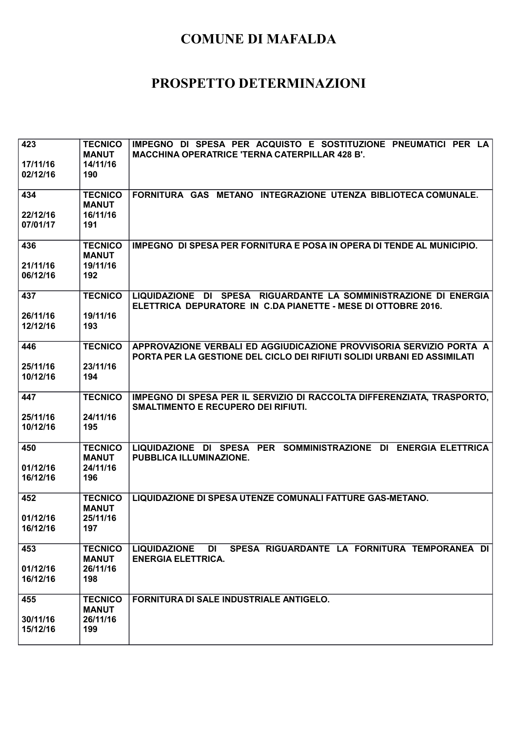# COMUNE DI MAFALDA

# PROSPETTO DETERMINAZIONI

| | | |
|---|---|---|
| 423<br><br>17/11/16<br>02/12/16 | TECNICO<br>MANUT<br>14/11/16<br>190 | IMPEGNO DI SPESA PER ACQUISTO E SOSTITUZIONE PNEUMATICI PER LA MACCHINA OPERATRICE 'TERNA CATERPILLAR 428 B'. |
| 434<br><br>22/12/16<br>07/01/17 | TECNICO<br>MANUT<br>16/11/16<br>191 | FORNITURA GAS METANO INTEGRAZIONE UTENZA BIBLIOTECA COMUNALE. |
| 436<br><br>21/11/16<br>06/12/16 | TECNICO<br>MANUT<br>19/11/16<br>192 | IMPEGNO DI SPESA PER FORNITURA E POSA IN OPERA DI TENDE AL MUNICIPIO. |
| 437<br><br>26/11/16<br>12/12/16 | TECNICO<br><br>19/11/16<br>193 | LIQUIDAZIONE DI SPESA RIGUARDANTE LA SOMMINISTRAZIONE DI ENERGIA ELETTRICA DEPURATORE IN C.DA PIANETTE - MESE DI OTTOBRE 2016. |
| 446<br><br>25/11/16<br>10/12/16 | TECNICO<br><br>23/11/16<br>194 | APPROVAZIONE VERBALI ED AGGIUDICAZIONE PROVVISORIA SERVIZIO PORTA A PORTA PER LA GESTIONE DEL CICLO DEI RIFIUTI SOLIDI URBANI ED ASSIMILATI |
| 447<br><br>25/11/16<br>10/12/16 | TECNICO<br><br>24/11/16<br>195 | IMPEGNO DI SPESA PER IL SERVIZIO DI RACCOLTA DIFFERENZIATA, TRASPORTO, SMALTIMENTO E RECUPERO DEI RIFIUTI. |
| 450<br><br>01/12/16<br>16/12/16 | TECNICO<br>MANUT<br>24/11/16<br>196 | LIQUIDAZIONE DI SPESA PER SOMMINISTRAZIONE DI ENERGIA ELETTRICA PUBBLICA ILLUMINAZIONE. |
| 452<br><br>01/12/16<br>16/12/16 | TECNICO<br>MANUT<br>25/11/16<br>197 | LIQUIDAZIONE DI SPESA UTENZE COMUNALI FATTURE GAS-METANO. |
| 453<br><br>01/12/16<br>16/12/16 | TECNICO<br>MANUT<br>26/11/16<br>198 | LIQUIDAZIONE DI SPESA RIGUARDANTE LA FORNITURA TEMPORANEA DI ENERGIA ELETTRICA. |
| 455<br><br>30/11/16<br>15/12/16 | TECNICO<br>MANUT<br>26/11/16<br>199 | FORNITURA DI SALE INDUSTRIALE ANTIGELO. |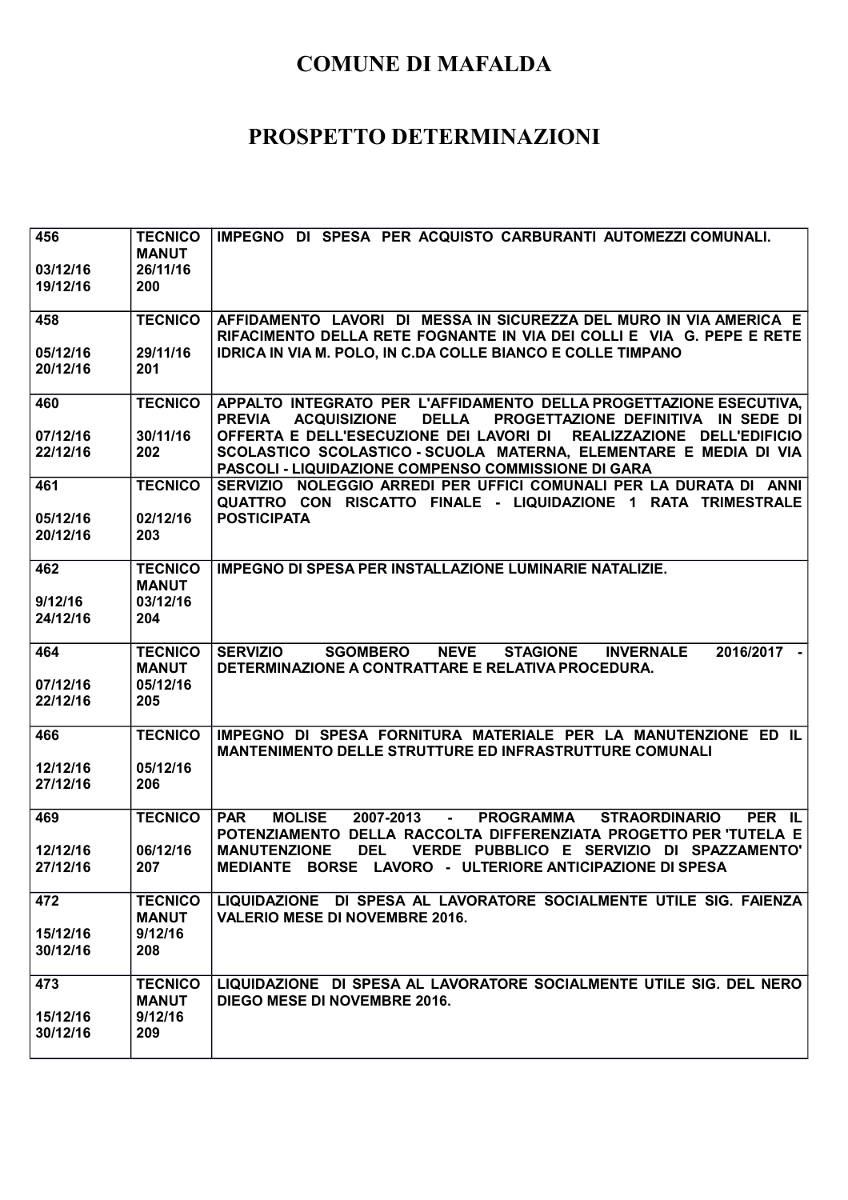# COMUNE DI MAFALDA

# PROSPETTO DETERMINAZIONI

| | | |
|---|---|---|
| 456<br><br>03/12/16<br>19/12/16 | TECNICO<br>MANUT<br>26/11/16<br>200 | IMPEGNO DI SPESA PER ACQUISTO CARBURANTI AUTOMEZZI COMUNALI. |
| 458<br><br>05/12/16<br>20/12/16 | TECNICO<br><br>29/11/16<br>201 | AFFIDAMENTO LAVORI DI MESSA IN SICUREZZA DEL MURO IN VIA AMERICA E RIFACIMENTO DELLA RETE FOGNANTE IN VIA DEI COLLI E VIA G. PEPE E RETE IDRICA IN VIA M. POLO, IN C.DA COLLE BIANCO E COLLE TIMPANO |
| 460<br><br>07/12/16<br>22/12/16 | TECNICO<br><br>30/11/16<br>202 | APPALTO INTEGRATO PER L'AFFIDAMENTO DELLA PROGETTAZIONE ESECUTIVA, PREVIA ACQUISIZIONE DELLA PROGETTAZIONE DEFINITIVA IN SEDE DI OFFERTA E DELL'ESECUZIONE DEI LAVORI DI REALIZZAZIONE DELL'EDIFICIO SCOLASTICO SCOLASTICO - SCUOLA MATERNA, ELEMENTARE E MEDIA DI VIA PASCOLI - LIQUIDAZIONE COMPENSO COMMISSIONE DI GARA |
| 461<br><br>05/12/16<br>20/12/16 | TECNICO<br><br>02/12/16<br>203 | SERVIZIO NOLEGGIO ARREDI PER UFFICI COMUNALI PER LA DURATA DI ANNI QUATTRO CON RISCATTO FINALE - LIQUIDAZIONE 1 RATA TRIMESTRALE POSTICIPATA |
| 462<br><br>9/12/16<br>24/12/16 | TECNICO<br>MANUT<br>03/12/16<br>204 | IMPEGNO DI SPESA PER INSTALLAZIONE LUMINARIE NATALIZIE. |
| 464<br><br>07/12/16<br>22/12/16 | TECNICO<br>MANUT<br>05/12/16<br>205 | SERVIZIO SGOMBERO NEVE STAGIONE INVERNALE 2016/2017 - DETERMINAZIONE A CONTRATTARE E RELATIVA PROCEDURA. |
| 466<br><br>12/12/16<br>27/12/16 | TECNICO<br><br>05/12/16<br>206 | IMPEGNO DI SPESA FORNITURA MATERIALE PER LA MANUTENZIONE ED IL MANTENIMENTO DELLE STRUTTURE ED INFRASTRUTTURE COMUNALI |
| 469<br><br>12/12/16<br>27/12/16 | TECNICO<br><br>06/12/16<br>207 | PAR MOLISE 2007-2013 - PROGRAMMA STRAORDINARIO PER IL POTENZIAMENTO DELLA RACCOLTA DIFFERENZIATA PROGETTO PER 'TUTELA E MANUTENZIONE DEL VERDE PUBBLICO E SERVIZIO DI SPAZZAMENTO' MEDIANTE BORSE LAVORO - ULTERIORE ANTICIPAZIONE DI SPESA |
| 472<br><br>15/12/16<br>30/12/16 | TECNICO<br>MANUT<br>9/12/16<br>208 | LIQUIDAZIONE DI SPESA AL LAVORATORE SOCIALMENTE UTILE SIG. FAIENZA VALERIO MESE DI NOVEMBRE 2016. |
| 473<br><br>15/12/16<br>30/12/16 | TECNICO<br>MANUT<br>9/12/16<br>209 | LIQUIDAZIONE DI SPESA AL LAVORATORE SOCIALMENTE UTILE SIG. DEL NERO DIEGO MESE DI NOVEMBRE 2016. |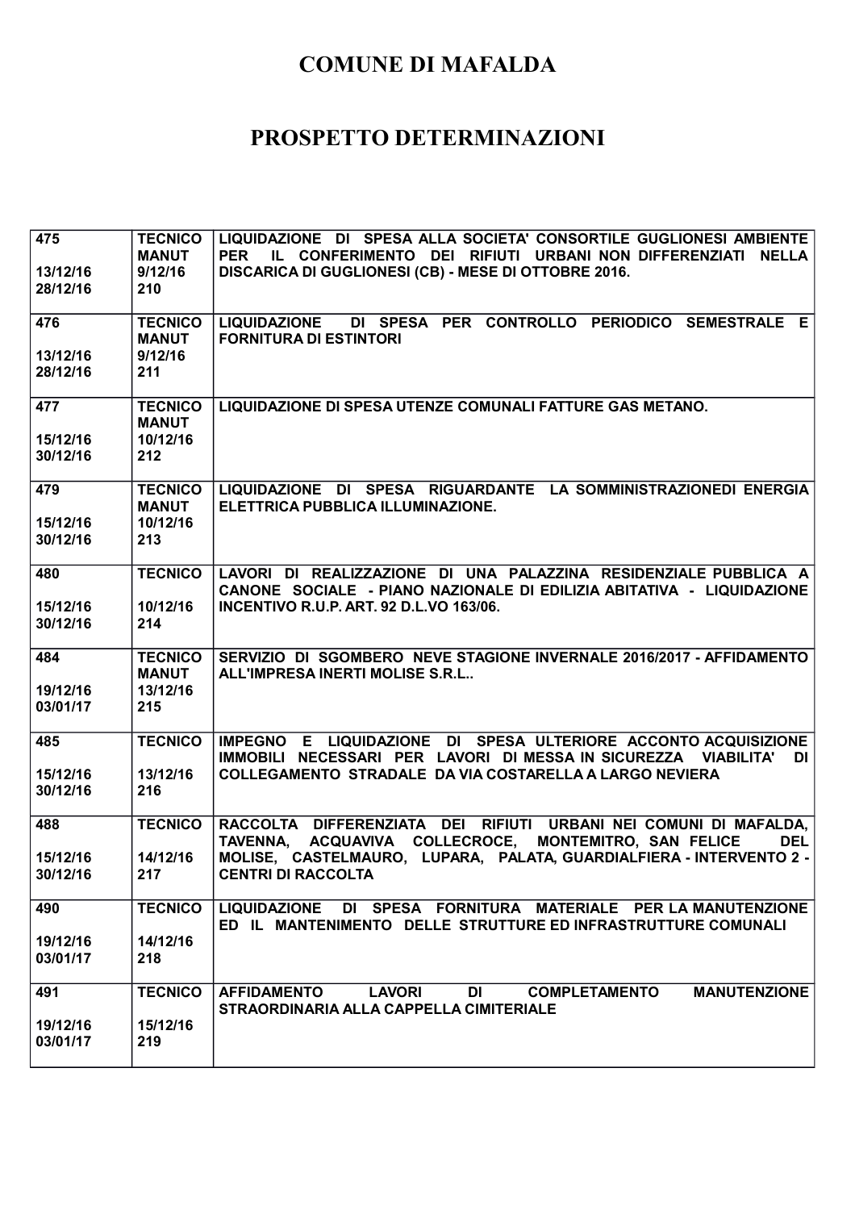# COMUNE DI MAFALDA

# PROSPETTO DETERMINAZIONI

| | | |
|---|---|---|
| **475**<br><br>**13/12/16**<br>**28/12/16** | **TECNICO MANUT**<br>**9/12/16**<br>**210** | **LIQUIDAZIONE DI SPESA ALLA SOCIETA' CONSORTILE GUGLIONESI AMBIENTE PER IL CONFERIMENTO DEI RIFIUTI URBANI NON DIFFERENZIATI NELLA DISCARICA DI GUGLIONESI (CB) - MESE DI OTTOBRE 2016.** |
| **476**<br><br>**13/12/16**<br>**28/12/16** | **TECNICO MANUT**<br>**9/12/16**<br>**211** | **LIQUIDAZIONE DI SPESA PER CONTROLLO PERIODICO SEMESTRALE E FORNITURA DI ESTINTORI** |
| **477**<br><br>**15/12/16**<br>**30/12/16** | **TECNICO MANUT**<br>**10/12/16**<br>**212** | **LIQUIDAZIONE DI SPESA UTENZE COMUNALI FATTURE GAS METANO.** |
| **479**<br><br>**15/12/16**<br>**30/12/16** | **TECNICO MANUT**<br>**10/12/16**<br>**213** | **LIQUIDAZIONE DI SPESA RIGUARDANTE LA SOMMINISTRAZIONEDI ENERGIA ELETTRICA PUBBLICA ILLUMINAZIONE.** |
| **480**<br><br>**15/12/16**<br>**30/12/16** | **TECNICO**<br><br>**10/12/16**<br>**214** | **LAVORI DI REALIZZAZIONE DI UNA PALAZZINA RESIDENZIALE PUBBLICA A CANONE SOCIALE - PIANO NAZIONALE DI EDILIZIA ABITATIVA - LIQUIDAZIONE INCENTIVO R.U.P. ART. 92 D.L.VO 163/06.** |
| **484**<br><br>**19/12/16**<br>**03/01/17** | **TECNICO MANUT**<br>**13/12/16**<br>**215** | **SERVIZIO DI SGOMBERO NEVE STAGIONE INVERNALE 2016/2017 - AFFIDAMENTO ALL'IMPRESA INERTI MOLISE S.R.L..** |
| **485**<br><br>**15/12/16**<br>**30/12/16** | **TECNICO**<br><br>**13/12/16**<br>**216** | **IMPEGNO E LIQUIDAZIONE DI SPESA ULTERIORE ACCONTO ACQUISIZIONE IMMOBILI NECESSARI PER LAVORI DI MESSA IN SICUREZZA VIABILITA' DI COLLEGAMENTO STRADALE DA VIA COSTARELLA A LARGO NEVIERA** |
| **488**<br><br>**15/12/16**<br>**30/12/16** | **TECNICO**<br><br>**14/12/16**<br>**217** | **RACCOLTA DIFFERENZIATA DEI RIFIUTI URBANI NEI COMUNI DI MAFALDA, TAVENNA, ACQUAVIVA COLLECROCE, MONTEMITRO, SAN FELICE DEL MOLISE, CASTELMAURO, LUPARA, PALATA, GUARDIALFIERA - INTERVENTO 2 - CENTRI DI RACCOLTA** |
| **490**<br><br>**19/12/16**<br>**03/01/17** | **TECNICO**<br><br>**14/12/16**<br>**218** | **LIQUIDAZIONE DI SPESA FORNITURA MATERIALE PER LA MANUTENZIONE ED IL MANTENIMENTO DELLE STRUTTURE ED INFRASTRUTTURE COMUNALI** |
| **491**<br><br>**19/12/16**<br>**03/01/17** | **TECNICO**<br><br>**15/12/16**<br>**219** | **AFFIDAMENTO LAVORI DI COMPLETAMENTO MANUTENZIONE STRAORDINARIA ALLA CAPPELLA CIMITERIALE** |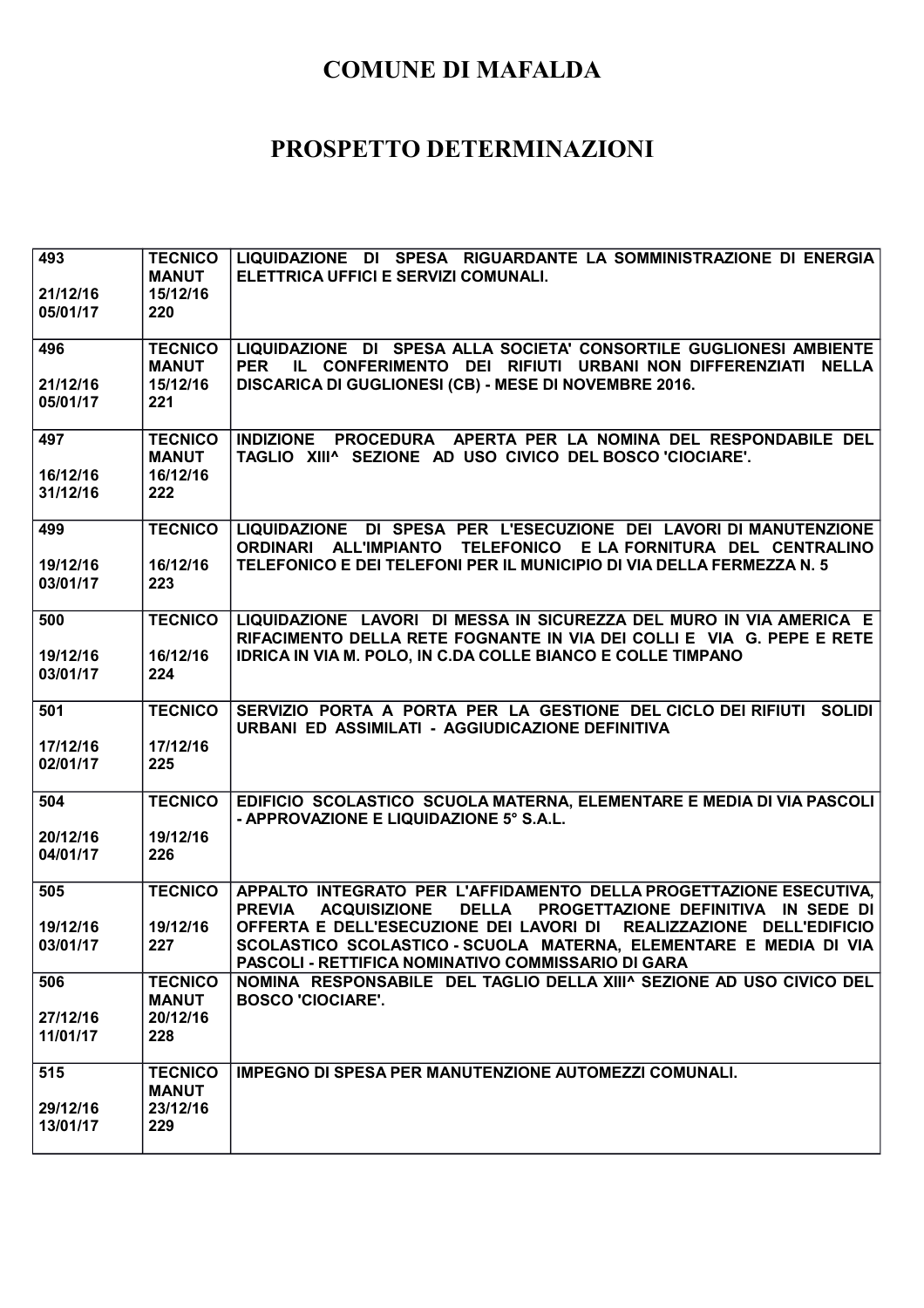# COMUNE DI MAFALDA

# PROSPETTO DETERMINAZIONI

| | | |
|---|---|---|
| 493<br><br>21/12/16<br>05/01/17 | TECNICO<br>MANUT<br>15/12/16<br>220 | LIQUIDAZIONE DI SPESA RIGUARDANTE LA SOMMINISTRAZIONE DI ENERGIA ELETTRICA UFFICI E SERVIZI COMUNALI. |
| 496<br><br>21/12/16<br>05/01/17 | TECNICO<br>MANUT<br>15/12/16<br>221 | LIQUIDAZIONE DI SPESA ALLA SOCIETA' CONSORTILE GUGLIONESI AMBIENTE PER IL CONFERIMENTO DEI RIFIUTI URBANI NON DIFFERENZIATI NELLA DISCARICA DI GUGLIONESI (CB) - MESE DI NOVEMBRE 2016. |
| 497<br><br>16/12/16<br>31/12/16 | TECNICO<br>MANUT<br>16/12/16<br>222 | INDIZIONE PROCEDURA APERTA PER LA NOMINA DEL RESPONDABILE DEL TAGLIO XIII^ SEZIONE AD USO CIVICO DEL BOSCO 'CIOCIARE'. |
| 499<br><br>19/12/16<br>03/01/17 | TECNICO<br><br>16/12/16<br>223 | LIQUIDAZIONE DI SPESA PER L'ESECUZIONE DEI LAVORI DI MANUTENZIONE ORDINARI ALL'IMPIANTO TELEFONICO E LA FORNITURA DEL CENTRALINO TELEFONICO E DEI TELEFONI PER IL MUNICIPIO DI VIA DELLA FERMEZZA N. 5 |
| 500<br><br>19/12/16<br>03/01/17 | TECNICO<br><br>16/12/16<br>224 | LIQUIDAZIONE LAVORI DI MESSA IN SICUREZZA DEL MURO IN VIA AMERICA E RIFACIMENTO DELLA RETE FOGNANTE IN VIA DEI COLLI E VIA G. PEPE E RETE IDRICA IN VIA M. POLO, IN C.DA COLLE BIANCO E COLLE TIMPANO |
| 501<br><br>17/12/16<br>02/01/17 | TECNICO<br><br>17/12/16<br>225 | SERVIZIO PORTA A PORTA PER LA GESTIONE DEL CICLO DEI RIFIUTI SOLIDI URBANI ED ASSIMILATI - AGGIUDICAZIONE DEFINITIVA |
| 504<br><br>20/12/16<br>04/01/17 | TECNICO<br><br>19/12/16<br>226 | EDIFICIO SCOLASTICO SCUOLA MATERNA, ELEMENTARE E MEDIA DI VIA PASCOLI - APPROVAZIONE E LIQUIDAZIONE 5° S.A.L. |
| 505<br><br>19/12/16<br>03/01/17 | TECNICO<br><br>19/12/16<br>227 | APPALTO INTEGRATO PER L'AFFIDAMENTO DELLA PROGETTAZIONE ESECUTIVA, PREVIA ACQUISIZIONE DELLA PROGETTAZIONE DEFINITIVA IN SEDE DI OFFERTA E DELL'ESECUZIONE DEI LAVORI DI REALIZZAZIONE DELL'EDIFICIO SCOLASTICO SCOLASTICO - SCUOLA MATERNA, ELEMENTARE E MEDIA DI VIA PASCOLI - RETTIFICA NOMINATIVO COMMISSARIO DI GARA |
| 506<br><br>27/12/16<br>11/01/17 | TECNICO<br>MANUT<br>20/12/16<br>228 | NOMINA RESPONSABILE DEL TAGLIO DELLA XIII^ SEZIONE AD USO CIVICO DEL BOSCO 'CIOCIARE'. |
| 515<br><br>29/12/16<br>13/01/17 | TECNICO<br>MANUT<br>23/12/16<br>229 | IMPEGNO DI SPESA PER MANUTENZIONE AUTOMEZZI COMUNALI. |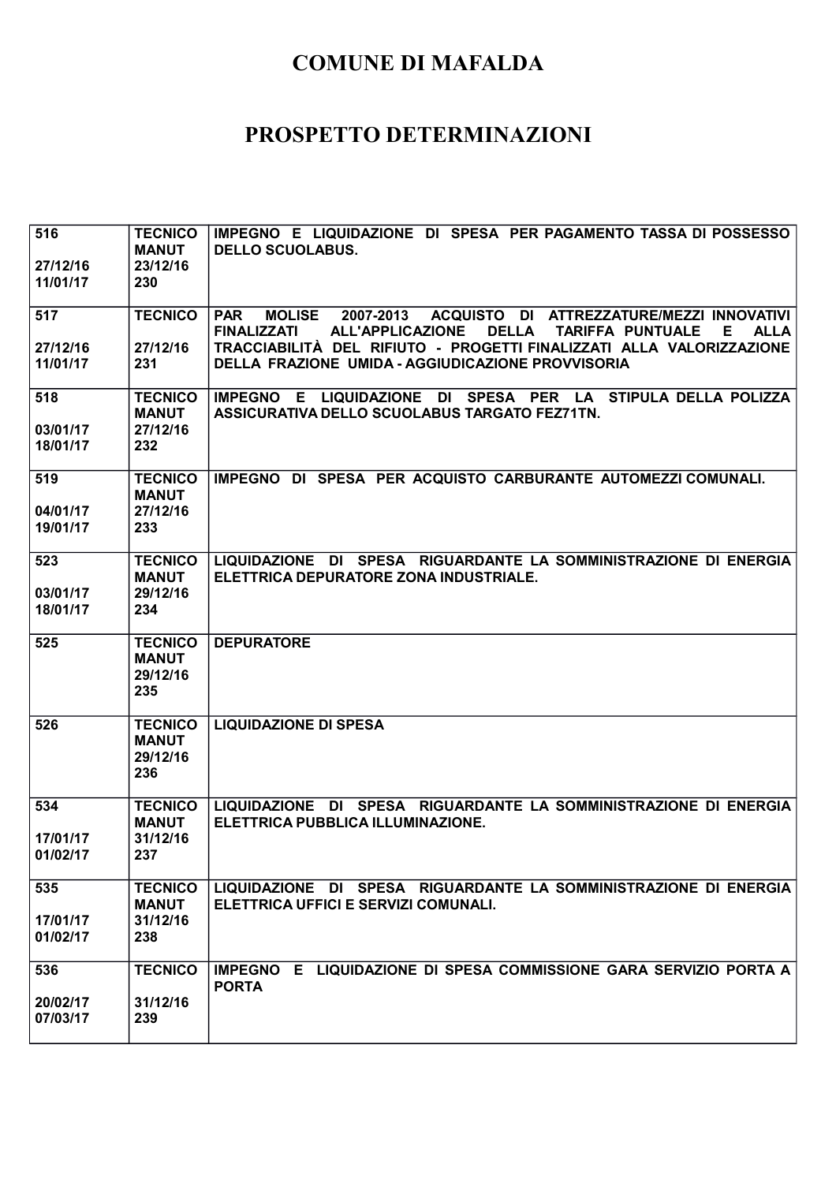# COMUNE DI MAFALDA

# PROSPETTO DETERMINAZIONI

| | | |
|---|---|---|
| 516<br><br>27/12/16<br>11/01/17 | TECNICO<br>MANUT<br>23/12/16<br>230 | IMPEGNO E LIQUIDAZIONE DI SPESA PER PAGAMENTO TASSA DI POSSESSO DELLO SCUOLABUS. |
| 517<br><br>27/12/16<br>11/01/17 | TECNICO<br><br>27/12/16<br>231 | PAR MOLISE 2007-2013 ACQUISTO DI ATTREZZATURE/MEZZI INNOVATIVI FINALIZZATI ALL'APPLICAZIONE DELLA TARIFFA PUNTUALE E ALLA TRACCIABILITÀ DEL RIFIUTO - PROGETTI FINALIZZATI ALLA VALORIZZAZIONE DELLA FRAZIONE UMIDA - AGGIUDICAZIONE PROVVISORIA |
| 518<br><br>03/01/17<br>18/01/17 | TECNICO<br>MANUT<br>27/12/16<br>232 | IMPEGNO E LIQUIDAZIONE DI SPESA PER LA STIPULA DELLA POLIZZA ASSICURATIVA DELLO SCUOLABUS TARGATO FEZ71TN. |
| 519<br><br>04/01/17<br>19/01/17 | TECNICO<br>MANUT<br>27/12/16<br>233 | IMPEGNO DI SPESA PER ACQUISTO CARBURANTE AUTOMEZZI COMUNALI. |
| 523<br><br>03/01/17<br>18/01/17 | TECNICO<br>MANUT<br>29/12/16<br>234 | LIQUIDAZIONE DI SPESA RIGUARDANTE LA SOMMINISTRAZIONE DI ENERGIA ELETTRICA DEPURATORE ZONA INDUSTRIALE. |
| 525 | TECNICO<br>MANUT<br>29/12/16<br>235 | DEPURATORE |
| 526 | TECNICO<br>MANUT<br>29/12/16<br>236 | LIQUIDAZIONE DI SPESA |
| 534<br><br>17/01/17<br>01/02/17 | TECNICO<br>MANUT<br>31/12/16<br>237 | LIQUIDAZIONE DI SPESA RIGUARDANTE LA SOMMINISTRAZIONE DI ENERGIA ELETTRICA PUBBLICA ILLUMINAZIONE. |
| 535<br><br>17/01/17<br>01/02/17 | TECNICO<br>MANUT<br>31/12/16<br>238 | LIQUIDAZIONE DI SPESA RIGUARDANTE LA SOMMINISTRAZIONE DI ENERGIA ELETTRICA UFFICI E SERVIZI COMUNALI. |
| 536<br><br>20/02/17<br>07/03/17 | TECNICO<br><br>31/12/16<br>239 | IMPEGNO E LIQUIDAZIONE DI SPESA COMMISSIONE GARA SERVIZIO PORTA A PORTA |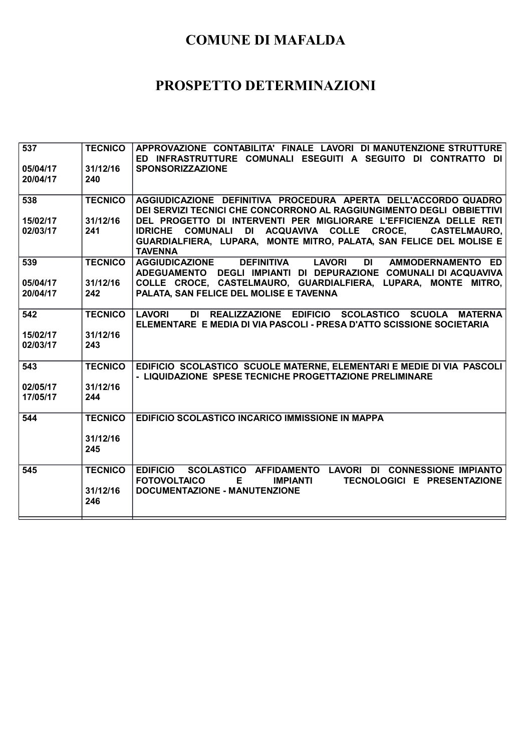# COMUNE DI MAFALDA

# PROSPETTO DETERMINAZIONI

| | | |
|---|---|---|
| 537<br><br>05/04/17<br>20/04/17 | TECNICO<br><br>31/12/16<br>240 | APPROVAZIONE CONTABILITA' FINALE LAVORI DI MANUTENZIONE STRUTTURE ED INFRASTRUTTURE COMUNALI ESEGUITI A SEGUITO DI CONTRATTO DI SPONSORIZZAZIONE |
| 538<br><br>15/02/17<br>02/03/17 | TECNICO<br><br>31/12/16<br>241 | AGGIUDICAZIONE DEFINITIVA PROCEDURA APERTA DELL'ACCORDO QUADRO DEI SERVIZI TECNICI CHE CONCORRONO AL RAGGIUNGIMENTO DEGLI OBBIETTIVI DEL PROGETTO DI INTERVENTI PER MIGLIORARE L'EFFICIENZA DELLE RETI IDRICHE COMUNALI DI ACQUAVIVA COLLE CROCE, CASTELMAURO, GUARDIALFIERA, LUPARA, MONTE MITRO, PALATA, SAN FELICE DEL MOLISE E TAVENNA |
| 539<br><br>05/04/17<br>20/04/17 | TECNICO<br><br>31/12/16<br>242 | AGGIUDICAZIONE DEFINITIVA LAVORI DI AMMODERNAMENTO ED ADEGUAMENTO DEGLI IMPIANTI DI DEPURAZIONE COMUNALI DI ACQUAVIVA COLLE CROCE, CASTELMAURO, GUARDIALFIERA, LUPARA, MONTE MITRO, PALATA, SAN FELICE DEL MOLISE E TAVENNA |
| 542<br><br>15/02/17<br>02/03/17 | TECNICO<br><br>31/12/16<br>243 | LAVORI DI REALIZZAZIONE EDIFICIO SCOLASTICO SCUOLA MATERNA ELEMENTARE E MEDIA DI VIA PASCOLI - PRESA D'ATTO SCISSIONE SOCIETARIA |
| 543<br><br>02/05/17<br>17/05/17 | TECNICO<br><br>31/12/16<br>244 | EDIFICIO SCOLASTICO SCUOLE MATERNE, ELEMENTARI E MEDIE DI VIA PASCOLI - LIQUIDAZIONE SPESE TECNICHE PROGETTAZIONE PRELIMINARE |
| 544 | TECNICO<br><br>31/12/16<br>245 | EDIFICIO SCOLASTICO INCARICO IMMISSIONE IN MAPPA |
| 545 | TECNICO<br><br>31/12/16<br>246 | EDIFICIO SCOLASTICO AFFIDAMENTO LAVORI DI CONNESSIONE IMPIANTO FOTOVOLTAICO E IMPIANTI TECNOLOGICI E PRESENTAZIONE DOCUMENTAZIONE - MANUTENZIONE |